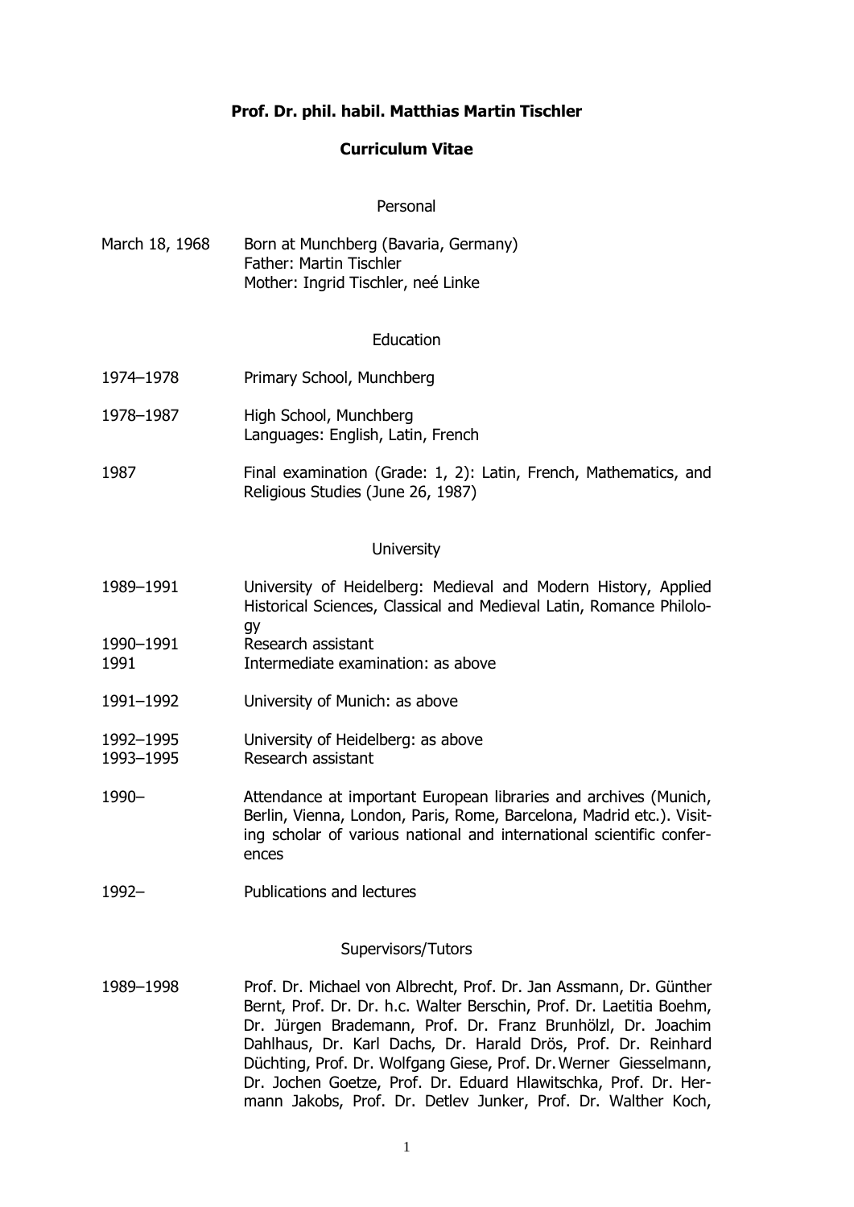# Prof. Dr. phil. habil. Matthias Martin Tischler

## Curriculum Vitae

### Personal

| | |
|---|---|
| March 18, 1968 | Born at Munchberg (Bavaria, Germany)<br>Father: Martin Tischler<br>Mother: Ingrid Tischler, neé Linke |

### Education

| | |
|---|---|
| 1974–1978 | Primary School, Munchberg |
| 1978–1987 | High School, Munchberg<br>Languages: English, Latin, French |
| 1987 | Final examination (Grade: 1, 2): Latin, French, Mathematics, and Religious Studies (June 26, 1987) |

### University

| | |
|---|---|
| 1989–1991 | University of Heidelberg: Medieval and Modern History, Applied Historical Sciences, Classical and Medieval Latin, Romance Philology |
| 1990–1991 | Research assistant |
| 1991 | Intermediate examination: as above |
| 1991–1992 | University of Munich: as above |
| 1992–1995 | University of Heidelberg: as above |
| 1993–1995 | Research assistant |
| 1990– | Attendance at important European libraries and archives (Munich, Berlin, Vienna, London, Paris, Rome, Barcelona, Madrid etc.). Visiting scholar of various national and international scientific conferences |
| 1992– | Publications and lectures |

### Supervisors/Tutors

| | |
|---|---|
| 1989–1998 | Prof. Dr. Michael von Albrecht, Prof. Dr. Jan Assmann, Dr. Günther Bernt, Prof. Dr. Dr. h.c. Walter Berschin, Prof. Dr. Laetitia Boehm, Dr. Jürgen Brademann, Prof. Dr. Franz Brunhölzl, Dr. Joachim Dahlhaus, Dr. Karl Dachs, Dr. Harald Drös, Prof. Dr. Reinhard Düchting, Prof. Dr. Wolfgang Giese, Prof. Dr. Werner Giesselmann, Dr. Jochen Goetze, Prof. Dr. Eduard Hlawitschka, Prof. Dr. Hermann Jakobs, Prof. Dr. Detlev Junker, Prof. Dr. Walther Koch, |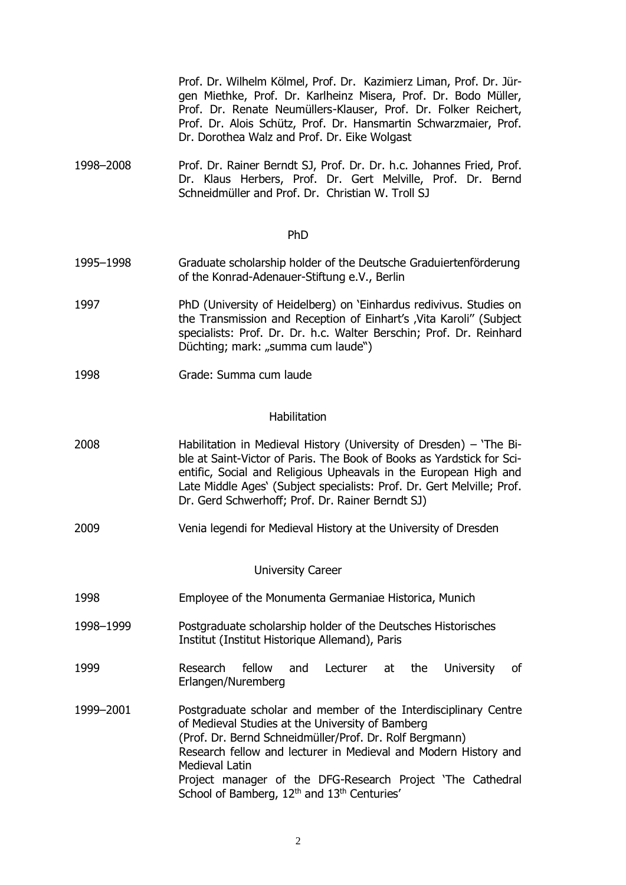| | |
|---|---|
| | Prof. Dr. Wilhelm Kölmel, Prof. Dr. Kazimierz Liman, Prof. Dr. Jürgen Miethke, Prof. Dr. Karlheinz Misera, Prof. Dr. Bodo Müller, Prof. Dr. Renate Neumüllers-Klauser, Prof. Dr. Folker Reichert, Prof. Dr. Alois Schütz, Prof. Dr. Hansmartin Schwarzmaier, Prof. Dr. Dorothea Walz and Prof. Dr. Eike Wolgast |
| 1998–2008 | Prof. Dr. Rainer Berndt SJ, Prof. Dr. Dr. h.c. Johannes Fried, Prof. Dr. Klaus Herbers, Prof. Dr. Gert Melville, Prof. Dr. Bernd Schneidmüller and Prof. Dr. Christian W. Troll SJ |

## PhD

| | |
|---|---|
| 1995–1998 | Graduate scholarship holder of the Deutsche Graduiertenförderung of the Konrad-Adenauer-Stiftung e.V., Berlin |
| 1997 | PhD (University of Heidelberg) on 'Einhardus redivivus. Studies on the Transmission and Reception of Einhart's ,Vita Karoli" (Subject specialists: Prof. Dr. Dr. h.c. Walter Berschin; Prof. Dr. Reinhard Düchting; mark: „summa cum laude") |
| 1998 | Grade: Summa cum laude |

## Habilitation

| | |
|---|---|
| 2008 | Habilitation in Medieval History (University of Dresden) – 'The Bible at Saint-Victor of Paris. The Book of Books as Yardstick for Scientific, Social and Religious Upheavals in the European High and Late Middle Ages' (Subject specialists: Prof. Dr. Gert Melville; Prof. Dr. Gerd Schwerhoff; Prof. Dr. Rainer Berndt SJ) |
| 2009 | Venia legendi for Medieval History at the University of Dresden |

## University Career

| | |
|---|---|
| 1998 | Employee of the Monumenta Germaniae Historica, Munich |
| 1998–1999 | Postgraduate scholarship holder of the Deutsches Historisches Institut (Institut Historique Allemand), Paris |
| 1999 | Research fellow and Lecturer at the University of Erlangen/Nuremberg |
| 1999–2001 | Postgraduate scholar and member of the Interdisciplinary Centre of Medieval Studies at the University of Bamberg (Prof. Dr. Bernd Schneidmüller/Prof. Dr. Rolf Bergmann)<br>Research fellow and lecturer in Medieval and Modern History and Medieval Latin<br>Project manager of the DFG-Research Project 'The Cathedral School of Bamberg, 12th and 13th Centuries' |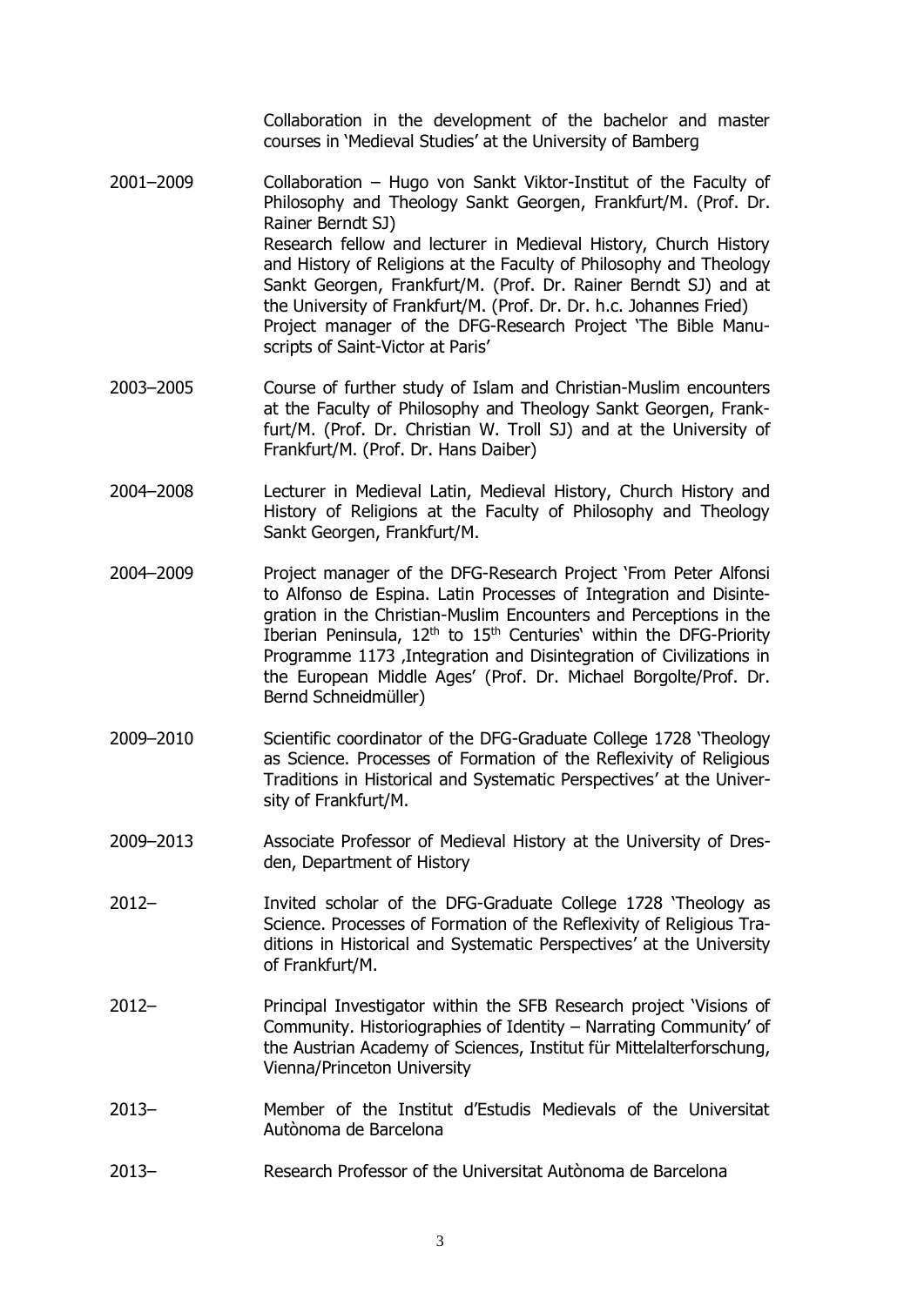Collaboration in the development of the bachelor and master courses in 'Medieval Studies' at the University of Bamberg

2001–2009 Collaboration – Hugo von Sankt Viktor-Institut of the Faculty of Philosophy and Theology Sankt Georgen, Frankfurt/M. (Prof. Dr. Rainer Berndt SJ)
Research fellow and lecturer in Medieval History, Church History and History of Religions at the Faculty of Philosophy and Theology Sankt Georgen, Frankfurt/M. (Prof. Dr. Rainer Berndt SJ) and at the University of Frankfurt/M. (Prof. Dr. Dr. h.c. Johannes Fried)
Project manager of the DFG-Research Project 'The Bible Manuscripts of Saint-Victor at Paris'

2003–2005 Course of further study of Islam and Christian-Muslim encounters at the Faculty of Philosophy and Theology Sankt Georgen, Frankfurt/M. (Prof. Dr. Christian W. Troll SJ) and at the University of Frankfurt/M. (Prof. Dr. Hans Daiber)

2004–2008 Lecturer in Medieval Latin, Medieval History, Church History and History of Religions at the Faculty of Philosophy and Theology Sankt Georgen, Frankfurt/M.

2004–2009 Project manager of the DFG-Research Project 'From Peter Alfonsi to Alfonso de Espina. Latin Processes of Integration and Disintegration in the Christian-Muslim Encounters and Perceptions in the Iberian Peninsula, 12th to 15th Centuries' within the DFG-Priority Programme 1173 ‚Integration and Disintegration of Civilizations in the European Middle Ages' (Prof. Dr. Michael Borgolte/Prof. Dr. Bernd Schneidmüller)

2009–2010 Scientific coordinator of the DFG-Graduate College 1728 'Theology as Science. Processes of Formation of the Reflexivity of Religious Traditions in Historical and Systematic Perspectives' at the University of Frankfurt/M.

2009–2013 Associate Professor of Medieval History at the University of Dresden, Department of History

2012– Invited scholar of the DFG-Graduate College 1728 'Theology as Science. Processes of Formation of the Reflexivity of Religious Traditions in Historical and Systematic Perspectives' at the University of Frankfurt/M.

2012– Principal Investigator within the SFB Research project 'Visions of Community. Historiographies of Identity – Narrating Community' of the Austrian Academy of Sciences, Institut für Mittelalterforschung, Vienna/Princeton University

2013– Member of the Institut d'Estudis Medievals of the Universitat Autònoma de Barcelona

2013– Research Professor of the Universitat Autònoma de Barcelona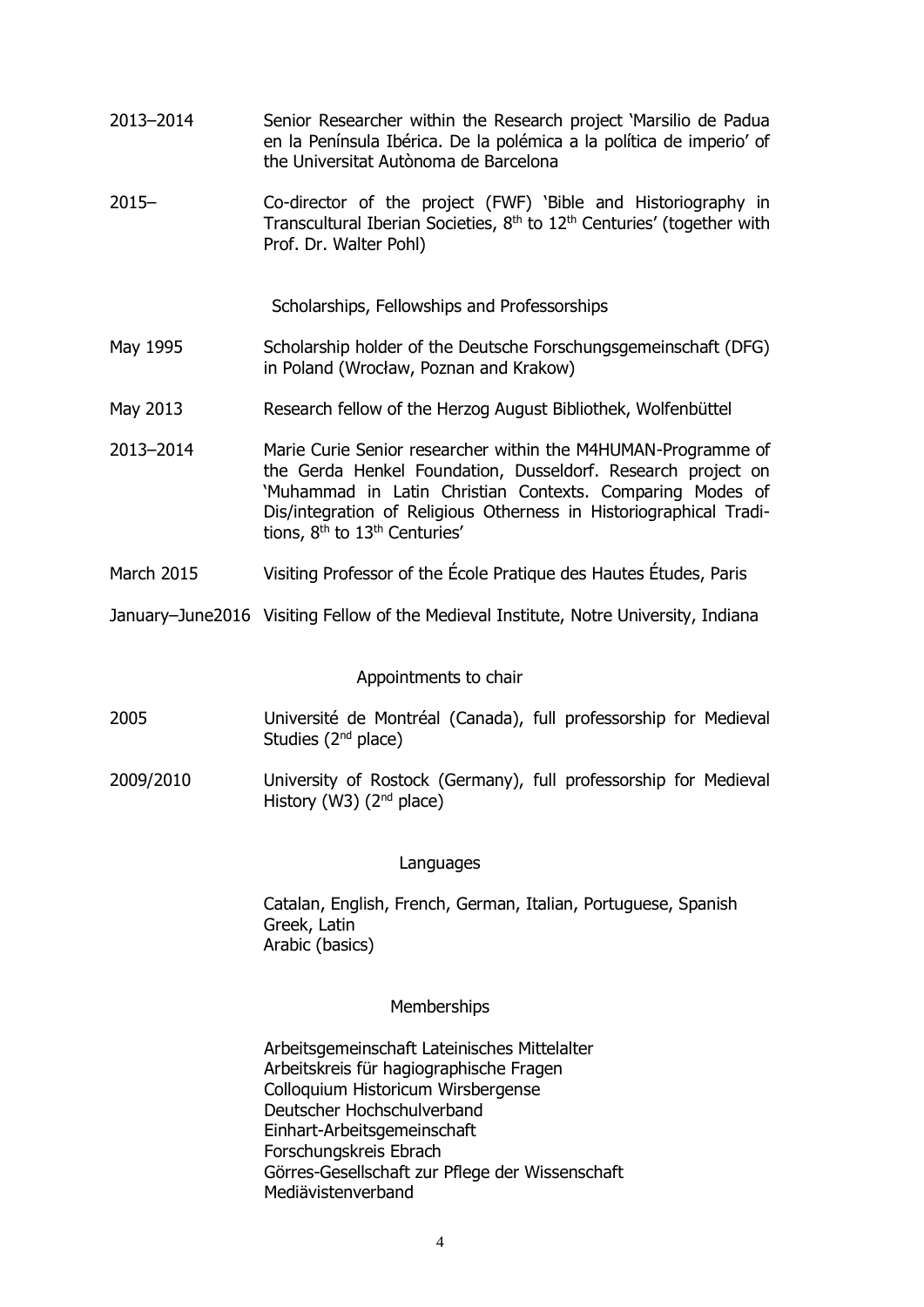2013–2014 Senior Researcher within the Research project 'Marsilio de Padua en la Península Ibérica. De la polémica a la política de imperio' of the Universitat Autònoma de Barcelona

2015– Co-director of the project (FWF) 'Bible and Historiography in Transcultural Iberian Societies, 8th to 12th Centuries' (together with Prof. Dr. Walter Pohl)

## Scholarships, Fellowships and Professorships

May 1995 Scholarship holder of the Deutsche Forschungsgemeinschaft (DFG) in Poland (Wrocław, Poznan and Krakow)

May 2013 Research fellow of the Herzog August Bibliothek, Wolfenbüttel

2013–2014 Marie Curie Senior researcher within the M4HUMAN-Programme of the Gerda Henkel Foundation, Dusseldorf. Research project on 'Muhammad in Latin Christian Contexts. Comparing Modes of Dis/integration of Religious Otherness in Historiographical Traditions, 8th to 13th Centuries'

March 2015 Visiting Professor of the École Pratique des Hautes Études, Paris

January–June2016 Visiting Fellow of the Medieval Institute, Notre University, Indiana

## Appointments to chair

2005 Université de Montréal (Canada), full professorship for Medieval Studies (2nd place)

2009/2010 University of Rostock (Germany), full professorship for Medieval History (W3) (2nd place)

## Languages

Catalan, English, French, German, Italian, Portuguese, Spanish
Greek, Latin
Arabic (basics)

## Memberships

Arbeitsgemeinschaft Lateinisches Mittelalter
Arbeitskreis für hagiographische Fragen
Colloquium Historicum Wirsbergense
Deutscher Hochschulverband
Einhart-Arbeitsgemeinschaft
Forschungskreis Ebrach
Görres-Gesellschaft zur Pflege der Wissenschaft
Mediävistenverband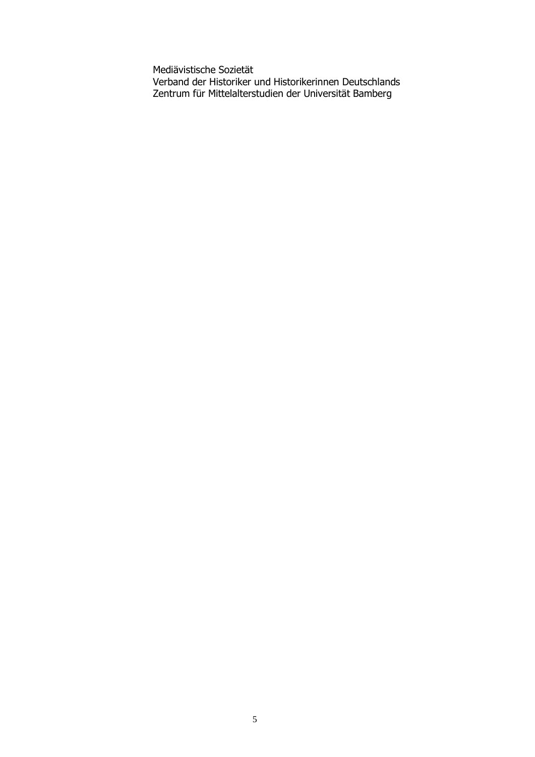Mediävistische Sozietät
Verband der Historiker und Historikerinnen Deutschlands
Zentrum für Mittelalterstudien der Universität Bamberg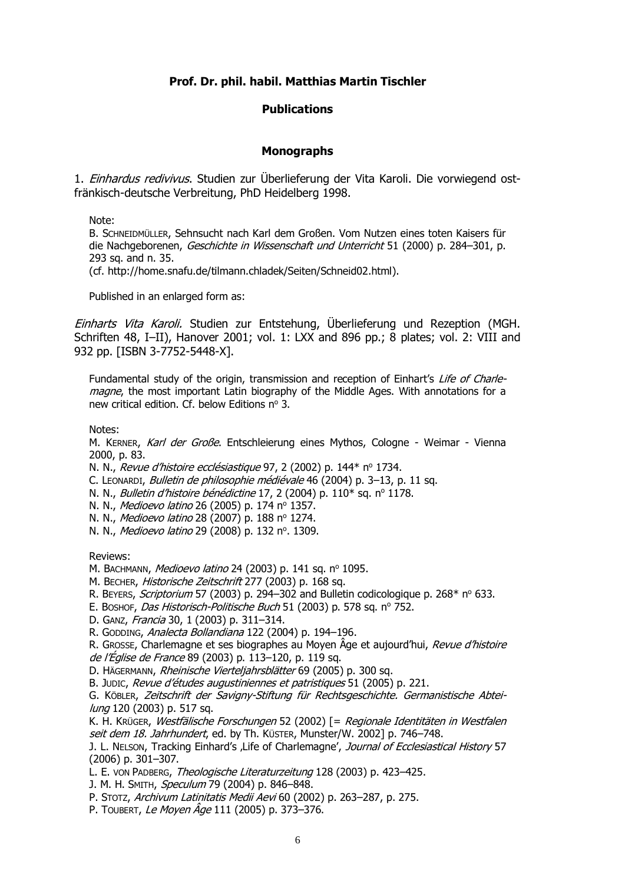**Prof. Dr. phil. habil. Matthias Martin Tischler**

**Publications**

## Monographs

1. *Einhardus redivivus*. Studien zur Überlieferung der Vita Karoli. Die vorwiegend ostfränkisch-deutsche Verbreitung, PhD Heidelberg 1998.

Note:
B. SCHNEIDMÜLLER, Sehnsucht nach Karl dem Großen. Vom Nutzen eines toten Kaisers für die Nachgeborenen, *Geschichte in Wissenschaft und Unterricht* 51 (2000) p. 284–301, p. 293 sq. and n. 35.
(cf. http://home.snafu.de/tilmann.chladek/Seiten/Schneid02.html).

Published in an enlarged form as:

*Einharts Vita Karoli.* Studien zur Entstehung, Überlieferung und Rezeption (MGH. Schriften 48, I–II), Hanover 2001; vol. 1: LXX and 896 pp.; 8 plates; vol. 2: VIII and 932 pp. [ISBN 3-7752-5448-X].

Fundamental study of the origin, transmission and reception of Einhart's *Life of Charlemagne*, the most important Latin biography of the Middle Ages. With annotations for a new critical edition. Cf. below Editions nº 3.

Notes:
M. KERNER, *Karl der Große*. Entschleierung eines Mythos, Cologne - Weimar - Vienna 2000, p. 83.
N. N., *Revue d'histoire ecclésiastique* 97, 2 (2002) p. 144* nº 1734.
C. LEONARDI, *Bulletin de philosophie médiévale* 46 (2004) p. 3–13, p. 11 sq.
N. N., *Bulletin d'histoire bénédictine* 17, 2 (2004) p. 110* sq. nº 1178.
N. N., *Medioevo latino* 26 (2005) p. 174 nº 1357.
N. N., *Medioevo latino* 28 (2007) p. 188 nº 1274.
N. N., *Medioevo latino* 29 (2008) p. 132 nº. 1309.

Reviews:
M. BACHMANN, *Medioevo latino* 24 (2003) p. 141 sq. nº 1095.
M. BECHER, *Historische Zeitschrift* 277 (2003) p. 168 sq.
R. BEYERS, *Scriptorium* 57 (2003) p. 294–302 and Bulletin codicologique p. 268* nº 633.
E. BOSHOF, *Das Historisch-Politische Buch* 51 (2003) p. 578 sq. nº 752.
D. GANZ, *Francia* 30, 1 (2003) p. 311–314.
R. GODDING, *Analecta Bollandiana* 122 (2004) p. 194–196.
R. GROSSE, Charlemagne et ses biographes au Moyen Âge et aujourd'hui, *Revue d'histoire de l'Église de France* 89 (2003) p. 113–120, p. 119 sq.
D. HÄGERMANN, *Rheinische Vierteljahrsblätter* 69 (2005) p. 300 sq.
B. JUDIC, *Revue d'études augustiniennes et patristiques* 51 (2005) p. 221.
G. KÖBLER, *Zeitschrift der Savigny-Stiftung für Rechtsgeschichte. Germanistische Abteilung* 120 (2003) p. 517 sq.
K. H. KRÜGER, *Westfälische Forschungen* 52 (2002) [= *Regionale Identitäten in Westfalen seit dem 18. Jahrhundert*, ed. by Th. KÜSTER, Munster/W. 2002] p. 746–748.
J. L. NELSON, Tracking Einhard's ,Life of Charlemagne', *Journal of Ecclesiastical History* 57 (2006) p. 301–307.
L. E. VON PADBERG, *Theologische Literaturzeitung* 128 (2003) p. 423–425.
J. M. H. SMITH, *Speculum* 79 (2004) p. 846–848.
P. STOTZ, *Archivum Latinitatis Medii Aevi* 60 (2002) p. 263–287, p. 275.
P. TOUBERT, *Le Moyen Âge* 111 (2005) p. 373–376.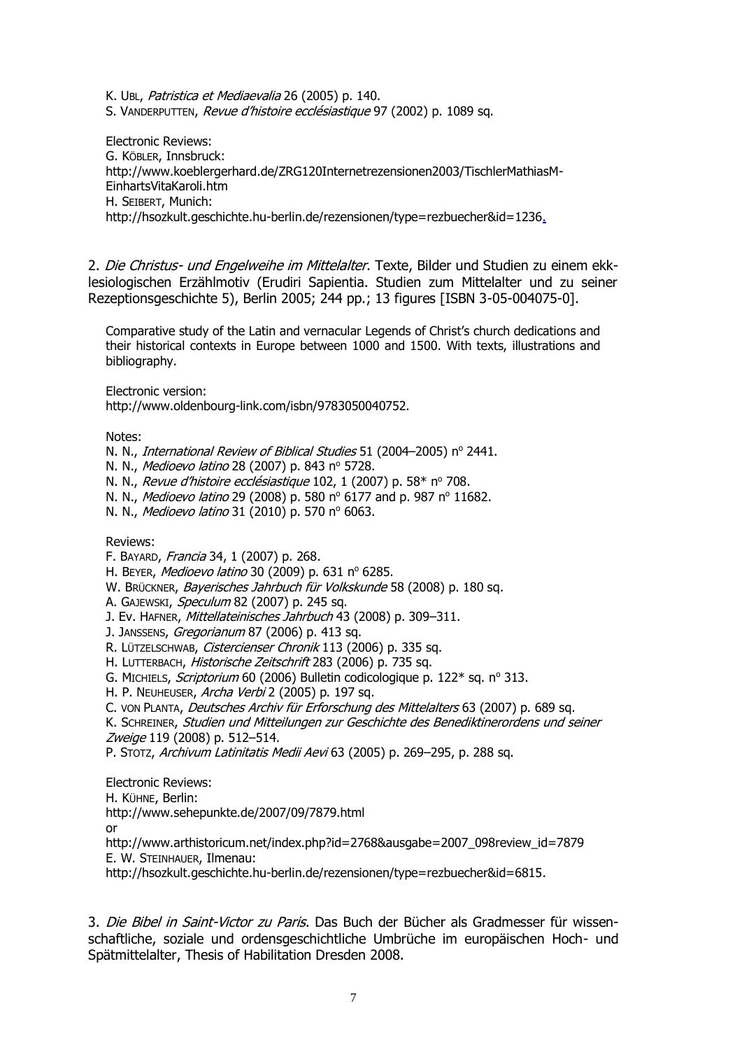K. UBL, *Patristica et Mediaevalia* 26 (2005) p. 140.
S. VANDERPUTTEN, *Revue d'histoire ecclésiastique* 97 (2002) p. 1089 sq.

Electronic Reviews:
G. KÖBLER, Innsbruck:
http://www.koeblergerhard.de/ZRG120Internetrezensionen2003/TischlerMathiasM-EinhartsVitaKaroli.htm
H. SEIBERT, Munich:
http://hsozkult.geschichte.hu-berlin.de/rezensionen/type=rezbuecher&id=1236.

2. *Die Christus- und Engelweihe im Mittelalter*. Texte, Bilder und Studien zu einem ekklesiologischen Erzählmotiv (Erudiri Sapientia. Studien zum Mittelalter und zu seiner Rezeptionsgeschichte 5), Berlin 2005; 244 pp.; 13 figures [ISBN 3-05-004075-0].

Comparative study of the Latin and vernacular Legends of Christ's church dedications and their historical contexts in Europe between 1000 and 1500. With texts, illustrations and bibliography.

Electronic version:
http://www.oldenbourg-link.com/isbn/9783050040752.

Notes:
N. N., *International Review of Biblical Studies* 51 (2004–2005) nº 2441.
N. N., *Medioevo latino* 28 (2007) p. 843 nº 5728.
N. N., *Revue d'histoire ecclésiastique* 102, 1 (2007) p. 58* nº 708.
N. N., *Medioevo latino* 29 (2008) p. 580 nº 6177 and p. 987 nº 11682.
N. N., *Medioevo latino* 31 (2010) p. 570 nº 6063.

Reviews:
F. BAYARD, *Francia* 34, 1 (2007) p. 268.
H. BEYER, *Medioevo latino* 30 (2009) p. 631 nº 6285.
W. BRÜCKNER, *Bayerisches Jahrbuch für Volkskunde* 58 (2008) p. 180 sq.
A. GAJEWSKI, *Speculum* 82 (2007) p. 245 sq.
J. Ev. HAFNER, *Mittellateinisches Jahrbuch* 43 (2008) p. 309–311.
J. JANSSENS, *Gregorianum* 87 (2006) p. 413 sq.
R. LÜTZELSCHWAB, *Cistercienser Chronik* 113 (2006) p. 335 sq.
H. LUTTERBACH, *Historische Zeitschrift* 283 (2006) p. 735 sq.
G. MICHIELS, *Scriptorium* 60 (2006) Bulletin codicologique p. 122* sq. nº 313.
H. P. NEUHEUSER, *Archa Verbi* 2 (2005) p. 197 sq.
C. VON PLANTA, *Deutsches Archiv für Erforschung des Mittelalters* 63 (2007) p. 689 sq.
K. SCHREINER, *Studien und Mitteilungen zur Geschichte des Benediktinerordens und seiner Zweige* 119 (2008) p. 512–514.
P. STOTZ, *Archivum Latinitatis Medii Aevi* 63 (2005) p. 269–295, p. 288 sq.

Electronic Reviews:
H. KÜHNE, Berlin:
http://www.sehepunkte.de/2007/09/7879.html
or
http://www.arthistoricum.net/index.php?id=2768&ausgabe=2007_098review_id=7879
E. W. STEINHAUER, Ilmenau:
http://hsozkult.geschichte.hu-berlin.de/rezensionen/type=rezbuecher&id=6815.

3. *Die Bibel in Saint-Victor zu Paris*. Das Buch der Bücher als Gradmesser für wissenschaftliche, soziale und ordensgeschichtliche Umbrüche im europäischen Hoch- und Spätmittelalter, Thesis of Habilitation Dresden 2008.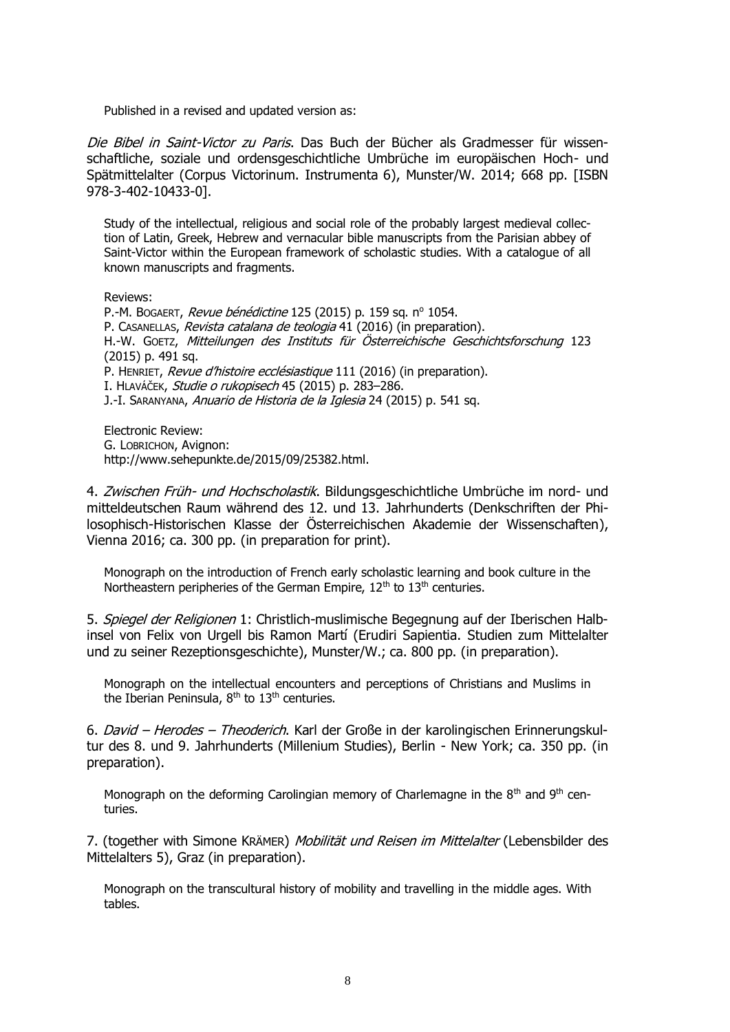Published in a revised and updated version as:

*Die Bibel in Saint-Victor zu Paris*. Das Buch der Bücher als Gradmesser für wissenschaftliche, soziale und ordensgeschichtliche Umbrüche im europäischen Hoch- und Spätmittelalter (Corpus Victorinum. Instrumenta 6), Munster/W. 2014; 668 pp. [ISBN 978-3-402-10433-0].

Study of the intellectual, religious and social role of the probably largest medieval collection of Latin, Greek, Hebrew and vernacular bible manuscripts from the Parisian abbey of Saint-Victor within the European framework of scholastic studies. With a catalogue of all known manuscripts and fragments.

Reviews:
P.-M. BOGAERT, *Revue bénédictine* 125 (2015) p. 159 sq. nº 1054.
P. CASANELLAS, *Revista catalana de teologia* 41 (2016) (in preparation).
H.-W. GOETZ, *Mitteilungen des Instituts für Österreichische Geschichtsforschung* 123 (2015) p. 491 sq.
P. HENRIET, *Revue d'histoire ecclésiastique* 111 (2016) (in preparation).
I. HLAVÁČEK, *Studie o rukopisech* 45 (2015) p. 283–286.
J.-I. SARANYANA, *Anuario de Historia de la Iglesia* 24 (2015) p. 541 sq.

Electronic Review:
G. LOBRICHON, Avignon:
http://www.sehepunkte.de/2015/09/25382.html.

4. *Zwischen Früh- und Hochscholastik*. Bildungsgeschichtliche Umbrüche im nord- und mitteldeutschen Raum während des 12. und 13. Jahrhunderts (Denkschriften der Philosophisch-Historischen Klasse der Österreichischen Akademie der Wissenschaften), Vienna 2016; ca. 300 pp. (in preparation for print).

Monograph on the introduction of French early scholastic learning and book culture in the Northeastern peripheries of the German Empire, 12th to 13th centuries.

5. *Spiegel der Religionen* 1: Christlich-muslimische Begegnung auf der Iberischen Halbinsel von Felix von Urgell bis Ramon Martí (Erudiri Sapientia. Studien zum Mittelalter und zu seiner Rezeptionsgeschichte), Munster/W.; ca. 800 pp. (in preparation).

Monograph on the intellectual encounters and perceptions of Christians and Muslims in the Iberian Peninsula, 8th to 13th centuries.

6. *David – Herodes – Theoderich*. Karl der Große in der karolingischen Erinnerungskultur des 8. und 9. Jahrhunderts (Millenium Studies), Berlin - New York; ca. 350 pp. (in preparation).

Monograph on the deforming Carolingian memory of Charlemagne in the 8th and 9th centuries.

7. (together with Simone KRÄMER) *Mobilität und Reisen im Mittelalter* (Lebensbilder des Mittelalters 5), Graz (in preparation).

Monograph on the transcultural history of mobility and travelling in the middle ages. With tables.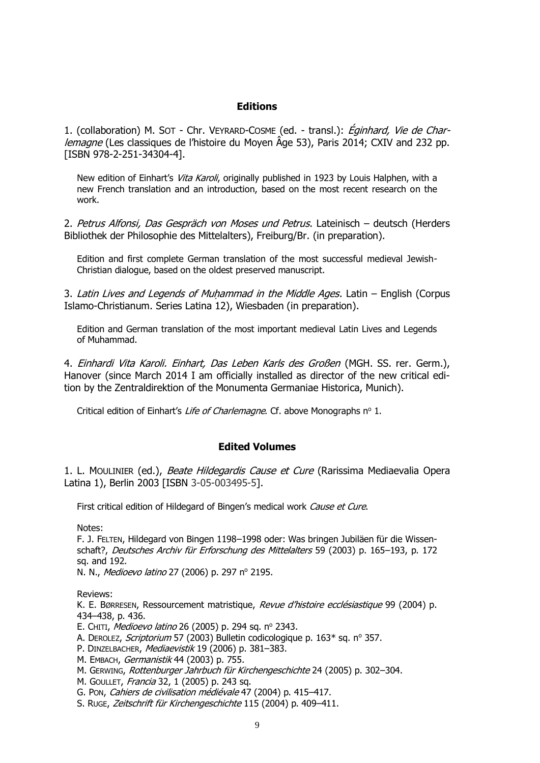## Editions

1. (collaboration) M. SOT - Chr. VEYRARD-COSME (ed. - transl.): *Éginhard, Vie de Charlemagne* (Les classiques de l'histoire du Moyen Âge 53), Paris 2014; CXIV and 232 pp. [ISBN 978-2-251-34304-4].

   New edition of Einhart's *Vita Karoli*, originally published in 1923 by Louis Halphen, with a new French translation and an introduction, based on the most recent research on the work.

2. *Petrus Alfonsi, Das Gespräch von Moses und Petrus*. Lateinisch – deutsch (Herders Bibliothek der Philosophie des Mittelalters), Freiburg/Br. (in preparation).

   Edition and first complete German translation of the most successful medieval Jewish-Christian dialogue, based on the oldest preserved manuscript.

3. *Latin Lives and Legends of Muḥammad in the Middle Ages*. Latin – English (Corpus Islamo-Christianum. Series Latina 12), Wiesbaden (in preparation).

   Edition and German translation of the most important medieval Latin Lives and Legends of Muhammad.

4. *Einhardi Vita Karoli. Einhart, Das Leben Karls des Großen* (MGH. SS. rer. Germ.), Hanover (since March 2014 I am officially installed as director of the new critical edition by the Zentraldirektion of the Monumenta Germaniae Historica, Munich).

   Critical edition of Einhart's *Life of Charlemagne*. Cf. above Monographs nº 1.

## Edited Volumes

1. L. MOULINIER (ed.), *Beate Hildegardis Cause et Cure* (Rarissima Mediaevalia Opera Latina 1), Berlin 2003 [ISBN 3-05-003495-5].

   First critical edition of Hildegard of Bingen's medical work *Cause et Cure*.

   Notes:
   F. J. FELTEN, Hildegard von Bingen 1198–1998 oder: Was bringen Jubiläen für die Wissenschaft?, *Deutsches Archiv für Erforschung des Mittelalters* 59 (2003) p. 165–193, p. 172 sq. and 192.
   N. N., *Medioevo latino* 27 (2006) p. 297 nº 2195.

   Reviews:
   K. E. BØRRESEN, Ressourcement matristique, *Revue d'histoire ecclésiastique* 99 (2004) p. 434–438, p. 436.
   E. CHITI, *Medioevo latino* 26 (2005) p. 294 sq. nº 2343.
   A. DEROLEZ, *Scriptorium* 57 (2003) Bulletin codicologique p. 163* sq. nº 357.
   P. DINZELBACHER, *Mediaevistik* 19 (2006) p. 381–383.
   M. EMBACH, *Germanistik* 44 (2003) p. 755.
   M. GERWING, *Rottenburger Jahrbuch für Kirchengeschichte* 24 (2005) p. 302–304.
   M. GOULLET, *Francia* 32, 1 (2005) p. 243 sq.
   G. PON, *Cahiers de civilisation médiévale* 47 (2004) p. 415–417.
   S. RUGE, *Zeitschrift für Kirchengeschichte* 115 (2004) p. 409–411.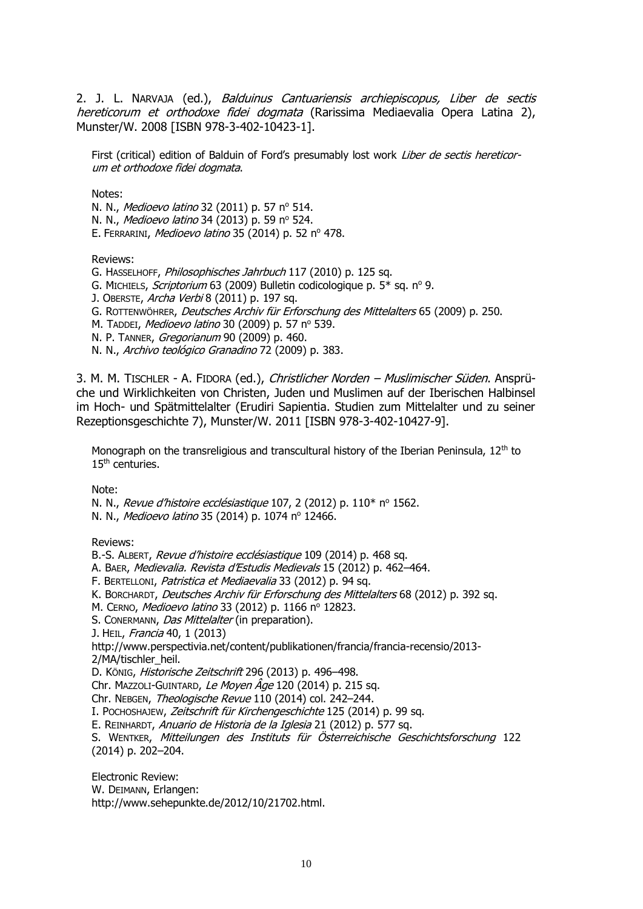2. J. L. NARVAJA (ed.), *Balduinus Cantuariensis archiepiscopus, Liber de sectis hereticorum et orthodoxe fidei dogmata* (Rarissima Mediaevalia Opera Latina 2), Munster/W. 2008 [ISBN 978-3-402-10423-1].

First (critical) edition of Balduin of Ford's presumably lost work *Liber de sectis hereticorum et orthodoxe fidei dogmata*.

Notes:
N. N., *Medioevo latino* 32 (2011) p. 57 nº 514.
N. N., *Medioevo latino* 34 (2013) p. 59 nº 524.
E. FERRARINI, *Medioevo latino* 35 (2014) p. 52 nº 478.

Reviews:
G. HASSELHOFF, *Philosophisches Jahrbuch* 117 (2010) p. 125 sq.
G. MICHIELS, *Scriptorium* 63 (2009) Bulletin codicologique p. 5* sq. nº 9.
J. OBERSTE, *Archa Verbi* 8 (2011) p. 197 sq.
G. ROTTENWÖHRER, *Deutsches Archiv für Erforschung des Mittelalters* 65 (2009) p. 250.
M. TADDEI, *Medioevo latino* 30 (2009) p. 57 nº 539.
N. P. TANNER, *Gregorianum* 90 (2009) p. 460.
N. N., *Archivo teológico Granadino* 72 (2009) p. 383.

3. M. M. TISCHLER - A. FIDORA (ed.), *Christlicher Norden – Muslimischer Süden*. Ansprüche und Wirklichkeiten von Christen, Juden und Muslimen auf der Iberischen Halbinsel im Hoch- und Spätmittelalter (Erudiri Sapientia. Studien zum Mittelalter und zu seiner Rezeptionsgeschichte 7), Munster/W. 2011 [ISBN 978-3-402-10427-9].

Monograph on the transreligious and transcultural history of the Iberian Peninsula, 12th to 15th centuries.

Note:
N. N., *Revue d'histoire ecclésiastique* 107, 2 (2012) p. 110* nº 1562.
N. N., *Medioevo latino* 35 (2014) p. 1074 nº 12466.

Reviews:
B.-S. ALBERT, *Revue d'histoire ecclésiastique* 109 (2014) p. 468 sq.
A. BAER, *Medievalia. Revista d'Estudis Medievals* 15 (2012) p. 462–464.
F. BERTELLONI, *Patristica et Mediaevalia* 33 (2012) p. 94 sq.
K. BORCHARDT, *Deutsches Archiv für Erforschung des Mittelalters* 68 (2012) p. 392 sq.
M. CERNO, *Medioevo latino* 33 (2012) p. 1166 nº 12823.
S. CONERMANN, *Das Mittelalter* (in preparation).
J. HEIL, *Francia* 40, 1 (2013)
http://www.perspectivia.net/content/publikationen/francia/francia-recensio/2013-2/MA/tischler_heil.
D. KÖNIG, *Historische Zeitschrift* 296 (2013) p. 496–498.
Chr. MAZZOLI-GUINTARD, *Le Moyen Âge* 120 (2014) p. 215 sq.
Chr. NEBGEN, *Theologische Revue* 110 (2014) col. 242–244.
I. POCHOSHAJEW, *Zeitschrift für Kirchengeschichte* 125 (2014) p. 99 sq.
E. REINHARDT, *Anuario de Historia de la Iglesia* 21 (2012) p. 577 sq.
S. WENTKER, *Mitteilungen des Instituts für Österreichische Geschichtsforschung* 122 (2014) p. 202–204.

Electronic Review:
W. DEIMANN, Erlangen:
http://www.sehepunkte.de/2012/10/21702.html.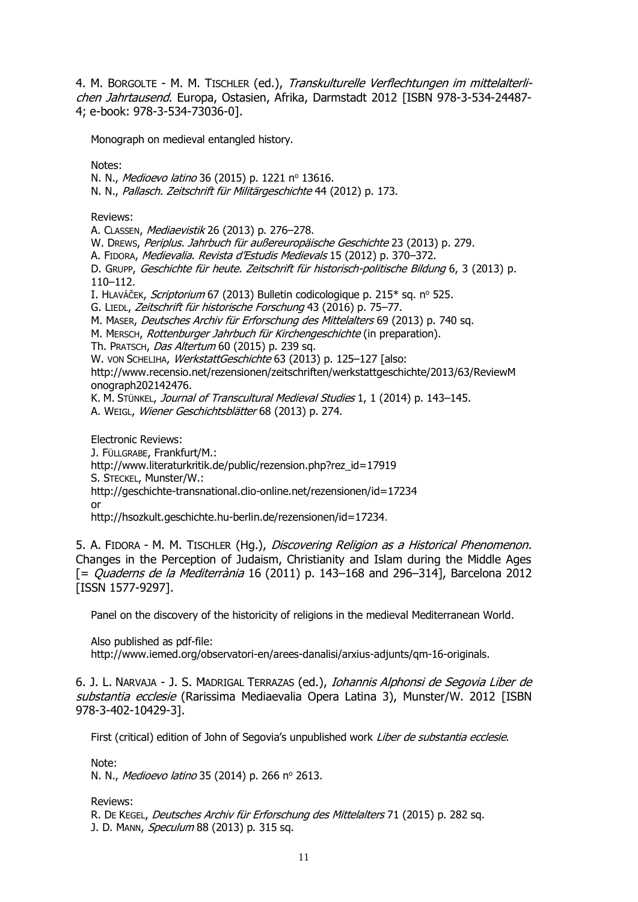4. M. BORGOLTE - M. M. TISCHLER (ed.), *Transkulturelle Verflechtungen im mittelalterlichen Jahrtausend*. Europa, Ostasien, Afrika, Darmstadt 2012 [ISBN 978-3-534-24487-4; e-book: 978-3-534-73036-0].

Monograph on medieval entangled history.

Notes:
N. N., *Medioevo latino* 36 (2015) p. 1221 nº 13616.
N. N., *Pallasch. Zeitschrift für Militärgeschichte* 44 (2012) p. 173.

Reviews:
A. CLASSEN, *Mediaevistik* 26 (2013) p. 276–278.
W. DREWS, *Periplus. Jahrbuch für außereuropäische Geschichte* 23 (2013) p. 279.
A. FIDORA, *Medievalia. Revista d'Estudis Medievals* 15 (2012) p. 370–372.
D. GRUPP, *Geschichte für heute. Zeitschrift für historisch-politische Bildung* 6, 3 (2013) p. 110–112.
I. HLAVÁČEK, *Scriptorium* 67 (2013) Bulletin codicologique p. 215* sq. nº 525.
G. LIEDL, *Zeitschrift für historische Forschung* 43 (2016) p. 75–77.
M. MASER, *Deutsches Archiv für Erforschung des Mittelalters* 69 (2013) p. 740 sq.
M. MERSCH, *Rottenburger Jahrbuch für Kirchengeschichte* (in preparation).
Th. PRATSCH, *Das Altertum* 60 (2015) p. 239 sq.
W. VON SCHELIHA, *WerkstattGeschichte* 63 (2013) p. 125–127 [also: http://www.recensio.net/rezensionen/zeitschriften/werkstattgeschichte/2013/63/ReviewMonograph202142476.
K. M. STÜNKEL, *Journal of Transcultural Medieval Studies* 1, 1 (2014) p. 143–145.
A. WEIGL, *Wiener Geschichtsblätter* 68 (2013) p. 274.

Electronic Reviews:
J. FÜLLGRABE, Frankfurt/M.:
http://www.literaturkritik.de/public/rezension.php?rez_id=17919
S. STECKEL, Munster/W.:
http://geschichte-transnational.clio-online.net/rezensionen/id=17234
or
http://hsozkult.geschichte.hu-berlin.de/rezensionen/id=17234.

5. A. FIDORA - M. M. TISCHLER (Hg.), *Discovering Religion as a Historical Phenomenon*. Changes in the Perception of Judaism, Christianity and Islam during the Middle Ages [= *Quaderns de la Mediterrània* 16 (2011) p. 143–168 and 296–314], Barcelona 2012 [ISSN 1577-9297].

Panel on the discovery of the historicity of religions in the medieval Mediterranean World.

Also published as pdf-file:
http://www.iemed.org/observatori-en/arees-danalisi/arxius-adjunts/qm-16-originals.

6. J. L. NARVAJA - J. S. MADRIGAL TERRAZAS (ed.), *Iohannis Alphonsi de Segovia Liber de substantia ecclesie* (Rarissima Mediaevalia Opera Latina 3), Munster/W. 2012 [ISBN 978-3-402-10429-3].

First (critical) edition of John of Segovia's unpublished work *Liber de substantia ecclesie*.

Note:
N. N., *Medioevo latino* 35 (2014) p. 266 nº 2613.

Reviews:
R. DE KEGEL, *Deutsches Archiv für Erforschung des Mittelalters* 71 (2015) p. 282 sq.
J. D. MANN, *Speculum* 88 (2013) p. 315 sq.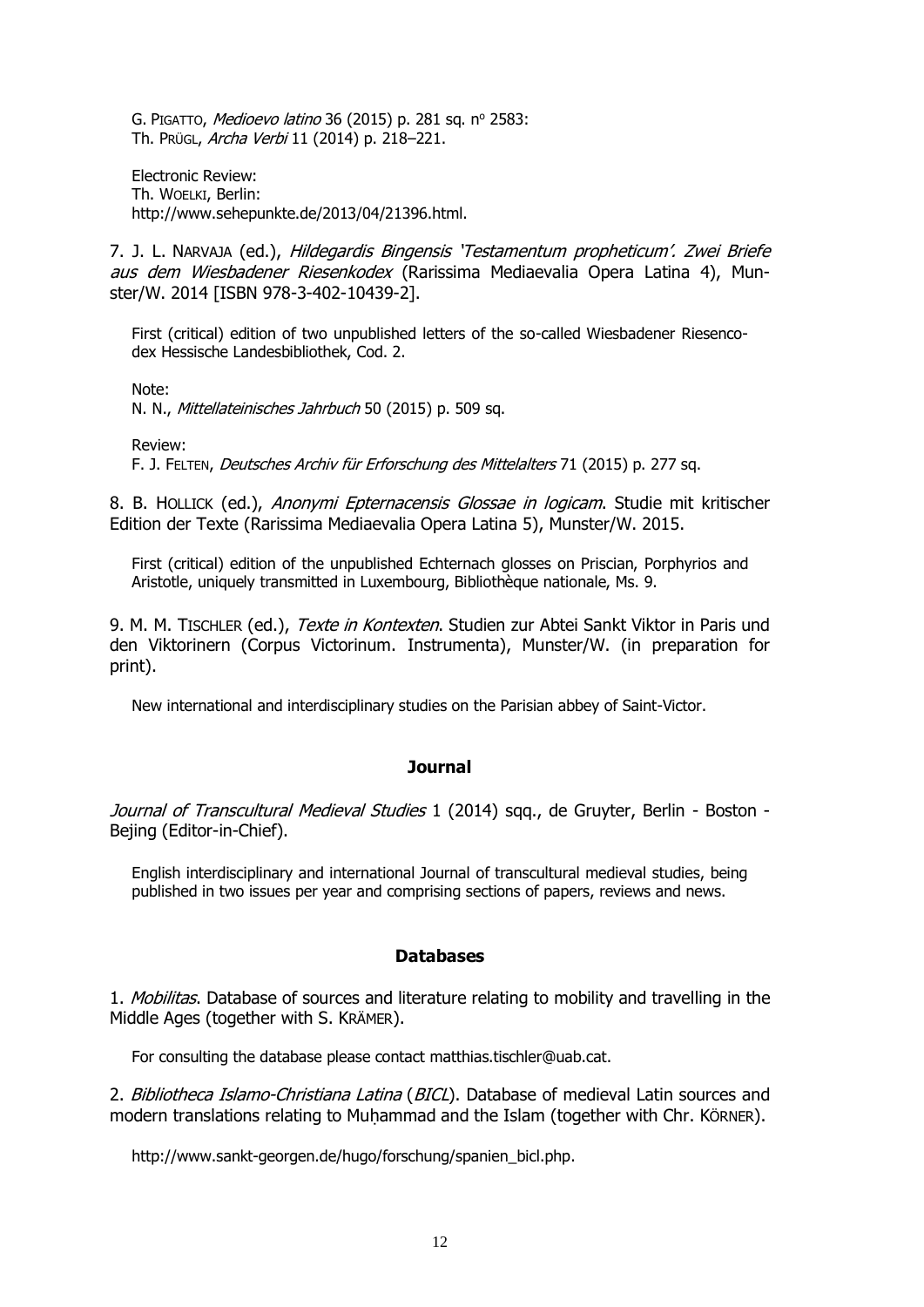G. PIGATTO, *Medioevo latino* 36 (2015) p. 281 sq. nº 2583:
Th. PRÜGL, *Archa Verbi* 11 (2014) p. 218–221.

Electronic Review:
Th. WOELKI, Berlin:
http://www.sehepunkte.de/2013/04/21396.html.

7. J. L. NARVAJA (ed.), *Hildegardis Bingensis 'Testamentum propheticum'. Zwei Briefe aus dem Wiesbadener Riesenkodex* (Rarissima Mediaevalia Opera Latina 4), Munster/W. 2014 [ISBN 978-3-402-10439-2].

First (critical) edition of two unpublished letters of the so-called Wiesbadener Riesencodex Hessische Landesbibliothek, Cod. 2.

Note:
N. N., *Mittellateinisches Jahrbuch* 50 (2015) p. 509 sq.

Review:
F. J. FELTEN, *Deutsches Archiv für Erforschung des Mittelalters* 71 (2015) p. 277 sq.

8. B. HOLLICK (ed.), *Anonymi Epternacensis Glossae in logicam*. Studie mit kritischer Edition der Texte (Rarissima Mediaevalia Opera Latina 5), Munster/W. 2015.

First (critical) edition of the unpublished Echternach glosses on Priscian, Porphyrios and Aristotle, uniquely transmitted in Luxembourg, Bibliothèque nationale, Ms. 9.

9. M. M. TISCHLER (ed.), *Texte in Kontexten*. Studien zur Abtei Sankt Viktor in Paris und den Viktorinern (Corpus Victorinum. Instrumenta), Munster/W. (in preparation for print).

New international and interdisciplinary studies on the Parisian abbey of Saint-Victor.

## Journal

*Journal of Transcultural Medieval Studies* 1 (2014) sqq., de Gruyter, Berlin - Boston - Bejing (Editor-in-Chief).

English interdisciplinary and international Journal of transcultural medieval studies, being published in two issues per year and comprising sections of papers, reviews and news.

## Databases

1. *Mobilitas*. Database of sources and literature relating to mobility and travelling in the Middle Ages (together with S. KRÄMER).

For consulting the database please contact matthias.tischler@uab.cat.

2. *Bibliotheca Islamo-Christiana Latina* (*BICL*). Database of medieval Latin sources and modern translations relating to Muḥammad and the Islam (together with Chr. KÖRNER).

http://www.sankt-georgen.de/hugo/forschung/spanien_bicl.php.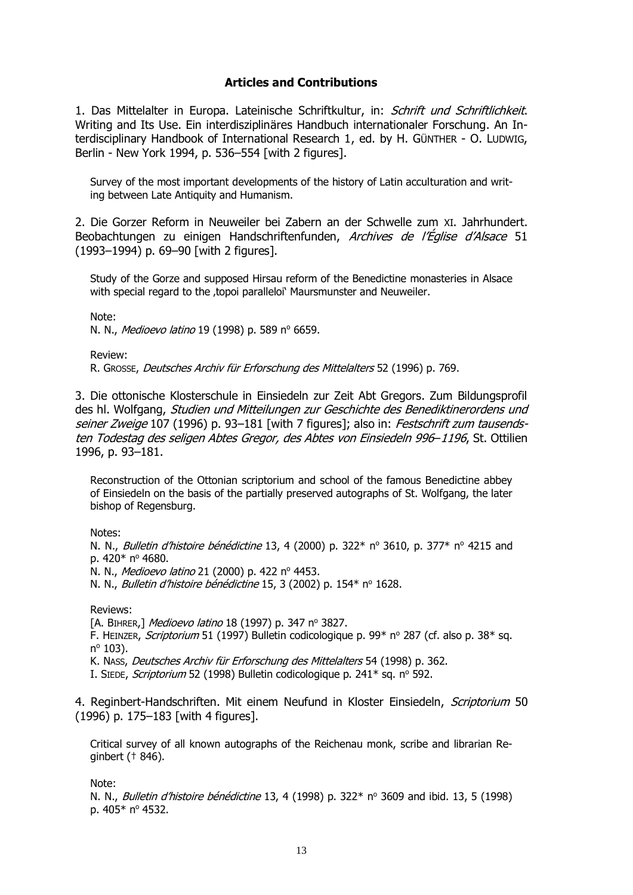## Articles and Contributions

1. Das Mittelalter in Europa. Lateinische Schriftkultur, in: *Schrift und Schriftlichkeit*. Writing and Its Use. Ein interdisziplinäres Handbuch internationaler Forschung. An Interdisciplinary Handbook of International Research 1, ed. by H. GÜNTHER - O. LUDWIG, Berlin - New York 1994, p. 536–554 [with 2 figures].

   Survey of the most important developments of the history of Latin acculturation and writing between Late Antiquity and Humanism.

2. Die Gorzer Reform in Neuweiler bei Zabern an der Schwelle zum XI. Jahrhundert. Beobachtungen zu einigen Handschriftenfunden, *Archives de l'Église d'Alsace* 51 (1993–1994) p. 69–90 [with 2 figures].

   Study of the Gorze and supposed Hirsau reform of the Benedictine monasteries in Alsace with special regard to the ‚topoi paralleloi' Maursmunster and Neuweiler.

   Note:
   N. N., *Medioevo latino* 19 (1998) p. 589 nº 6659.

   Review:
   R. GROSSE, *Deutsches Archiv für Erforschung des Mittelalters* 52 (1996) p. 769.

3. Die ottonische Klosterschule in Einsiedeln zur Zeit Abt Gregors. Zum Bildungsprofil des hl. Wolfgang, *Studien und Mitteilungen zur Geschichte des Benediktinerordens und seiner Zweige* 107 (1996) p. 93–181 [with 7 figures]; also in: *Festschrift zum tausendsten Todestag des seligen Abtes Gregor, des Abtes von Einsiedeln 996–1196*, St. Ottilien 1996, p. 93–181.

   Reconstruction of the Ottonian scriptorium and school of the famous Benedictine abbey of Einsiedeln on the basis of the partially preserved autographs of St. Wolfgang, the later bishop of Regensburg.

   Notes:
   N. N., *Bulletin d'histoire bénédictine* 13, 4 (2000) p. 322* nº 3610, p. 377* nº 4215 and p. 420* nº 4680.
   N. N., *Medioevo latino* 21 (2000) p. 422 nº 4453.
   N. N., *Bulletin d'histoire bénédictine* 15, 3 (2002) p. 154* nº 1628.

   Reviews:
   [A. BIHRER,] *Medioevo latino* 18 (1997) p. 347 nº 3827.
   F. HEINZER, *Scriptorium* 51 (1997) Bulletin codicologique p. 99* nº 287 (cf. also p. 38* sq. nº 103).
   K. NASS, *Deutsches Archiv für Erforschung des Mittelalters* 54 (1998) p. 362.
   I. SIEDE, *Scriptorium* 52 (1998) Bulletin codicologique p. 241* sq. nº 592.

4. Reginbert-Handschriften. Mit einem Neufund in Kloster Einsiedeln, *Scriptorium* 50 (1996) p. 175–183 [with 4 figures].

   Critical survey of all known autographs of the Reichenau monk, scribe and librarian Reginbert († 846).

   Note:
   N. N., *Bulletin d'histoire bénédictine* 13, 4 (1998) p. 322* nº 3609 and ibid. 13, 5 (1998) p. 405* nº 4532.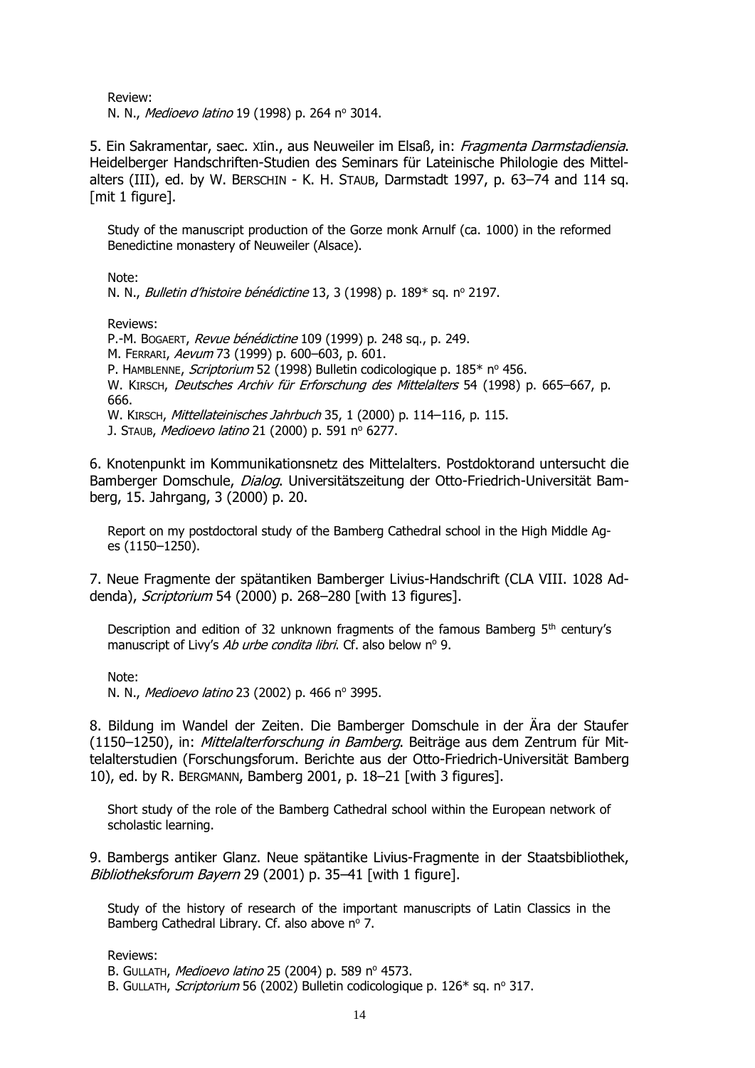Review:
N. N., *Medioevo latino* 19 (1998) p. 264 nº 3014.

5. Ein Sakramentar, saec. XIin., aus Neuweiler im Elsaß, in: *Fragmenta Darmstadiensia*. Heidelberger Handschriften-Studien des Seminars für Lateinische Philologie des Mittelalters (III), ed. by W. BERSCHIN - K. H. STAUB, Darmstadt 1997, p. 63–74 and 114 sq. [mit 1 figure].

Study of the manuscript production of the Gorze monk Arnulf (ca. 1000) in the reformed Benedictine monastery of Neuweiler (Alsace).

Note:
N. N., *Bulletin d'histoire bénédictine* 13, 3 (1998) p. 189* sq. nº 2197.

Reviews:
P.-M. BOGAERT, *Revue bénédictine* 109 (1999) p. 248 sq., p. 249.
M. FERRARI, *Aevum* 73 (1999) p. 600–603, p. 601.
P. HAMBLENNE, *Scriptorium* 52 (1998) Bulletin codicologique p. 185* nº 456.
W. KIRSCH, *Deutsches Archiv für Erforschung des Mittelalters* 54 (1998) p. 665–667, p. 666.
W. KIRSCH, *Mittellateinisches Jahrbuch* 35, 1 (2000) p. 114–116, p. 115.
J. STAUB, *Medioevo latino* 21 (2000) p. 591 nº 6277.

6. Knotenpunkt im Kommunikationsnetz des Mittelalters. Postdoktorand untersucht die Bamberger Domschule, *Dialog*. Universitätszeitung der Otto-Friedrich-Universität Bamberg, 15. Jahrgang, 3 (2000) p. 20.

Report on my postdoctoral study of the Bamberg Cathedral school in the High Middle Ages (1150–1250).

7. Neue Fragmente der spätantiken Bamberger Livius-Handschrift (CLA VIII. 1028 Addenda), *Scriptorium* 54 (2000) p. 268–280 [with 13 figures].

Description and edition of 32 unknown fragments of the famous Bamberg 5th century's manuscript of Livy's *Ab urbe condita libri*. Cf. also below nº 9.

Note:
N. N., *Medioevo latino* 23 (2002) p. 466 nº 3995.

8. Bildung im Wandel der Zeiten. Die Bamberger Domschule in der Ära der Staufer (1150–1250), in: *Mittelalterforschung in Bamberg*. Beiträge aus dem Zentrum für Mittelalterstudien (Forschungsforum. Berichte aus der Otto-Friedrich-Universität Bamberg 10), ed. by R. BERGMANN, Bamberg 2001, p. 18–21 [with 3 figures].

Short study of the role of the Bamberg Cathedral school within the European network of scholastic learning.

9. Bambergs antiker Glanz. Neue spätantike Livius-Fragmente in der Staatsbibliothek, *Bibliotheksforum Bayern* 29 (2001) p. 35–41 [with 1 figure].

Study of the history of research of the important manuscripts of Latin Classics in the Bamberg Cathedral Library. Cf. also above nº 7.

Reviews:
B. GULLATH, *Medioevo latino* 25 (2004) p. 589 nº 4573.
B. GULLATH, *Scriptorium* 56 (2002) Bulletin codicologique p. 126* sq. nº 317.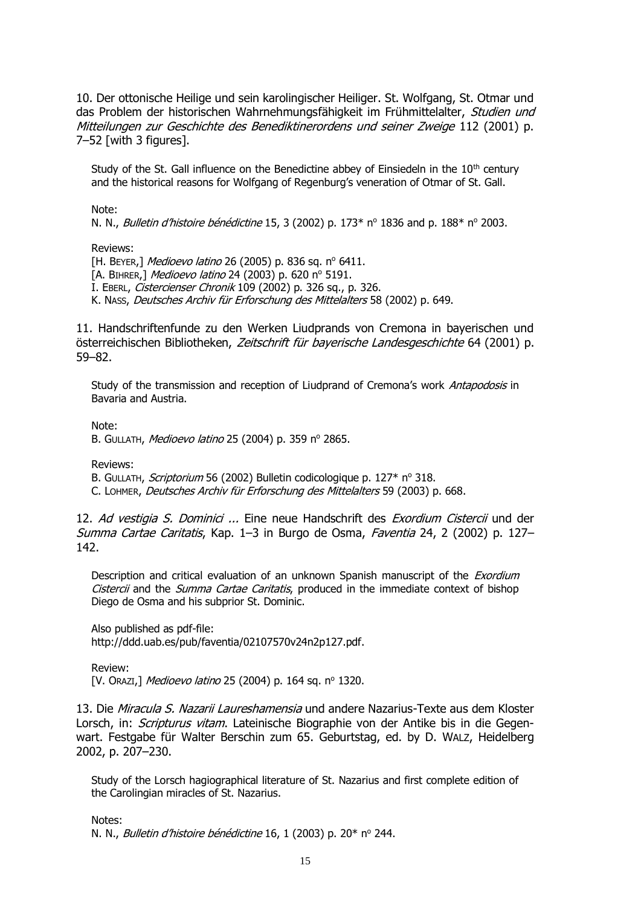10. Der ottonische Heilige und sein karolingischer Heiliger. St. Wolfgang, St. Otmar und das Problem der historischen Wahrnehmungsfähigkeit im Frühmittelalter, *Studien und Mitteilungen zur Geschichte des Benediktinerordens und seiner Zweige* 112 (2001) p. 7–52 [with 3 figures].

> Study of the St. Gall influence on the Benedictine abbey of Einsiedeln in the 10th century and the historical reasons for Wolfgang of Regenburg's veneration of Otmar of St. Gall.
>
> Note:
> N. N., *Bulletin d'histoire bénédictine* 15, 3 (2002) p. 173* n° 1836 and p. 188* n° 2003.
>
> Reviews:
> [H. BEYER,] *Medioevo latino* 26 (2005) p. 836 sq. n° 6411.
> [A. BIHRER,] *Medioevo latino* 24 (2003) p. 620 n° 5191.
> I. EBERL, *Cistercienser Chronik* 109 (2002) p. 326 sq., p. 326.
> K. NASS, *Deutsches Archiv für Erforschung des Mittelalters* 58 (2002) p. 649.

11. Handschriftenfunde zu den Werken Liudprands von Cremona in bayerischen und österreichischen Bibliotheken, *Zeitschrift für bayerische Landesgeschichte* 64 (2001) p. 59–82.

> Study of the transmission and reception of Liudprand of Cremona's work *Antapodosis* in Bavaria and Austria.
>
> Note:
> B. GULLATH, *Medioevo latino* 25 (2004) p. 359 n° 2865.
>
> Reviews:
> B. GULLATH, *Scriptorium* 56 (2002) Bulletin codicologique p. 127* n° 318.
> C. LOHMER, *Deutsches Archiv für Erforschung des Mittelalters* 59 (2003) p. 668.

12. *Ad vestigia S. Dominici ...* Eine neue Handschrift des *Exordium Cistercii* und der *Summa Cartae Caritatis*, Kap. 1–3 in Burgo de Osma, *Faventia* 24, 2 (2002) p. 127–142.

> Description and critical evaluation of an unknown Spanish manuscript of the *Exordium Cistercii* and the *Summa Cartae Caritatis*, produced in the immediate context of bishop Diego de Osma and his subprior St. Dominic.
>
> Also published as pdf-file:
> http://ddd.uab.es/pub/faventia/02107570v24n2p127.pdf.
>
> Review:
> [V. ORAZI,] *Medioevo latino* 25 (2004) p. 164 sq. n° 1320.

13. Die *Miracula S. Nazarii Laureshamensia* und andere Nazarius-Texte aus dem Kloster Lorsch, in: *Scripturus vitam*. Lateinische Biographie von der Antike bis in die Gegenwart. Festgabe für Walter Berschin zum 65. Geburtstag, ed. by D. WALZ, Heidelberg 2002, p. 207–230.

> Study of the Lorsch hagiographical literature of St. Nazarius and first complete edition of the Carolingian miracles of St. Nazarius.
>
> Notes:
> N. N., *Bulletin d'histoire bénédictine* 16, 1 (2003) p. 20* n° 244.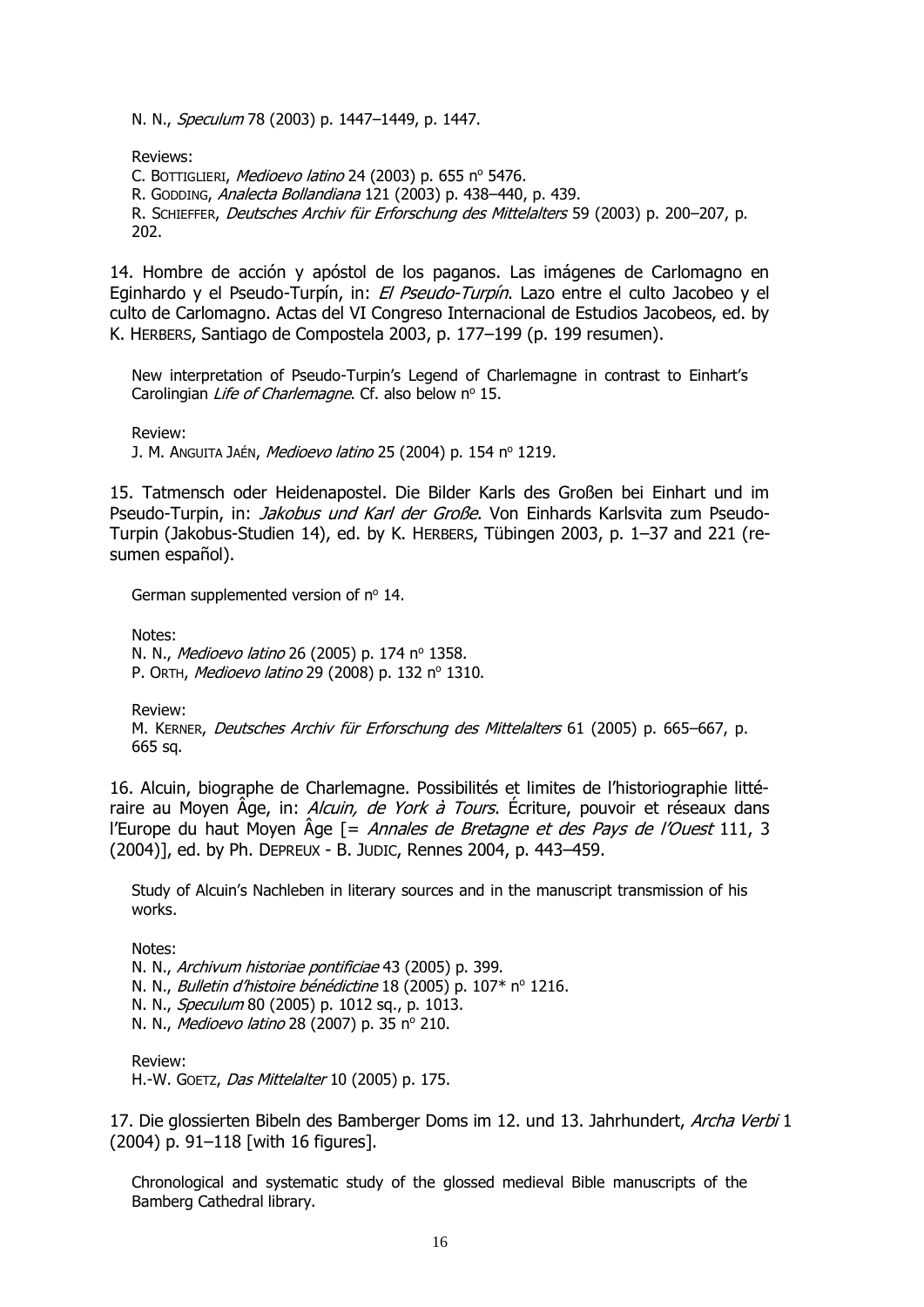N. N., *Speculum* 78 (2003) p. 1447–1449, p. 1447.

Reviews:
C. BOTTIGLIERI, *Medioevo latino* 24 (2003) p. 655 nº 5476.
R. GODDING, *Analecta Bollandiana* 121 (2003) p. 438–440, p. 439.
R. SCHIEFFER, *Deutsches Archiv für Erforschung des Mittelalters* 59 (2003) p. 200–207, p. 202.

14. Hombre de acción y apóstol de los paganos. Las imágenes de Carlomagno en Eginhardo y el Pseudo-Turpín, in: *El Pseudo-Turpín*. Lazo entre el culto Jacobeo y el culto de Carlomagno. Actas del VI Congreso Internacional de Estudios Jacobeos, ed. by K. HERBERS, Santiago de Compostela 2003, p. 177–199 (p. 199 resumen).

New interpretation of Pseudo-Turpin's Legend of Charlemagne in contrast to Einhart's Carolingian *Life of Charlemagne*. Cf. also below nº 15.

Review:
J. M. ANGUITA JAÉN, *Medioevo latino* 25 (2004) p. 154 nº 1219.

15. Tatmensch oder Heidenapostel. Die Bilder Karls des Großen bei Einhart und im Pseudo-Turpin, in: *Jakobus und Karl der Große*. Von Einhards Karlsvita zum Pseudo-Turpin (Jakobus-Studien 14), ed. by K. HERBERS, Tübingen 2003, p. 1–37 and 221 (resumen español).

German supplemented version of nº 14.

Notes:
N. N., *Medioevo latino* 26 (2005) p. 174 nº 1358.
P. ORTH, *Medioevo latino* 29 (2008) p. 132 nº 1310.

Review:
M. KERNER, *Deutsches Archiv für Erforschung des Mittelalters* 61 (2005) p. 665–667, p. 665 sq.

16. Alcuin, biographe de Charlemagne. Possibilités et limites de l'historiographie littéraire au Moyen Âge, in: *Alcuin, de York à Tours*. Écriture, pouvoir et réseaux dans l'Europe du haut Moyen Âge [= *Annales de Bretagne et des Pays de l'Ouest* 111, 3 (2004)], ed. by Ph. DEPREUX - B. JUDIC, Rennes 2004, p. 443–459.

Study of Alcuin's Nachleben in literary sources and in the manuscript transmission of his works.

Notes:
N. N., *Archivum historiae pontificiae* 43 (2005) p. 399.
N. N., *Bulletin d'histoire bénédictine* 18 (2005) p. 107* nº 1216.
N. N., *Speculum* 80 (2005) p. 1012 sq., p. 1013.
N. N., *Medioevo latino* 28 (2007) p. 35 nº 210.

Review:
H.-W. GOETZ, *Das Mittelalter* 10 (2005) p. 175.

17. Die glossierten Bibeln des Bamberger Doms im 12. und 13. Jahrhundert, *Archa Verbi* 1 (2004) p. 91–118 [with 16 figures].

Chronological and systematic study of the glossed medieval Bible manuscripts of the Bamberg Cathedral library.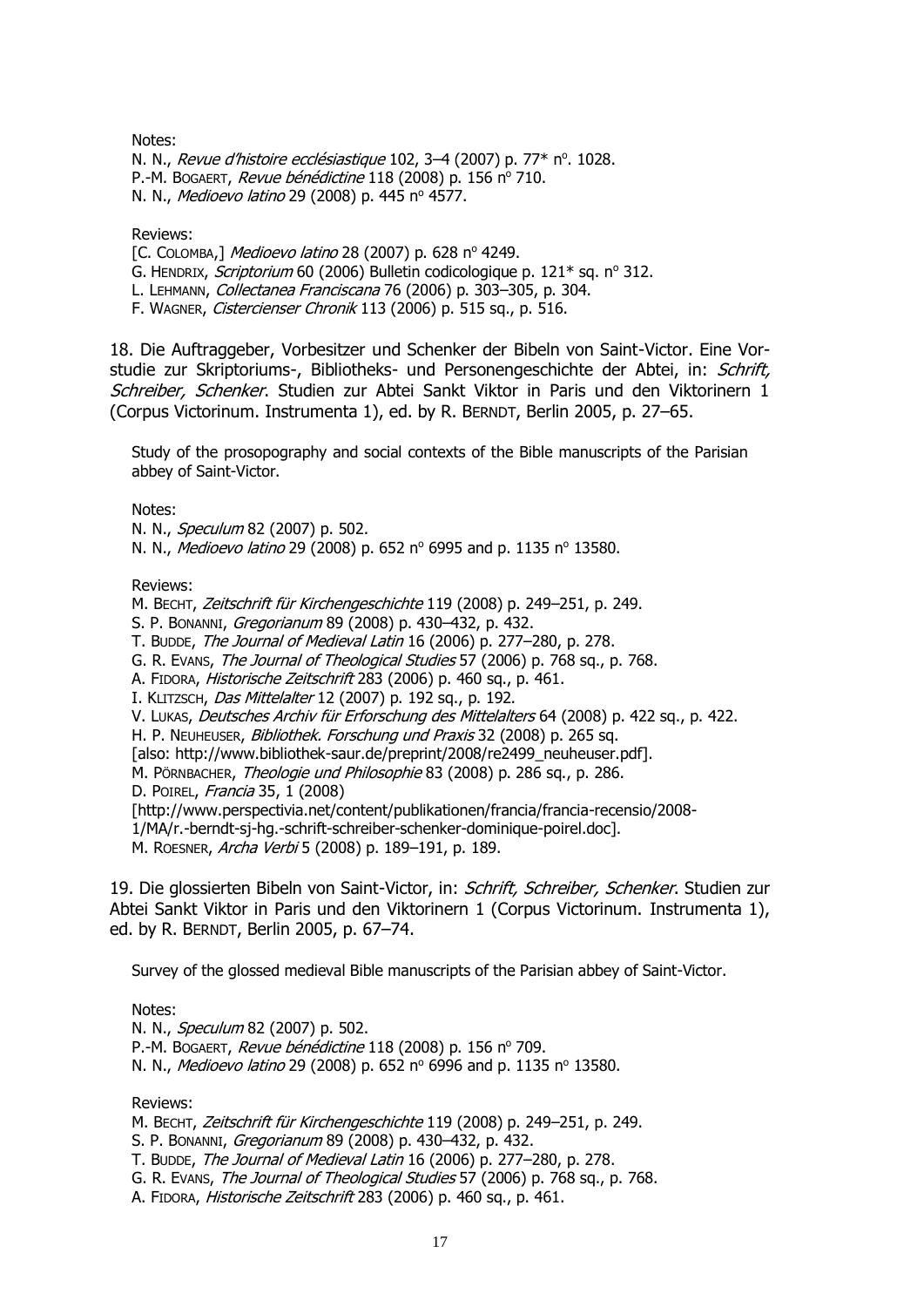Notes:

N. N., *Revue d'histoire ecclésiastique* 102, 3–4 (2007) p. 77* n°. 1028.
P.-M. Bogaert, *Revue bénédictine* 118 (2008) p. 156 n° 710.
N. N., *Medioevo latino* 29 (2008) p. 445 n° 4577.

Reviews:

[C. Colomba,] *Medioevo latino* 28 (2007) p. 628 n° 4249.
G. Hendrix, *Scriptorium* 60 (2006) Bulletin codicologique p. 121* sq. n° 312.
L. Lehmann, *Collectanea Franciscana* 76 (2006) p. 303–305, p. 304.
F. Wagner, *Cistercienser Chronik* 113 (2006) p. 515 sq., p. 516.

18. Die Auftraggeber, Vorbesitzer und Schenker der Bibeln von Saint-Victor. Eine Vorstudie zur Skriptoriums-, Bibliotheks- und Personengeschichte der Abtei, in: *Schrift, Schreiber, Schenker*. Studien zur Abtei Sankt Viktor in Paris und den Viktorinern 1 (Corpus Victorinum. Instrumenta 1), ed. by R. Berndt, Berlin 2005, p. 27–65.

Study of the prosopography and social contexts of the Bible manuscripts of the Parisian abbey of Saint-Victor.

Notes:

N. N., *Speculum* 82 (2007) p. 502.
N. N., *Medioevo latino* 29 (2008) p. 652 n° 6995 and p. 1135 n° 13580.

Reviews:

M. Becht, *Zeitschrift für Kirchengeschichte* 119 (2008) p. 249–251, p. 249.
S. P. Bonanni, *Gregorianum* 89 (2008) p. 430–432, p. 432.
T. Budde, *The Journal of Medieval Latin* 16 (2006) p. 277–280, p. 278.
G. R. Evans, *The Journal of Theological Studies* 57 (2006) p. 768 sq., p. 768.
A. Fidora, *Historische Zeitschrift* 283 (2006) p. 460 sq., p. 461.
I. Klitzsch, *Das Mittelalter* 12 (2007) p. 192 sq., p. 192.
V. Lukas, *Deutsches Archiv für Erforschung des Mittelalters* 64 (2008) p. 422 sq., p. 422.
H. P. Neuheuser, *Bibliothek. Forschung und Praxis* 32 (2008) p. 265 sq.
[also: http://www.bibliothek-saur.de/preprint/2008/re2499_neuheuser.pdf].
M. Pörnbacher, *Theologie und Philosophie* 83 (2008) p. 286 sq., p. 286.
D. Poirel, *Francia* 35, 1 (2008)
[http://www.perspectivia.net/content/publikationen/francia/francia-recensio/2008-1/MA/r.-berndt-sj-hg.-schrift-schreiber-schenker-dominique-poirel.doc].
M. Roesner, *Archa Verbi* 5 (2008) p. 189–191, p. 189.

19. Die glossierten Bibeln von Saint-Victor, in: *Schrift, Schreiber, Schenker*. Studien zur Abtei Sankt Viktor in Paris und den Viktorinern 1 (Corpus Victorinum. Instrumenta 1), ed. by R. Berndt, Berlin 2005, p. 67–74.

Survey of the glossed medieval Bible manuscripts of the Parisian abbey of Saint-Victor.

Notes:

N. N., *Speculum* 82 (2007) p. 502.
P.-M. Bogaert, *Revue bénédictine* 118 (2008) p. 156 n° 709.
N. N., *Medioevo latino* 29 (2008) p. 652 n° 6996 and p. 1135 n° 13580.

Reviews:

M. Becht, *Zeitschrift für Kirchengeschichte* 119 (2008) p. 249–251, p. 249.
S. P. Bonanni, *Gregorianum* 89 (2008) p. 430–432, p. 432.
T. Budde, *The Journal of Medieval Latin* 16 (2006) p. 277–280, p. 278.
G. R. Evans, *The Journal of Theological Studies* 57 (2006) p. 768 sq., p. 768.
A. Fidora, *Historische Zeitschrift* 283 (2006) p. 460 sq., p. 461.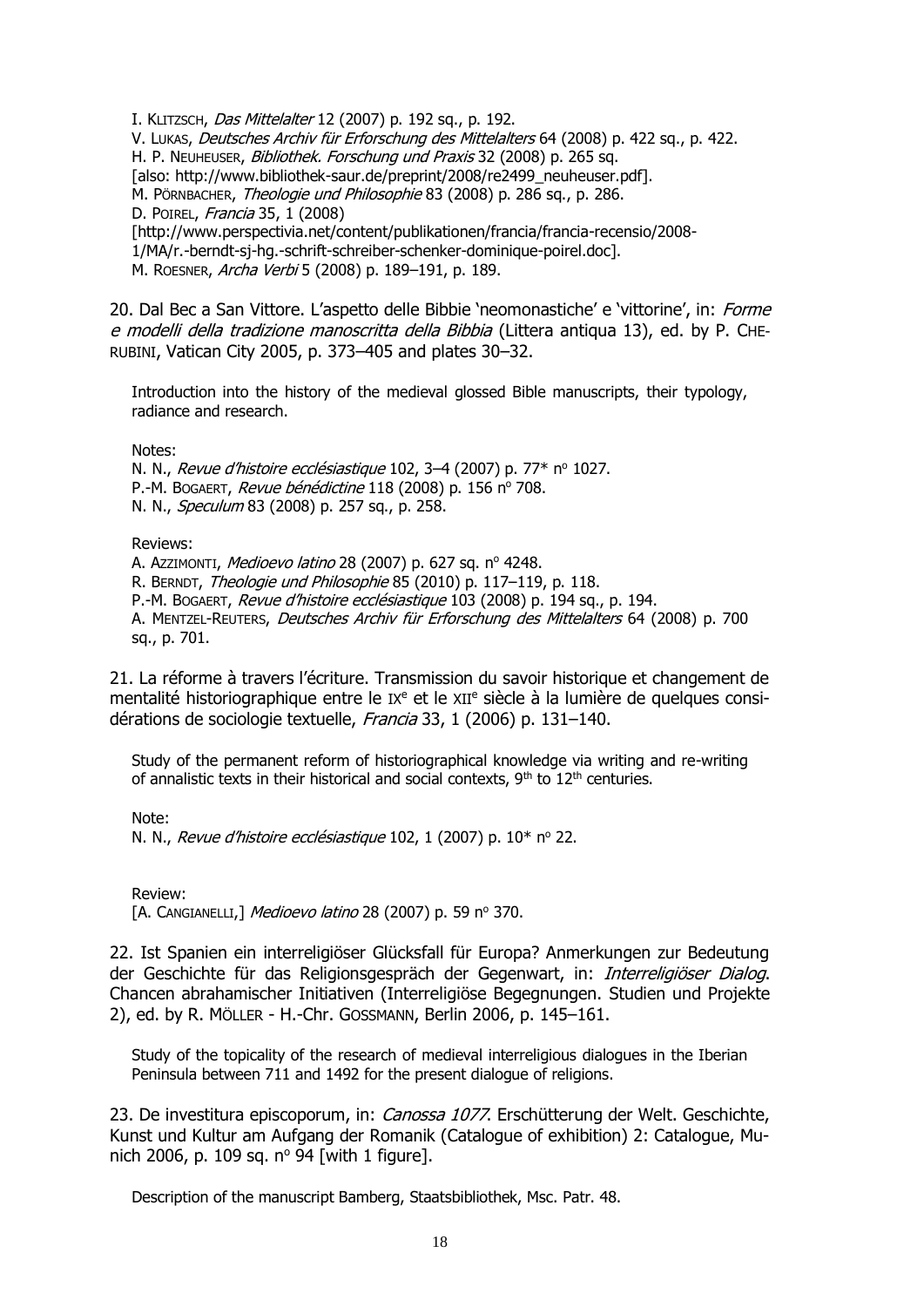I. KLITZSCH, *Das Mittelalter* 12 (2007) p. 192 sq., p. 192.
V. LUKAS, *Deutsches Archiv für Erforschung des Mittelalters* 64 (2008) p. 422 sq., p. 422.
H. P. NEUHEUSER, *Bibliothek. Forschung und Praxis* 32 (2008) p. 265 sq.
[also: http://www.bibliothek-saur.de/preprint/2008/re2499_neuheuser.pdf].
M. PÖRNBACHER, *Theologie und Philosophie* 83 (2008) p. 286 sq., p. 286.
D. POIREL, *Francia* 35, 1 (2008)
[http://www.perspectivia.net/content/publikationen/francia/francia-recensio/2008-1/MA/r.-berndt-sj-hg.-schrift-schreiber-schenker-dominique-poirel.doc].
M. ROESNER, *Archa Verbi* 5 (2008) p. 189–191, p. 189.

20. Dal Bec a San Vittore. L'aspetto delle Bibbie 'neomonastiche' e 'vittorine', in: *Forme e modelli della tradizione manoscritta della Bibbia* (Littera antiqua 13), ed. by P. CHERUBINI, Vatican City 2005, p. 373–405 and plates 30–32.

Introduction into the history of the medieval glossed Bible manuscripts, their typology, radiance and research.

Notes:
N. N., *Revue d'histoire ecclésiastique* 102, 3–4 (2007) p. 77* nº 1027.
P.-M. BOGAERT, *Revue bénédictine* 118 (2008) p. 156 nº 708.
N. N., *Speculum* 83 (2008) p. 257 sq., p. 258.

Reviews:
A. AZZIMONTI, *Medioevo latino* 28 (2007) p. 627 sq. nº 4248.
R. BERNDT, *Theologie und Philosophie* 85 (2010) p. 117–119, p. 118.
P.-M. BOGAERT, *Revue d'histoire ecclésiastique* 103 (2008) p. 194 sq., p. 194.
A. MENTZEL-REUTERS, *Deutsches Archiv für Erforschung des Mittelalters* 64 (2008) p. 700 sq., p. 701.

21. La réforme à travers l'écriture. Transmission du savoir historique et changement de mentalité historiographique entre le IXe et le XIIe siècle à la lumière de quelques considérations de sociologie textuelle, *Francia* 33, 1 (2006) p. 131–140.

Study of the permanent reform of historiographical knowledge via writing and re-writing of annalistic texts in their historical and social contexts, 9th to 12th centuries.

Note:
N. N., *Revue d'histoire ecclésiastique* 102, 1 (2007) p. 10* nº 22.

Review:
[A. CANGIANELLI,] *Medioevo latino* 28 (2007) p. 59 nº 370.

22. Ist Spanien ein interreligiöser Glücksfall für Europa? Anmerkungen zur Bedeutung der Geschichte für das Religionsgespräch der Gegenwart, in: *Interreligiöser Dialog*. Chancen abrahamischer Initiativen (Interreligiöse Begegnungen. Studien und Projekte 2), ed. by R. MÖLLER - H.-Chr. GOSSMANN, Berlin 2006, p. 145–161.

Study of the topicality of the research of medieval interreligious dialogues in the Iberian Peninsula between 711 and 1492 for the present dialogue of religions.

23. De investitura episcoporum, in: *Canossa 1077*. Erschütterung der Welt. Geschichte, Kunst und Kultur am Aufgang der Romanik (Catalogue of exhibition) 2: Catalogue, Munich 2006, p. 109 sq. nº 94 [with 1 figure].

Description of the manuscript Bamberg, Staatsbibliothek, Msc. Patr. 48.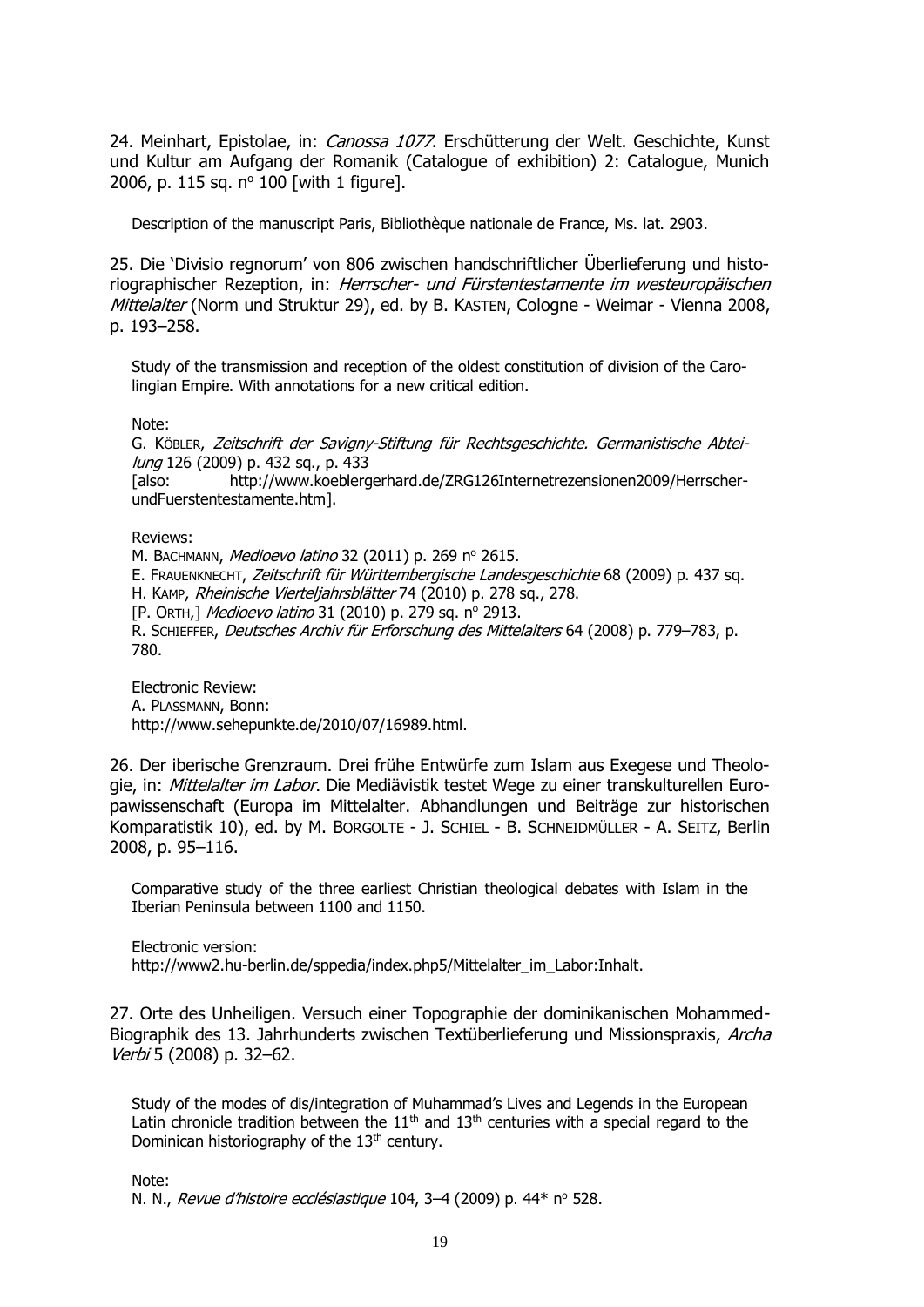24. Meinhart, Epistolae, in: *Canossa 1077*. Erschütterung der Welt. Geschichte, Kunst und Kultur am Aufgang der Romanik (Catalogue of exhibition) 2: Catalogue, Munich 2006, p. 115 sq. nº 100 [with 1 figure].

Description of the manuscript Paris, Bibliothèque nationale de France, Ms. lat. 2903.

25. Die 'Divisio regnorum' von 806 zwischen handschriftlicher Überlieferung und historiographischer Rezeption, in: *Herrscher- und Fürstentestamente im westeuropäischen Mittelalter* (Norm und Struktur 29), ed. by B. KASTEN, Cologne - Weimar - Vienna 2008, p. 193–258.

Study of the transmission and reception of the oldest constitution of division of the Carolingian Empire. With annotations for a new critical edition.

Note:
G. KÖBLER, *Zeitschrift der Savigny-Stiftung für Rechtsgeschichte. Germanistische Abteilung* 126 (2009) p. 432 sq., p. 433
[also: http://www.koeblergerhard.de/ZRG126Internetrezensionen2009/HerrscherundFuerstentestamente.htm].

Reviews:
M. BACHMANN, *Medioevo latino* 32 (2011) p. 269 nº 2615.
E. FRAUENKNECHT, *Zeitschrift für Württembergische Landesgeschichte* 68 (2009) p. 437 sq.
H. KAMP, *Rheinische Vierteljahrsblätter* 74 (2010) p. 278 sq., 278.
[P. ORTH,] *Medioevo latino* 31 (2010) p. 279 sq. nº 2913.
R. SCHIEFFER, *Deutsches Archiv für Erforschung des Mittelalters* 64 (2008) p. 779–783, p. 780.

Electronic Review:
A. PLASSMANN, Bonn:
http://www.sehepunkte.de/2010/07/16989.html.

26. Der iberische Grenzraum. Drei frühe Entwürfe zum Islam aus Exegese und Theologie, in: *Mittelalter im Labor*. Die Mediävistik testet Wege zu einer transkulturellen Europawissenschaft (Europa im Mittelalter. Abhandlungen und Beiträge zur historischen Komparatistik 10), ed. by M. BORGOLTE - J. SCHIEL - B. SCHNEIDMÜLLER - A. SEITZ, Berlin 2008, p. 95–116.

Comparative study of the three earliest Christian theological debates with Islam in the Iberian Peninsula between 1100 and 1150.

Electronic version:
http://www2.hu-berlin.de/sppedia/index.php5/Mittelalter_im_Labor:Inhalt.

27. Orte des Unheiligen. Versuch einer Topographie der dominikanischen Mohammed-Biographik des 13. Jahrhunderts zwischen Textüberlieferung und Missionspraxis, *Archa Verbi* 5 (2008) p. 32–62.

Study of the modes of dis/integration of Muhammad's Lives and Legends in the European Latin chronicle tradition between the 11th and 13th centuries with a special regard to the Dominican historiography of the 13th century.

Note:
N. N., *Revue d'histoire ecclésiastique* 104, 3–4 (2009) p. 44* nº 528.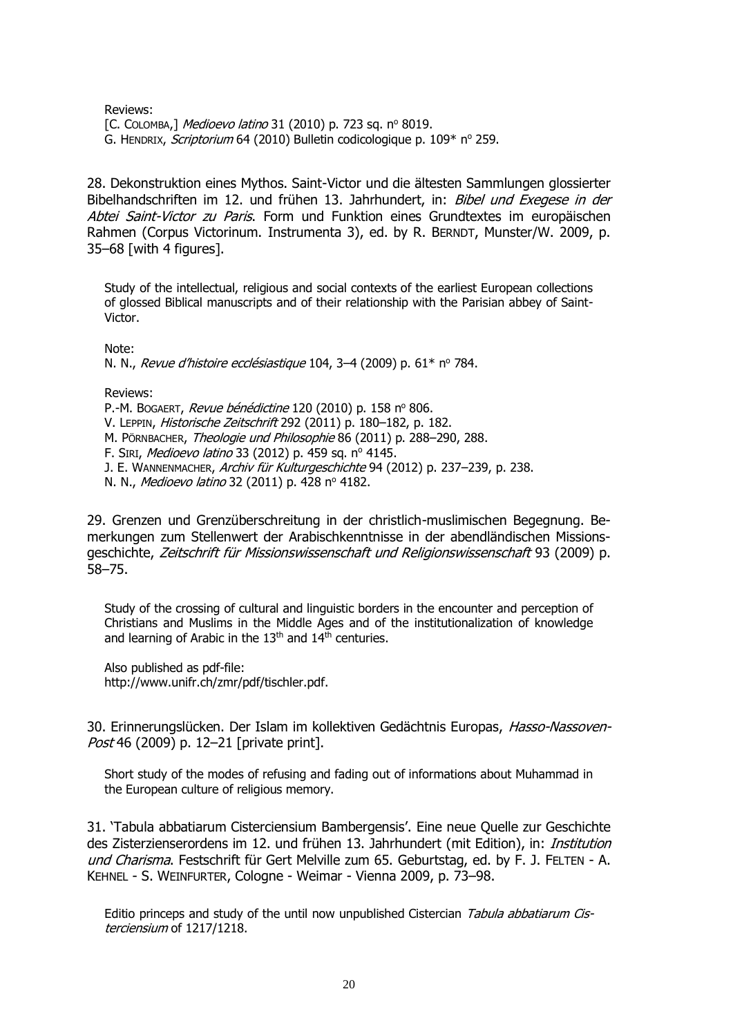Reviews:
[C. COLOMBA,] *Medioevo latino* 31 (2010) p. 723 sq. nº 8019.
G. HENDRIX, *Scriptorium* 64 (2010) Bulletin codicologique p. 109* nº 259.

28. Dekonstruktion eines Mythos. Saint-Victor und die ältesten Sammlungen glossierter Bibelhandschriften im 12. und frühen 13. Jahrhundert, in: *Bibel und Exegese in der Abtei Saint-Victor zu Paris*. Form und Funktion eines Grundtextes im europäischen Rahmen (Corpus Victorinum. Instrumenta 3), ed. by R. BERNDT, Munster/W. 2009, p. 35–68 [with 4 figures].

Study of the intellectual, religious and social contexts of the earliest European collections of glossed Biblical manuscripts and of their relationship with the Parisian abbey of Saint-Victor.

Note:
N. N., *Revue d'histoire ecclésiastique* 104, 3–4 (2009) p. 61* nº 784.

Reviews:
P.-M. BOGAERT, *Revue bénédictine* 120 (2010) p. 158 nº 806.
V. LEPPIN, *Historische Zeitschrift* 292 (2011) p. 180–182, p. 182.
M. PÖRNBACHER, *Theologie und Philosophie* 86 (2011) p. 288–290, 288.
F. SIRI, *Medioevo latino* 33 (2012) p. 459 sq. nº 4145.
J. E. WANNENMACHER, *Archiv für Kulturgeschichte* 94 (2012) p. 237–239, p. 238.
N. N., *Medioevo latino* 32 (2011) p. 428 nº 4182.

29. Grenzen und Grenzüberschreitung in der christlich-muslimischen Begegnung. Bemerkungen zum Stellenwert der Arabischkenntnisse in der abendländischen Missionsgeschichte, *Zeitschrift für Missionswissenschaft und Religionswissenschaft* 93 (2009) p. 58–75.

Study of the crossing of cultural and linguistic borders in the encounter and perception of Christians and Muslims in the Middle Ages and of the institutionalization of knowledge and learning of Arabic in the 13th and 14th centuries.

Also published as pdf-file:
http://www.unifr.ch/zmr/pdf/tischler.pdf.

30. Erinnerungslücken. Der Islam im kollektiven Gedächtnis Europas, *Hasso-Nassoven-Post* 46 (2009) p. 12–21 [private print].

Short study of the modes of refusing and fading out of informations about Muhammad in the European culture of religious memory.

31. 'Tabula abbatiarum Cisterciensium Bambergensis'. Eine neue Quelle zur Geschichte des Zisterzienserordens im 12. und frühen 13. Jahrhundert (mit Edition), in: *Institution und Charisma*. Festschrift für Gert Melville zum 65. Geburtstag, ed. by F. J. FELTEN - A. KEHNEL - S. WEINFURTER, Cologne - Weimar - Vienna 2009, p. 73–98.

Editio princeps and study of the until now unpublished Cistercian *Tabula abbatiarum Cisterciensium* of 1217/1218.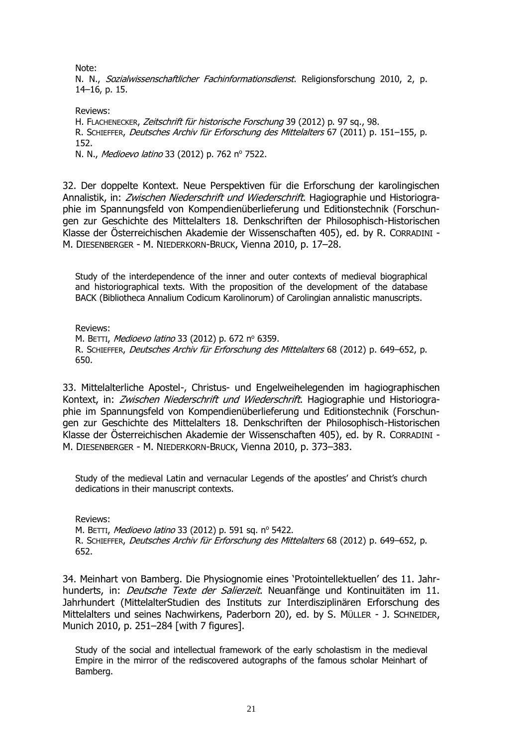Note:
N. N., *Sozialwissenschaftlicher Fachinformationsdienst*. Religionsforschung 2010, 2, p. 14–16, p. 15.

Reviews:
H. FLACHENECKER, *Zeitschrift für historische Forschung* 39 (2012) p. 97 sq., 98.
R. SCHIEFFER, *Deutsches Archiv für Erforschung des Mittelalters* 67 (2011) p. 151–155, p. 152.
N. N., *Medioevo latino* 33 (2012) p. 762 nº 7522.

32. Der doppelte Kontext. Neue Perspektiven für die Erforschung der karolingischen Annalistik, in: *Zwischen Niederschrift und Wiederschrift*. Hagiographie und Historiographie im Spannungsfeld von Kompendienüberlieferung und Editionstechnik (Forschungen zur Geschichte des Mittelalters 18. Denkschriften der Philosophisch-Historischen Klasse der Österreichischen Akademie der Wissenschaften 405), ed. by R. CORRADINI - M. DIESENBERGER - M. NIEDERKORN-BRUCK, Vienna 2010, p. 17–28.

Study of the interdependence of the inner and outer contexts of medieval biographical and historiographical texts. With the proposition of the development of the database BACK (Bibliotheca Annalium Codicum Karolinorum) of Carolingian annalistic manuscripts.

Reviews:
M. BETTI, *Medioevo latino* 33 (2012) p. 672 nº 6359.
R. SCHIEFFER, *Deutsches Archiv für Erforschung des Mittelalters* 68 (2012) p. 649–652, p. 650.

33. Mittelalterliche Apostel-, Christus- und Engelweihelegenden im hagiographischen Kontext, in: *Zwischen Niederschrift und Wiederschrift*. Hagiographie und Historiographie im Spannungsfeld von Kompendienüberlieferung und Editionstechnik (Forschungen zur Geschichte des Mittelalters 18. Denkschriften der Philosophisch-Historischen Klasse der Österreichischen Akademie der Wissenschaften 405), ed. by R. CORRADINI - M. DIESENBERGER - M. NIEDERKORN-BRUCK, Vienna 2010, p. 373–383.

Study of the medieval Latin and vernacular Legends of the apostles' and Christ's church dedications in their manuscript contexts.

Reviews:
M. BETTI, *Medioevo latino* 33 (2012) p. 591 sq. nº 5422.
R. SCHIEFFER, *Deutsches Archiv für Erforschung des Mittelalters* 68 (2012) p. 649–652, p. 652.

34. Meinhart von Bamberg. Die Physiognomie eines 'Protointellektuellen' des 11. Jahrhunderts, in: *Deutsche Texte der Salierzeit*. Neuanfänge und Kontinuitäten im 11. Jahrhundert (MittelalterStudien des Instituts zur Interdisziplinären Erforschung des Mittelalters und seines Nachwirkens, Paderborn 20), ed. by S. MÜLLER - J. SCHNEIDER, Munich 2010, p. 251–284 [with 7 figures].

Study of the social and intellectual framework of the early scholastism in the medieval Empire in the mirror of the rediscovered autographs of the famous scholar Meinhart of Bamberg.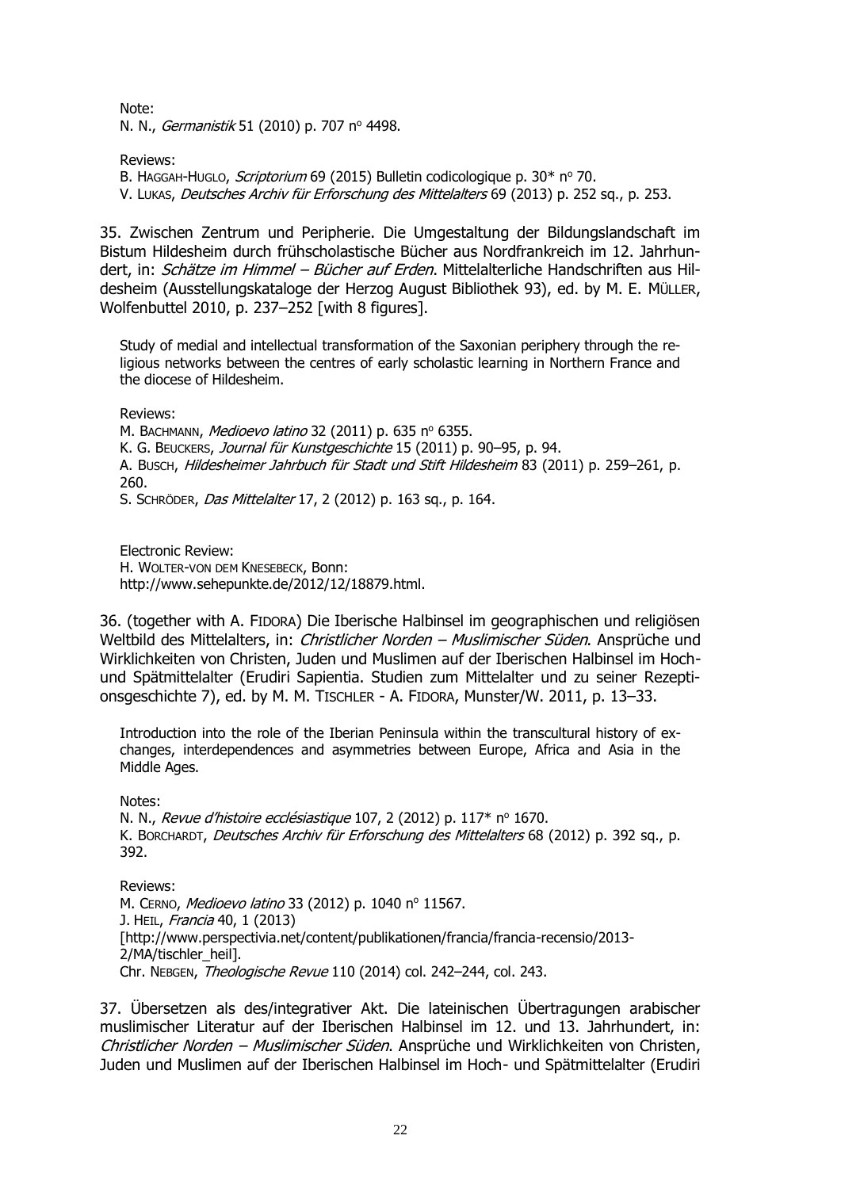Note:
N. N., *Germanistik* 51 (2010) p. 707 nº 4498.

Reviews:
B. HAGGAH-HUGLO, *Scriptorium* 69 (2015) Bulletin codicologique p. 30* nº 70.
V. LUKAS, *Deutsches Archiv für Erforschung des Mittelalters* 69 (2013) p. 252 sq., p. 253.

35. Zwischen Zentrum und Peripherie. Die Umgestaltung der Bildungslandschaft im Bistum Hildesheim durch frühscholastische Bücher aus Nordfrankreich im 12. Jahrhundert, in: *Schätze im Himmel – Bücher auf Erden*. Mittelalterliche Handschriften aus Hildesheim (Ausstellungskataloge der Herzog August Bibliothek 93), ed. by M. E. MÜLLER, Wolfenbuttel 2010, p. 237–252 [with 8 figures].

Study of medial and intellectual transformation of the Saxonian periphery through the religious networks between the centres of early scholastic learning in Northern France and the diocese of Hildesheim.

Reviews:
M. BACHMANN, *Medioevo latino* 32 (2011) p. 635 nº 6355.
K. G. BEUCKERS, *Journal für Kunstgeschichte* 15 (2011) p. 90–95, p. 94.
A. BUSCH, *Hildesheimer Jahrbuch für Stadt und Stift Hildesheim* 83 (2011) p. 259–261, p. 260.
S. SCHRÖDER, *Das Mittelalter* 17, 2 (2012) p. 163 sq., p. 164.

Electronic Review:
H. WOLTER-VON DEM KNESEBECK, Bonn:
http://www.sehepunkte.de/2012/12/18879.html.

36. (together with A. FIDORA) Die Iberische Halbinsel im geographischen und religiösen Weltbild des Mittelalters, in: *Christlicher Norden – Muslimischer Süden*. Ansprüche und Wirklichkeiten von Christen, Juden und Muslimen auf der Iberischen Halbinsel im Hoch- und Spätmittelalter (Erudiri Sapientia. Studien zum Mittelalter und zu seiner Rezeptionsgeschichte 7), ed. by M. M. TISCHLER - A. FIDORA, Munster/W. 2011, p. 13–33.

Introduction into the role of the Iberian Peninsula within the transcultural history of exchanges, interdependences and asymmetries between Europe, Africa and Asia in the Middle Ages.

Notes:
N. N., *Revue d'histoire ecclésiastique* 107, 2 (2012) p. 117* nº 1670.
K. BORCHARDT, *Deutsches Archiv für Erforschung des Mittelalters* 68 (2012) p. 392 sq., p. 392.

Reviews:
M. CERNO, *Medioevo latino* 33 (2012) p. 1040 nº 11567.
J. HEIL, *Francia* 40, 1 (2013)
[http://www.perspectivia.net/content/publikationen/francia/francia-recensio/2013-2/MA/tischler_heil].
Chr. NEBGEN, *Theologische Revue* 110 (2014) col. 242–244, col. 243.

37. Übersetzen als des/integrativer Akt. Die lateinischen Übertragungen arabischer muslimischer Literatur auf der Iberischen Halbinsel im 12. und 13. Jahrhundert, in: *Christlicher Norden – Muslimischer Süden*. Ansprüche und Wirklichkeiten von Christen, Juden und Muslimen auf der Iberischen Halbinsel im Hoch- und Spätmittelalter (Erudiri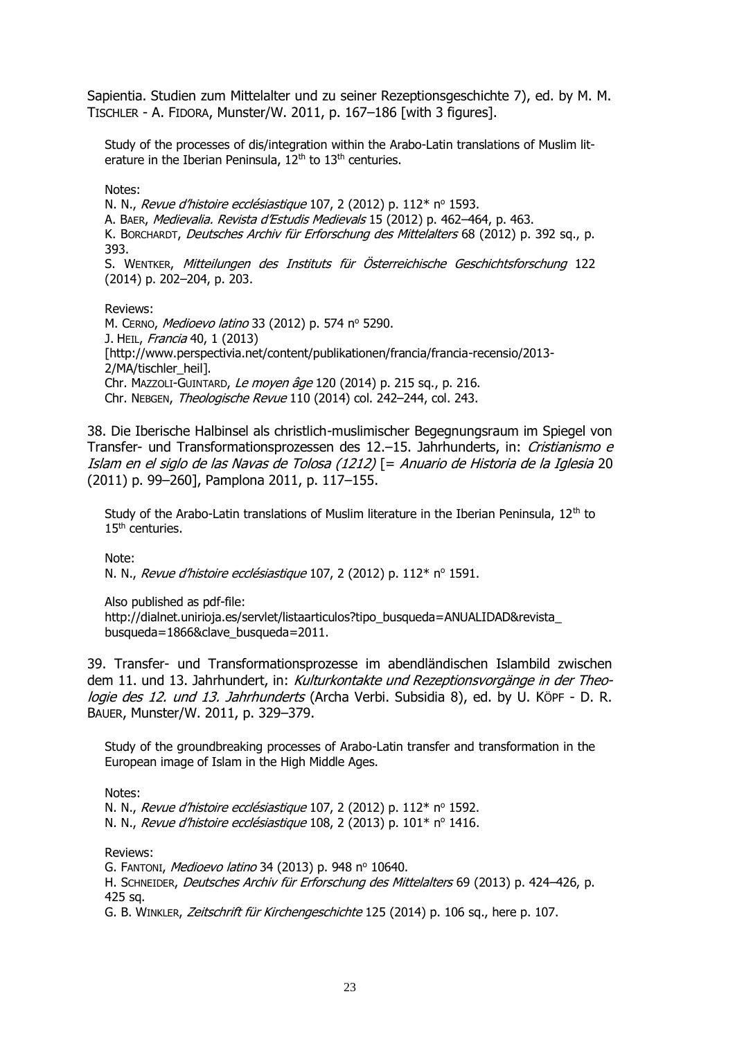Sapientia. Studien zum Mittelalter und zu seiner Rezeptionsgeschichte 7), ed. by M. M. TISCHLER - A. FIDORA, Munster/W. 2011, p. 167–186 [with 3 figures].

Study of the processes of dis/integration within the Arabo-Latin translations of Muslim literature in the Iberian Peninsula, 12th to 13th centuries.

Notes:
N. N., *Revue d'histoire ecclésiastique* 107, 2 (2012) p. 112* nº 1593.
A. BAER, *Medievalia. Revista d'Estudis Medievals* 15 (2012) p. 462–464, p. 463.
K. BORCHARDT, *Deutsches Archiv für Erforschung des Mittelalters* 68 (2012) p. 392 sq., p. 393.
S. WENTKER, *Mitteilungen des Instituts für Österreichische Geschichtsforschung* 122 (2014) p. 202–204, p. 203.

Reviews:
M. CERNO, *Medioevo latino* 33 (2012) p. 574 nº 5290.
J. HEIL, *Francia* 40, 1 (2013) [http://www.perspectivia.net/content/publikationen/francia/francia-recensio/2013-2/MA/tischler_heil].
Chr. MAZZOLI-GUINTARD, *Le moyen âge* 120 (2014) p. 215 sq., p. 216.
Chr. NEBGEN, *Theologische Revue* 110 (2014) col. 242–244, col. 243.

38. Die Iberische Halbinsel als christlich-muslimischer Begegnungsraum im Spiegel von Transfer- und Transformationsprozessen des 12.–15. Jahrhunderts, in: *Cristianismo e Islam en el siglo de las Navas de Tolosa (1212)* [= *Anuario de Historia de la Iglesia* 20 (2011) p. 99–260], Pamplona 2011, p. 117–155.

Study of the Arabo-Latin translations of Muslim literature in the Iberian Peninsula, 12th to 15th centuries.

Note:
N. N., *Revue d'histoire ecclésiastique* 107, 2 (2012) p. 112* nº 1591.

Also published as pdf-file:
http://dialnet.unirioja.es/servlet/listaarticulos?tipo_busqueda=ANUALIDAD&revista_busqueda=1866&clave_busqueda=2011.

39. Transfer- und Transformationsprozesse im abendländischen Islambild zwischen dem 11. und 13. Jahrhundert, in: *Kulturkontakte und Rezeptionsvorgänge in der Theologie des 12. und 13. Jahrhunderts* (Archa Verbi. Subsidia 8), ed. by U. KÖPF - D. R. BAUER, Munster/W. 2011, p. 329–379.

Study of the groundbreaking processes of Arabo-Latin transfer and transformation in the European image of Islam in the High Middle Ages.

Notes:
N. N., *Revue d'histoire ecclésiastique* 107, 2 (2012) p. 112* nº 1592.
N. N., *Revue d'histoire ecclésiastique* 108, 2 (2013) p. 101* nº 1416.

Reviews:
G. FANTONI, *Medioevo latino* 34 (2013) p. 948 nº 10640.
H. SCHNEIDER, *Deutsches Archiv für Erforschung des Mittelalters* 69 (2013) p. 424–426, p. 425 sq.
G. B. WINKLER, *Zeitschrift für Kirchengeschichte* 125 (2014) p. 106 sq., here p. 107.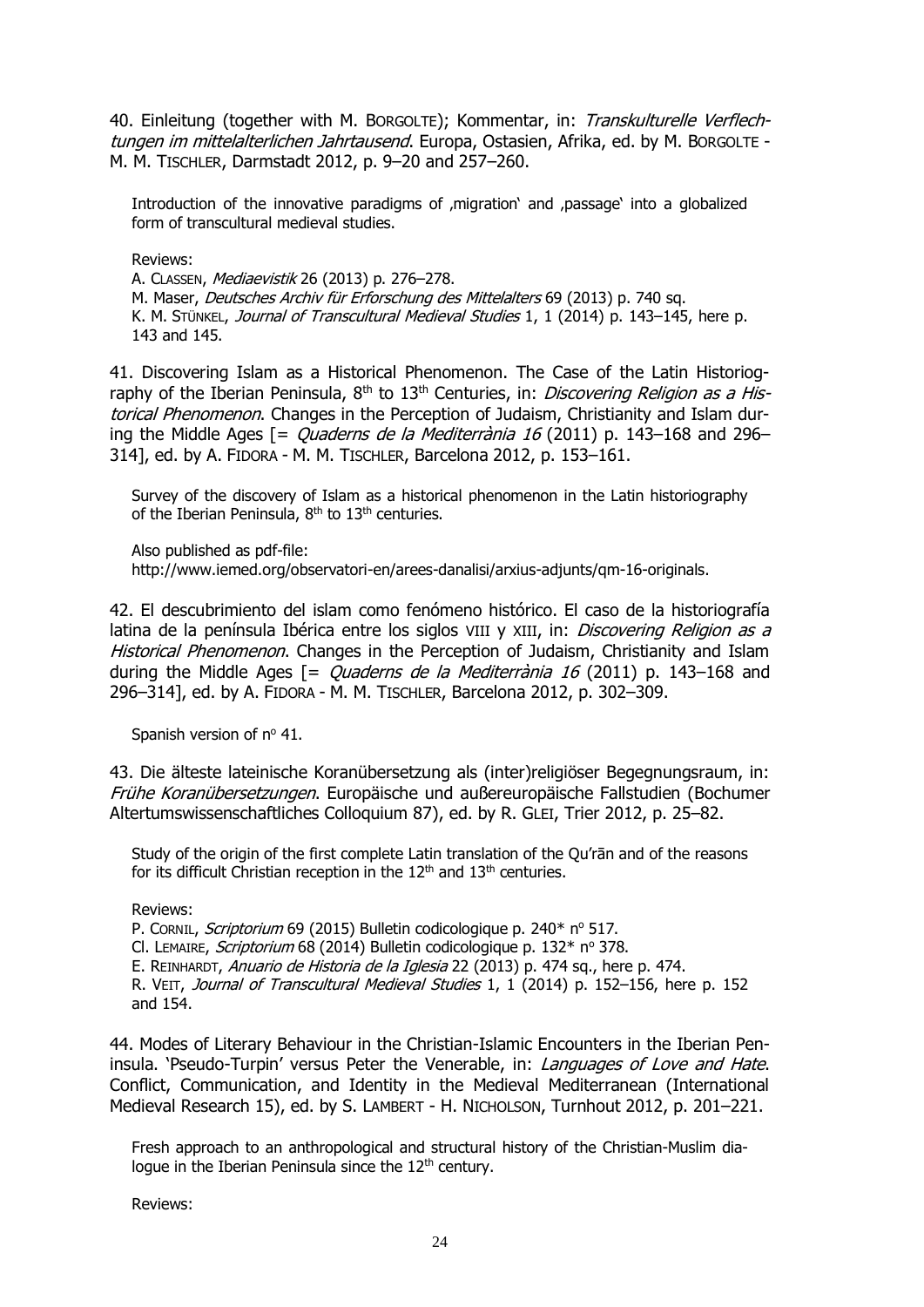40. Einleitung (together with M. BORGOLTE); Kommentar, in: *Transkulturelle Verflechtungen im mittelalterlichen Jahrtausend*. Europa, Ostasien, Afrika, ed. by M. BORGOLTE - M. M. TISCHLER, Darmstadt 2012, p. 9–20 and 257–260.

Introduction of the innovative paradigms of ‚migration' and ‚passage' into a globalized form of transcultural medieval studies.

Reviews:
A. CLASSEN, *Mediaevistik* 26 (2013) p. 276–278.
M. Maser, *Deutsches Archiv für Erforschung des Mittelalters* 69 (2013) p. 740 sq.
K. M. STÜNKEL, *Journal of Transcultural Medieval Studies* 1, 1 (2014) p. 143–145, here p. 143 and 145.

41. Discovering Islam as a Historical Phenomenon. The Case of the Latin Historiography of the Iberian Peninsula, 8th to 13th Centuries, in: *Discovering Religion as a Historical Phenomenon*. Changes in the Perception of Judaism, Christianity and Islam during the Middle Ages [= *Quaderns de la Mediterrània 16* (2011) p. 143–168 and 296–314], ed. by A. FIDORA - M. M. TISCHLER, Barcelona 2012, p. 153–161.

Survey of the discovery of Islam as a historical phenomenon in the Latin historiography of the Iberian Peninsula, 8th to 13th centuries.

Also published as pdf-file:
http://www.iemed.org/observatori-en/arees-danalisi/arxius-adjunts/qm-16-originals.

42. El descubrimiento del islam como fenómeno histórico. El caso de la historiografía latina de la península Ibérica entre los siglos VIII y XIII, in: *Discovering Religion as a Historical Phenomenon*. Changes in the Perception of Judaism, Christianity and Islam during the Middle Ages [= *Quaderns de la Mediterrània 16* (2011) p. 143–168 and 296–314], ed. by A. FIDORA - M. M. TISCHLER, Barcelona 2012, p. 302–309.

Spanish version of nº 41.

43. Die älteste lateinische Koranübersetzung als (inter)religiöser Begegnungsraum, in: *Frühe Koranübersetzungen*. Europäische und außereuropäische Fallstudien (Bochumer Altertumswissenschaftliches Colloquium 87), ed. by R. GLEI, Trier 2012, p. 25–82.

Study of the origin of the first complete Latin translation of the Qu'rān and of the reasons for its difficult Christian reception in the 12th and 13th centuries.

Reviews:
P. CORNIL, *Scriptorium* 69 (2015) Bulletin codicologique p. 240* nº 517.
Cl. LEMAIRE, *Scriptorium* 68 (2014) Bulletin codicologique p. 132* nº 378.
E. REINHARDT, *Anuario de Historia de la Iglesia* 22 (2013) p. 474 sq., here p. 474.
R. VEIT, *Journal of Transcultural Medieval Studies* 1, 1 (2014) p. 152–156, here p. 152 and 154.

44. Modes of Literary Behaviour in the Christian-Islamic Encounters in the Iberian Peninsula. 'Pseudo-Turpin' versus Peter the Venerable, in: *Languages of Love and Hate*. Conflict, Communication, and Identity in the Medieval Mediterranean (International Medieval Research 15), ed. by S. LAMBERT - H. NICHOLSON, Turnhout 2012, p. 201–221.

Fresh approach to an anthropological and structural history of the Christian-Muslim dialogue in the Iberian Peninsula since the 12th century.

Reviews: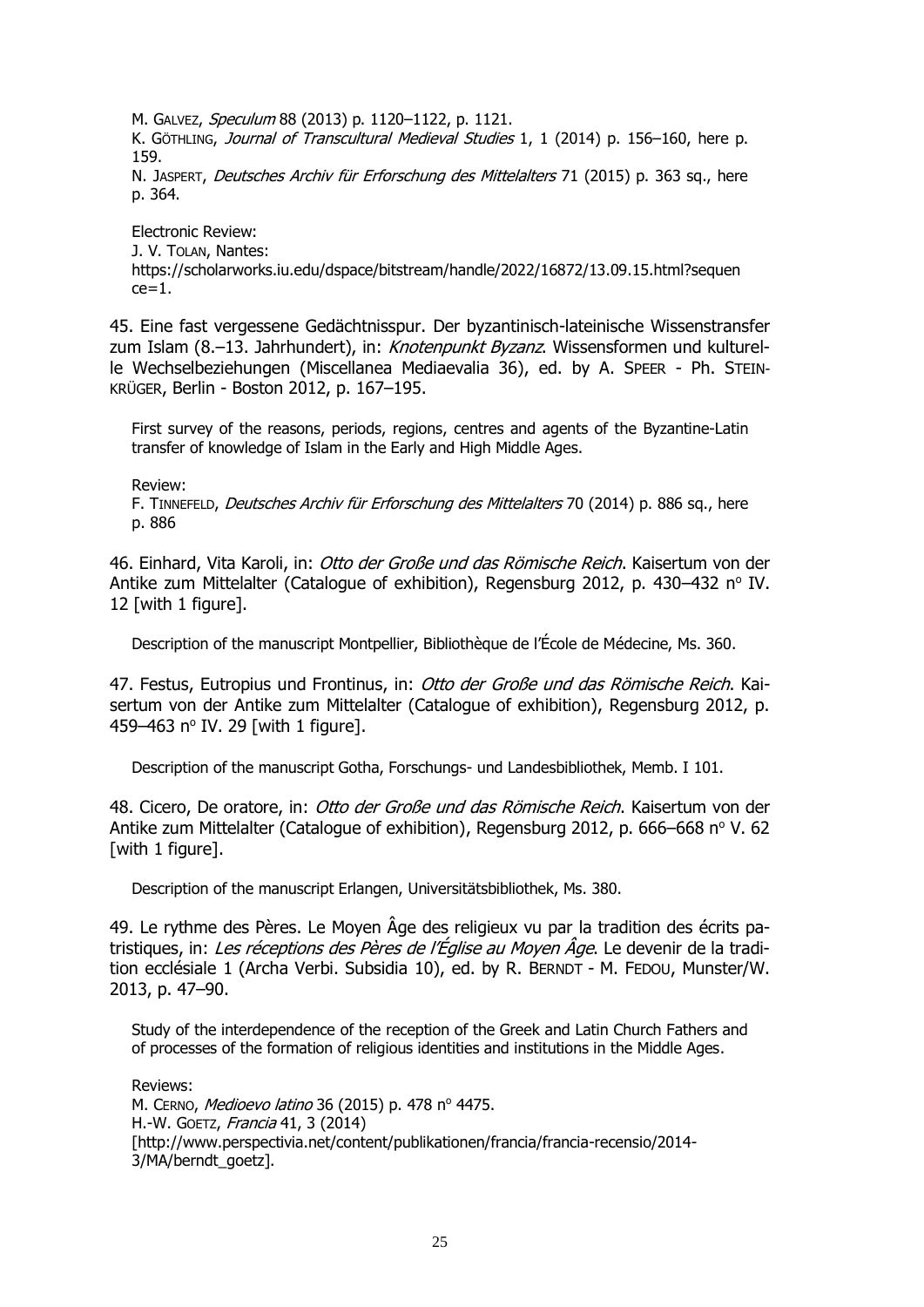M. GALVEZ, *Speculum* 88 (2013) p. 1120–1122, p. 1121.
K. GÖTHLING, *Journal of Transcultural Medieval Studies* 1, 1 (2014) p. 156–160, here p. 159.
N. JASPERT, *Deutsches Archiv für Erforschung des Mittelalters* 71 (2015) p. 363 sq., here p. 364.

Electronic Review:
J. V. TOLAN, Nantes:
https://scholarworks.iu.edu/dspace/bitstream/handle/2022/16872/13.09.15.html?sequence=1.

45. Eine fast vergessene Gedächtnisspur. Der byzantinisch-lateinische Wissenstransfer zum Islam (8.–13. Jahrhundert), in: *Knotenpunkt Byzanz*. Wissensformen und kulturelle Wechselbeziehungen (Miscellanea Mediaevalia 36), ed. by A. SPEER - Ph. STEINKRÜGER, Berlin - Boston 2012, p. 167–195.

First survey of the reasons, periods, regions, centres and agents of the Byzantine-Latin transfer of knowledge of Islam in the Early and High Middle Ages.

Review:
F. TINNEFELD, *Deutsches Archiv für Erforschung des Mittelalters* 70 (2014) p. 886 sq., here p. 886

46. Einhard, Vita Karoli, in: *Otto der Große und das Römische Reich*. Kaisertum von der Antike zum Mittelalter (Catalogue of exhibition), Regensburg 2012, p. 430–432 n° IV. 12 [with 1 figure].

Description of the manuscript Montpellier, Bibliothèque de l'École de Médecine, Ms. 360.

47. Festus, Eutropius und Frontinus, in: *Otto der Große und das Römische Reich*. Kaisertum von der Antike zum Mittelalter (Catalogue of exhibition), Regensburg 2012, p. 459–463 n° IV. 29 [with 1 figure].

Description of the manuscript Gotha, Forschungs- und Landesbibliothek, Memb. I 101.

48. Cicero, De oratore, in: *Otto der Große und das Römische Reich*. Kaisertum von der Antike zum Mittelalter (Catalogue of exhibition), Regensburg 2012, p. 666–668 n° V. 62 [with 1 figure].

Description of the manuscript Erlangen, Universitätsbibliothek, Ms. 380.

49. Le rythme des Pères. Le Moyen Âge des religieux vu par la tradition des écrits patristiques, in: *Les réceptions des Pères de l'Église au Moyen Âge*. Le devenir de la tradition ecclésiale 1 (Archa Verbi. Subsidia 10), ed. by R. BERNDT - M. FEDOU, Munster/W. 2013, p. 47–90.

Study of the interdependence of the reception of the Greek and Latin Church Fathers and of processes of the formation of religious identities and institutions in the Middle Ages.

Reviews:
M. CERNO, *Medioevo latino* 36 (2015) p. 478 n° 4475.
H.-W. GOETZ, *Francia* 41, 3 (2014)
[http://www.perspectivia.net/content/publikationen/francia/francia-recensio/2014-3/MA/berndt_goetz].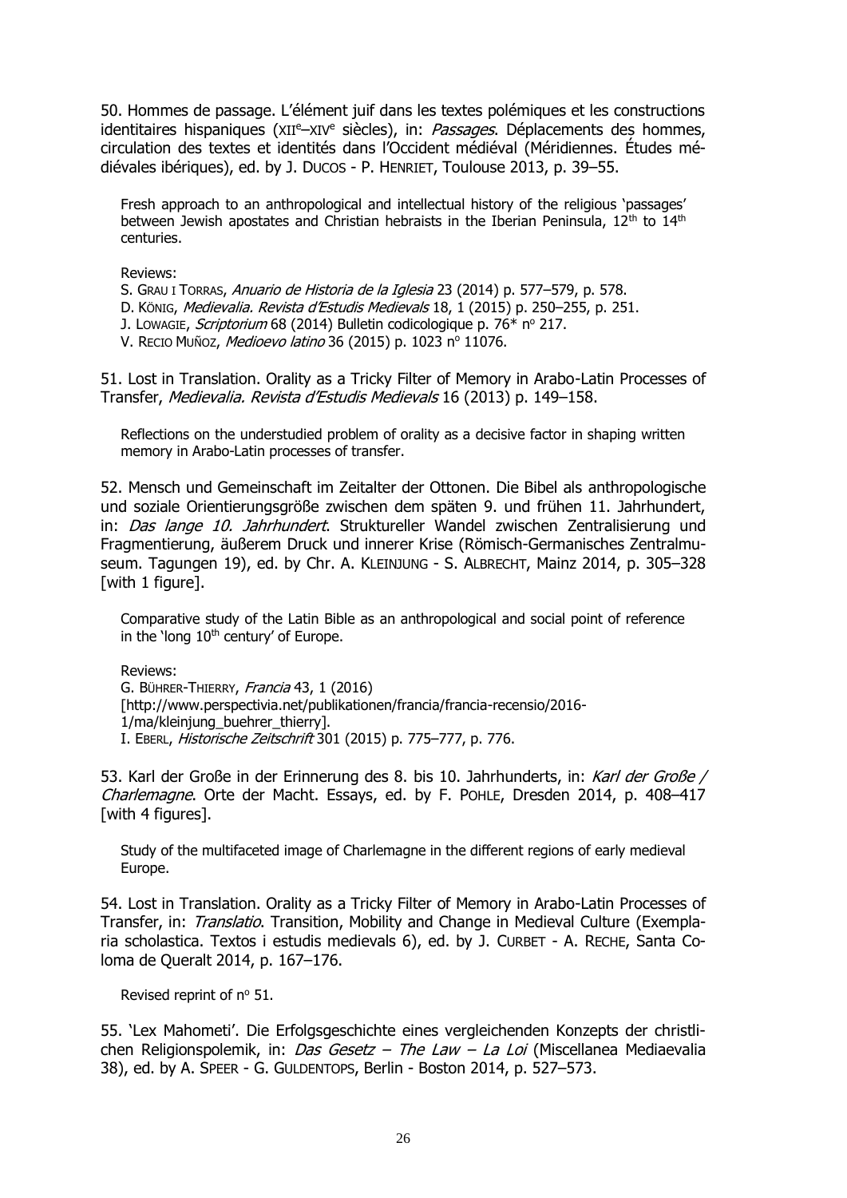50. Hommes de passage. L'élément juif dans les textes polémiques et les constructions identitaires hispaniques (XII[e]–XIV[e] siècles), in: *Passages*. Déplacements des hommes, circulation des textes et identités dans l'Occident médiéval (Méridiennes. Études médiévales ibériques), ed. by J. DUCOS - P. HENRIET, Toulouse 2013, p. 39–55.

> Fresh approach to an anthropological and intellectual history of the religious 'passages' between Jewish apostates and Christian hebraists in the Iberian Peninsula, 12[th] to 14[th] centuries.
>
> Reviews:
> S. GRAU I TORRAS, *Anuario de Historia de la Iglesia* 23 (2014) p. 577–579, p. 578.
> D. KÖNIG, *Medievalia. Revista d'Estudis Medievals* 18, 1 (2015) p. 250–255, p. 251.
> J. LOWAGIE, *Scriptorium* 68 (2014) Bulletin codicologique p. 76* n° 217.
> V. RECIO MUÑOZ, *Medioevo latino* 36 (2015) p. 1023 n° 11076.

51. Lost in Translation. Orality as a Tricky Filter of Memory in Arabo-Latin Processes of Transfer, *Medievalia. Revista d'Estudis Medievals* 16 (2013) p. 149–158.

> Reflections on the understudied problem of orality as a decisive factor in shaping written memory in Arabo-Latin processes of transfer.

52. Mensch und Gemeinschaft im Zeitalter der Ottonen. Die Bibel als anthropologische und soziale Orientierungsgröße zwischen dem späten 9. und frühen 11. Jahrhundert, in: *Das lange 10. Jahrhundert*. Struktureller Wandel zwischen Zentralisierung und Fragmentierung, äußerem Druck und innerer Krise (Römisch-Germanisches Zentralmuseum. Tagungen 19), ed. by Chr. A. KLEINJUNG - S. ALBRECHT, Mainz 2014, p. 305–328 [with 1 figure].

> Comparative study of the Latin Bible as an anthropological and social point of reference in the 'long 10[th] century' of Europe.
>
> Reviews:
> G. BÜHRER-THIERRY, *Francia* 43, 1 (2016) [http://www.perspectivia.net/publikationen/francia/francia-recensio/2016-1/ma/kleinjung_buehrer_thierry].
> I. EBERL, *Historische Zeitschrift* 301 (2015) p. 775–777, p. 776.

53. Karl der Große in der Erinnerung des 8. bis 10. Jahrhunderts, in: *Karl der Große / Charlemagne*. Orte der Macht. Essays, ed. by F. POHLE, Dresden 2014, p. 408–417 [with 4 figures].

> Study of the multifaceted image of Charlemagne in the different regions of early medieval Europe.

54. Lost in Translation. Orality as a Tricky Filter of Memory in Arabo-Latin Processes of Transfer, in: *Translatio*. Transition, Mobility and Change in Medieval Culture (Exemplaria scholastica. Textos i estudis medievals 6), ed. by J. CURBET - A. RECHE, Santa Coloma de Queralt 2014, p. 167–176.

> Revised reprint of n° 51.

55. 'Lex Mahometi'. Die Erfolgsgeschichte eines vergleichenden Konzepts der christlichen Religionspolemik, in: *Das Gesetz – The Law – La Loi* (Miscellanea Mediaevalia 38), ed. by A. SPEER - G. GULDENTOPS, Berlin - Boston 2014, p. 527–573.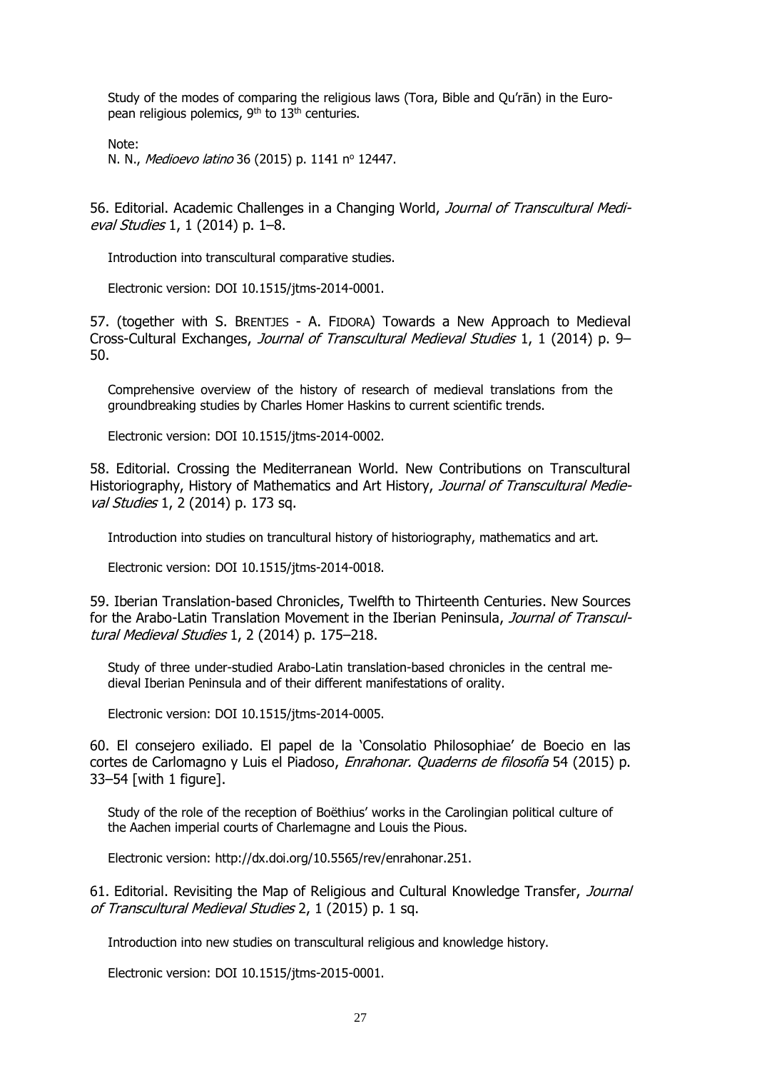Study of the modes of comparing the religious laws (Tora, Bible and Qu'rān) in the European religious polemics, 9th to 13th centuries.

Note:
N. N., *Medioevo latino* 36 (2015) p. 1141 nº 12447.

56. Editorial. Academic Challenges in a Changing World, *Journal of Transcultural Medieval Studies* 1, 1 (2014) p. 1–8.

Introduction into transcultural comparative studies.

Electronic version: DOI 10.1515/jtms-2014-0001.

57. (together with S. BRENTJES - A. FIDORA) Towards a New Approach to Medieval Cross-Cultural Exchanges, *Journal of Transcultural Medieval Studies* 1, 1 (2014) p. 9–50.

Comprehensive overview of the history of research of medieval translations from the groundbreaking studies by Charles Homer Haskins to current scientific trends.

Electronic version: DOI 10.1515/jtms-2014-0002.

58. Editorial. Crossing the Mediterranean World. New Contributions on Transcultural Historiography, History of Mathematics and Art History, *Journal of Transcultural Medieval Studies* 1, 2 (2014) p. 173 sq.

Introduction into studies on trancultural history of historiography, mathematics and art.

Electronic version: DOI 10.1515/jtms-2014-0018.

59. Iberian Translation-based Chronicles, Twelfth to Thirteenth Centuries. New Sources for the Arabo-Latin Translation Movement in the Iberian Peninsula, *Journal of Transcultural Medieval Studies* 1, 2 (2014) p. 175–218.

Study of three under-studied Arabo-Latin translation-based chronicles in the central medieval Iberian Peninsula and of their different manifestations of orality.

Electronic version: DOI 10.1515/jtms-2014-0005.

60. El consejero exiliado. El papel de la 'Consolatio Philosophiae' de Boecio en las cortes de Carlomagno y Luis el Piadoso, *Enrahonar. Quaderns de filosofía* 54 (2015) p. 33–54 [with 1 figure].

Study of the role of the reception of Boëthius' works in the Carolingian political culture of the Aachen imperial courts of Charlemagne and Louis the Pious.

Electronic version: http://dx.doi.org/10.5565/rev/enrahonar.251.

61. Editorial. Revisiting the Map of Religious and Cultural Knowledge Transfer, *Journal of Transcultural Medieval Studies* 2, 1 (2015) p. 1 sq.

Introduction into new studies on transcultural religious and knowledge history.

Electronic version: DOI 10.1515/jtms-2015-0001.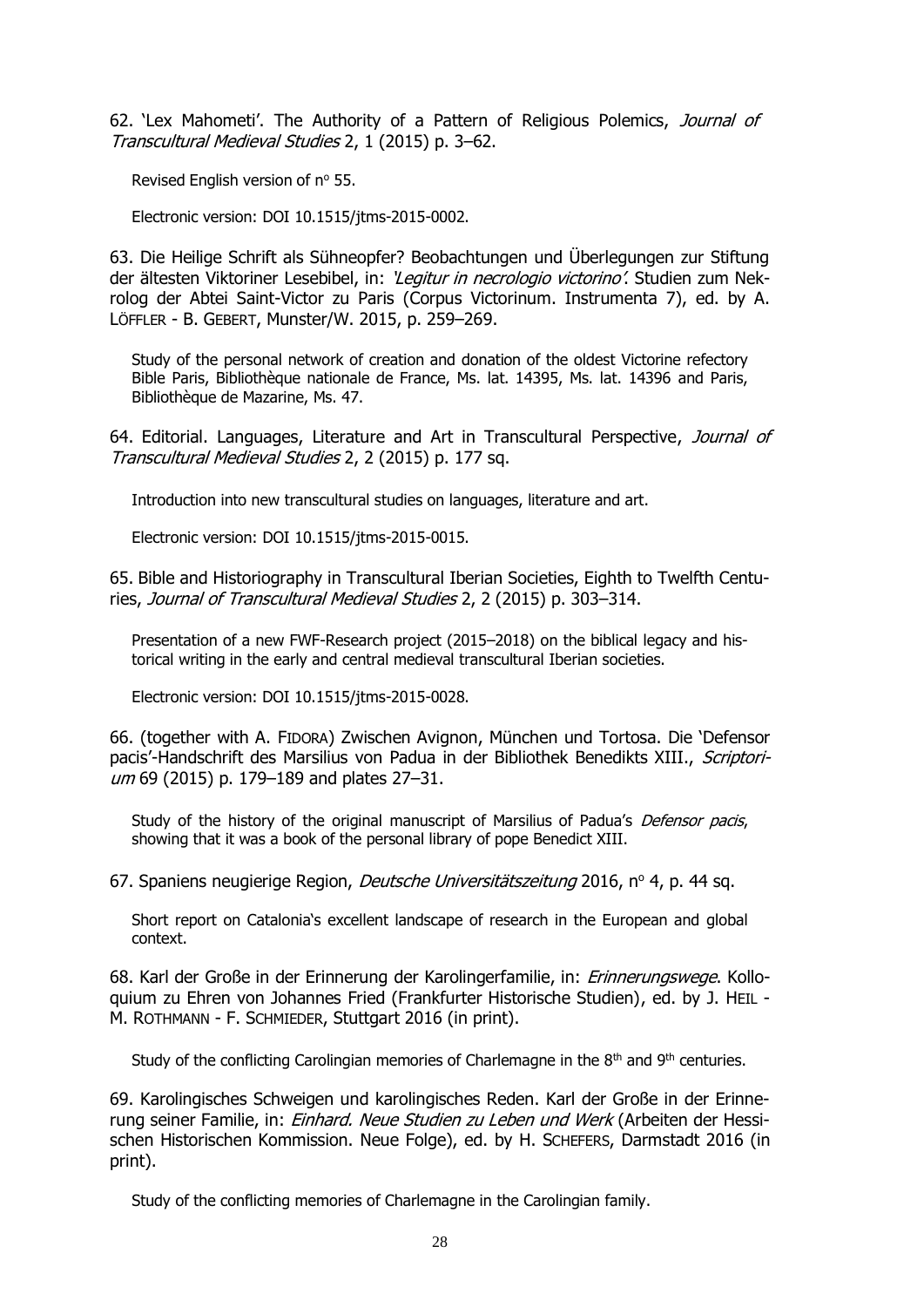62. 'Lex Mahometi'. The Authority of a Pattern of Religious Polemics, *Journal of Transcultural Medieval Studies* 2, 1 (2015) p. 3–62.

Revised English version of n° 55.

Electronic version: DOI 10.1515/jtms-2015-0002.

63. Die Heilige Schrift als Sühneopfer? Beobachtungen und Überlegungen zur Stiftung der ältesten Viktoriner Lesebibel, in: *'Legitur in necrologio victorino'*. Studien zum Nekrolog der Abtei Saint-Victor zu Paris (Corpus Victorinum. Instrumenta 7), ed. by A. LÖFFLER - B. GEBERT, Munster/W. 2015, p. 259–269.

Study of the personal network of creation and donation of the oldest Victorine refectory Bible Paris, Bibliothèque nationale de France, Ms. lat. 14395, Ms. lat. 14396 and Paris, Bibliothèque de Mazarine, Ms. 47.

64. Editorial. Languages, Literature and Art in Transcultural Perspective, *Journal of Transcultural Medieval Studies* 2, 2 (2015) p. 177 sq.

Introduction into new transcultural studies on languages, literature and art.

Electronic version: DOI 10.1515/jtms-2015-0015.

65. Bible and Historiography in Transcultural Iberian Societies, Eighth to Twelfth Centuries, *Journal of Transcultural Medieval Studies* 2, 2 (2015) p. 303–314.

Presentation of a new FWF-Research project (2015–2018) on the biblical legacy and historical writing in the early and central medieval transcultural Iberian societies.

Electronic version: DOI 10.1515/jtms-2015-0028.

66. (together with A. FIDORA) Zwischen Avignon, München und Tortosa. Die 'Defensor pacis'-Handschrift des Marsilius von Padua in der Bibliothek Benedikts XIII., *Scriptorium* 69 (2015) p. 179–189 and plates 27–31.

Study of the history of the original manuscript of Marsilius of Padua's *Defensor pacis*, showing that it was a book of the personal library of pope Benedict XIII.

67. Spaniens neugierige Region, *Deutsche Universitätszeitung* 2016, n° 4, p. 44 sq.

Short report on Catalonia's excellent landscape of research in the European and global context.

68. Karl der Große in der Erinnerung der Karolingerfamilie, in: *Erinnerungswege*. Kolloquium zu Ehren von Johannes Fried (Frankfurter Historische Studien), ed. by J. HEIL - M. ROTHMANN - F. SCHMIEDER, Stuttgart 2016 (in print).

Study of the conflicting Carolingian memories of Charlemagne in the 8th and 9th centuries.

69. Karolingisches Schweigen und karolingisches Reden. Karl der Große in der Erinnerung seiner Familie, in: *Einhard. Neue Studien zu Leben und Werk* (Arbeiten der Hessischen Historischen Kommission. Neue Folge), ed. by H. SCHEFERS, Darmstadt 2016 (in print).

Study of the conflicting memories of Charlemagne in the Carolingian family.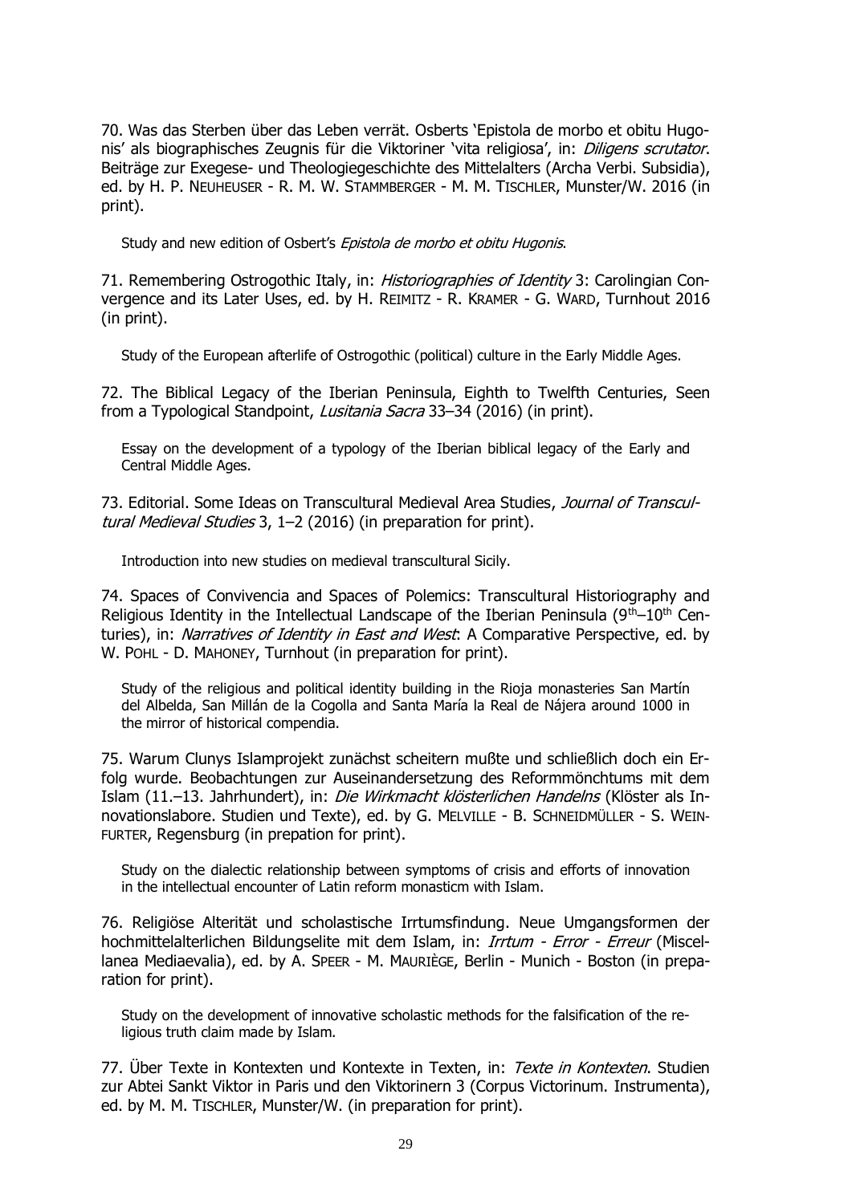70. Was das Sterben über das Leben verrät. Osberts 'Epistola de morbo et obitu Hugonis' als biographisches Zeugnis für die Viktoriner 'vita religiosa', in: *Diligens scrutator*. Beiträge zur Exegese- und Theologiegeschichte des Mittelalters (Archa Verbi. Subsidia), ed. by H. P. NEUHEUSER - R. M. W. STAMMBERGER - M. M. TISCHLER, Munster/W. 2016 (in print).

Study and new edition of Osbert's *Epistola de morbo et obitu Hugonis*.

71. Remembering Ostrogothic Italy, in: *Historiographies of Identity* 3: Carolingian Convergence and its Later Uses, ed. by H. REIMITZ - R. KRAMER - G. WARD, Turnhout 2016 (in print).

Study of the European afterlife of Ostrogothic (political) culture in the Early Middle Ages.

72. The Biblical Legacy of the Iberian Peninsula, Eighth to Twelfth Centuries, Seen from a Typological Standpoint, *Lusitania Sacra* 33–34 (2016) (in print).

Essay on the development of a typology of the Iberian biblical legacy of the Early and Central Middle Ages.

73. Editorial. Some Ideas on Transcultural Medieval Area Studies, *Journal of Transcultural Medieval Studies* 3, 1–2 (2016) (in preparation for print).

Introduction into new studies on medieval transcultural Sicily.

74. Spaces of Convivencia and Spaces of Polemics: Transcultural Historiography and Religious Identity in the Intellectual Landscape of the Iberian Peninsula (9th–10th Centuries), in: *Narratives of Identity in East and West*: A Comparative Perspective, ed. by W. POHL - D. MAHONEY, Turnhout (in preparation for print).

Study of the religious and political identity building in the Rioja monasteries San Martín del Albelda, San Millán de la Cogolla and Santa María la Real de Nájera around 1000 in the mirror of historical compendia.

75. Warum Clunys Islamprojekt zunächst scheitern mußte und schließlich doch ein Erfolg wurde. Beobachtungen zur Auseinandersetzung des Reformmönchtums mit dem Islam (11.–13. Jahrhundert), in: *Die Wirkmacht klösterlichen Handelns* (Klöster als Innovationslabore. Studien und Texte), ed. by G. MELVILLE - B. SCHNEIDMÜLLER - S. WEINFURTER, Regensburg (in prepation for print).

Study on the dialectic relationship between symptoms of crisis and efforts of innovation in the intellectual encounter of Latin reform monasticm with Islam.

76. Religiöse Alterität und scholastische Irrtumsfindung. Neue Umgangsformen der hochmittelalterlichen Bildungselite mit dem Islam, in: *Irrtum - Error - Erreur* (Miscellanea Mediaevalia), ed. by A. SPEER - M. MAURIÈGE, Berlin - Munich - Boston (in preparation for print).

Study on the development of innovative scholastic methods for the falsification of the religious truth claim made by Islam.

77. Über Texte in Kontexten und Kontexte in Texten, in: *Texte in Kontexten*. Studien zur Abtei Sankt Viktor in Paris und den Viktorinern 3 (Corpus Victorinum. Instrumenta), ed. by M. M. TISCHLER, Munster/W. (in preparation for print).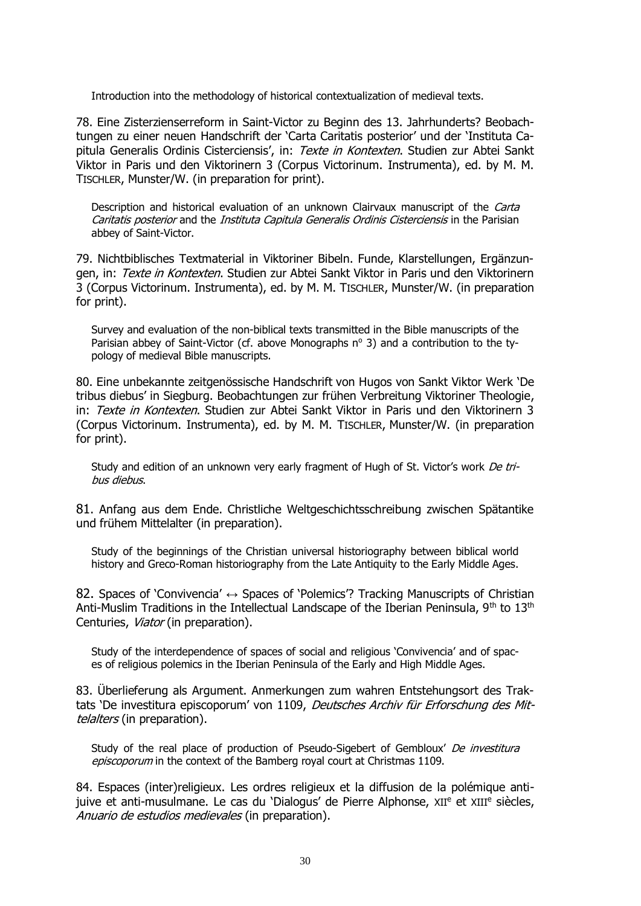Introduction into the methodology of historical contextualization of medieval texts.

78. Eine Zisterzienserreform in Saint-Victor zu Beginn des 13. Jahrhunderts? Beobachtungen zu einer neuen Handschrift der 'Carta Caritatis posterior' und der 'Instituta Capitula Generalis Ordinis Cisterciensis', in: *Texte in Kontexten*. Studien zur Abtei Sankt Viktor in Paris und den Viktorinern 3 (Corpus Victorinum. Instrumenta), ed. by M. M. TISCHLER, Munster/W. (in preparation for print).

Description and historical evaluation of an unknown Clairvaux manuscript of the *Carta Caritatis posterior* and the *Instituta Capitula Generalis Ordinis Cisterciensis* in the Parisian abbey of Saint-Victor.

79. Nichtbiblisches Textmaterial in Viktoriner Bibeln. Funde, Klarstellungen, Ergänzungen, in: *Texte in Kontexten*. Studien zur Abtei Sankt Viktor in Paris und den Viktorinern 3 (Corpus Victorinum. Instrumenta), ed. by M. M. TISCHLER, Munster/W. (in preparation for print).

Survey and evaluation of the non-biblical texts transmitted in the Bible manuscripts of the Parisian abbey of Saint-Victor (cf. above Monographs n° 3) and a contribution to the typology of medieval Bible manuscripts.

80. Eine unbekannte zeitgenössische Handschrift von Hugos von Sankt Viktor Werk 'De tribus diebus' in Siegburg. Beobachtungen zur frühen Verbreitung Viktoriner Theologie, in: *Texte in Kontexten*. Studien zur Abtei Sankt Viktor in Paris und den Viktorinern 3 (Corpus Victorinum. Instrumenta), ed. by M. M. TISCHLER, Munster/W. (in preparation for print).

Study and edition of an unknown very early fragment of Hugh of St. Victor's work *De tribus diebus*.

81. Anfang aus dem Ende. Christliche Weltgeschichtsschreibung zwischen Spätantike und frühem Mittelalter (in preparation).

Study of the beginnings of the Christian universal historiography between biblical world history and Greco-Roman historiography from the Late Antiquity to the Early Middle Ages.

82. Spaces of 'Convivencia' ↔ Spaces of 'Polemics'? Tracking Manuscripts of Christian Anti-Muslim Traditions in the Intellectual Landscape of the Iberian Peninsula, 9th to 13th Centuries, *Viator* (in preparation).

Study of the interdependence of spaces of social and religious 'Convivencia' and of spaces of religious polemics in the Iberian Peninsula of the Early and High Middle Ages.

83. Überlieferung als Argument. Anmerkungen zum wahren Entstehungsort des Traktats 'De investitura episcoporum' von 1109, *Deutsches Archiv für Erforschung des Mittelalters* (in preparation).

Study of the real place of production of Pseudo-Sigebert of Gembloux' *De investitura episcoporum* in the context of the Bamberg royal court at Christmas 1109.

84. Espaces (inter)religieux. Les ordres religieux et la diffusion de la polémique anti-juive et anti-musulmane. Le cas du 'Dialogus' de Pierre Alphonse, XIIe et XIIIe siècles, *Anuario de estudios medievales* (in preparation).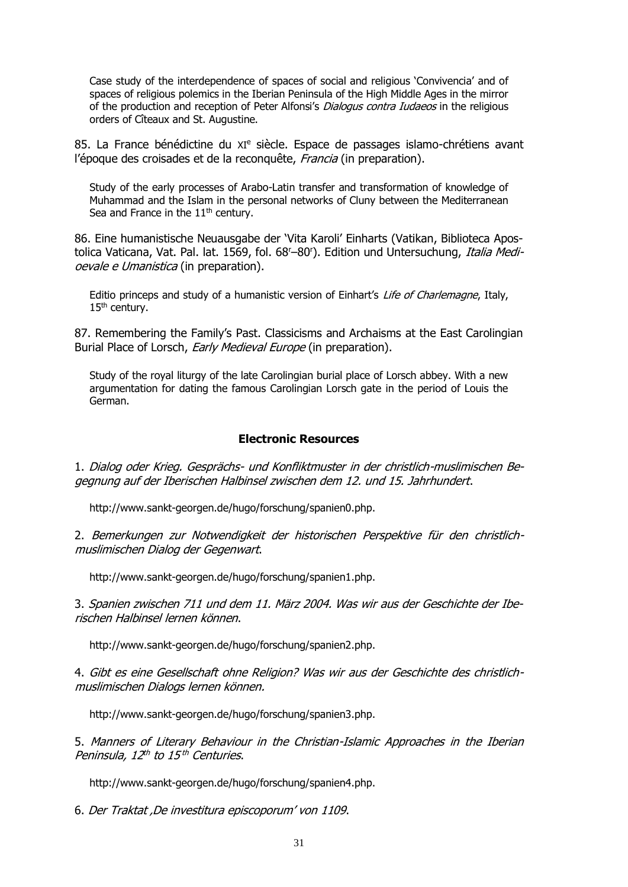Case study of the interdependence of spaces of social and religious 'Convivencia' and of spaces of religious polemics in the Iberian Peninsula of the High Middle Ages in the mirror of the production and reception of Peter Alfonsi's *Dialogus contra Iudaeos* in the religious orders of Cîteaux and St. Augustine.

85. La France bénédictine du XI[e] siècle. Espace de passages islamo-chrétiens avant l'époque des croisades et de la reconquête, *Francia* (in preparation).

Study of the early processes of Arabo-Latin transfer and transformation of knowledge of Muhammad and the Islam in the personal networks of Cluny between the Mediterranean Sea and France in the 11[th] century.

86. Eine humanistische Neuausgabe der 'Vita Karoli' Einharts (Vatikan, Biblioteca Apostolica Vaticana, Vat. Pal. lat. 1569, fol. 68[r]–80[r]). Edition und Untersuchung, *Italia Medioevale e Umanistica* (in preparation).

Editio princeps and study of a humanistic version of Einhart's *Life of Charlemagne*, Italy, 15[th] century.

87. Remembering the Family's Past. Classicisms and Archaisms at the East Carolingian Burial Place of Lorsch, *Early Medieval Europe* (in preparation).

Study of the royal liturgy of the late Carolingian burial place of Lorsch abbey. With a new argumentation for dating the famous Carolingian Lorsch gate in the period of Louis the German.

## Electronic Resources

1. *Dialog oder Krieg. Gesprächs- und Konfliktmuster in der christlich-muslimischen Begegnung auf der Iberischen Halbinsel zwischen dem 12. und 15. Jahrhundert*.

http://www.sankt-georgen.de/hugo/forschung/spanien0.php.

2. *Bemerkungen zur Notwendigkeit der historischen Perspektive für den christlich-muslimischen Dialog der Gegenwart*.

http://www.sankt-georgen.de/hugo/forschung/spanien1.php.

3. *Spanien zwischen 711 und dem 11. März 2004. Was wir aus der Geschichte der Iberischen Halbinsel lernen können*.

http://www.sankt-georgen.de/hugo/forschung/spanien2.php.

4. *Gibt es eine Gesellschaft ohne Religion? Was wir aus der Geschichte des christlich-muslimischen Dialogs lernen können.*

http://www.sankt-georgen.de/hugo/forschung/spanien3.php.

5. *Manners of Literary Behaviour in the Christian-Islamic Approaches in the Iberian Peninsula, 12[th] to 15[th] Centuries*.

http://www.sankt-georgen.de/hugo/forschung/spanien4.php.

6. *Der Traktat ‚De investitura episcoporum' von 1109*.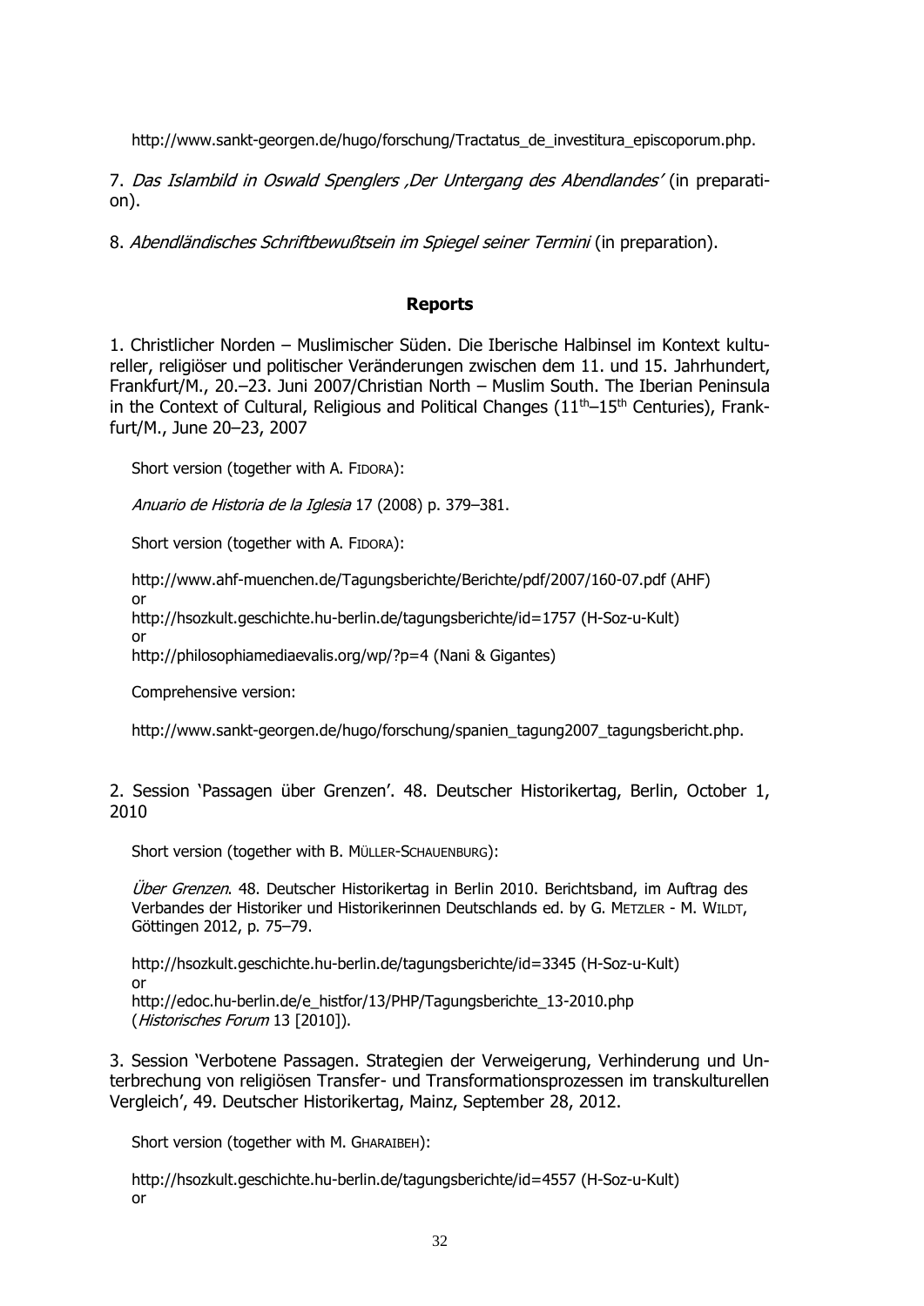http://www.sankt-georgen.de/hugo/forschung/Tractatus_de_investitura_episcoporum.php.

7. *Das Islambild in Oswald Spenglers ‚Der Untergang des Abendlandes'* (in preparation).

8. *Abendländisches Schriftbewußtsein im Spiegel seiner Termini* (in preparation).

## Reports

1. Christlicher Norden – Muslimischer Süden. Die Iberische Halbinsel im Kontext kultureller, religiöser und politischer Veränderungen zwischen dem 11. und 15. Jahrhundert, Frankfurt/M., 20.–23. Juni 2007/Christian North – Muslim South. The Iberian Peninsula in the Context of Cultural, Religious and Political Changes (11th–15th Centuries), Frankfurt/M., June 20–23, 2007

Short version (together with A. FIDORA):

*Anuario de Historia de la Iglesia* 17 (2008) p. 379–381.

Short version (together with A. FIDORA):

http://www.ahf-muenchen.de/Tagungsberichte/Berichte/pdf/2007/160-07.pdf (AHF)
or
http://hsozkult.geschichte.hu-berlin.de/tagungsberichte/id=1757 (H-Soz-u-Kult)
or
http://philosophiamediaevalis.org/wp/?p=4 (Nani & Gigantes)

Comprehensive version:

http://www.sankt-georgen.de/hugo/forschung/spanien_tagung2007_tagungsbericht.php.

2. Session 'Passagen über Grenzen'. 48. Deutscher Historikertag, Berlin, October 1, 2010

Short version (together with B. MÜLLER-SCHAUENBURG):

*Über Grenzen*. 48. Deutscher Historikertag in Berlin 2010. Berichtsband, im Auftrag des Verbandes der Historiker und Historikerinnen Deutschlands ed. by G. METZLER - M. WILDT, Göttingen 2012, p. 75–79.

http://hsozkult.geschichte.hu-berlin.de/tagungsberichte/id=3345 (H-Soz-u-Kult)
or
http://edoc.hu-berlin.de/e_histfor/13/PHP/Tagungsberichte_13-2010.php
(*Historisches Forum* 13 [2010]).

3. Session 'Verbotene Passagen. Strategien der Verweigerung, Verhinderung und Unterbrechung von religiösen Transfer- und Transformationsprozessen im transkulturellen Vergleich', 49. Deutscher Historikertag, Mainz, September 28, 2012.

Short version (together with M. GHARAIBEH):

http://hsozkult.geschichte.hu-berlin.de/tagungsberichte/id=4557 (H-Soz-u-Kult)
or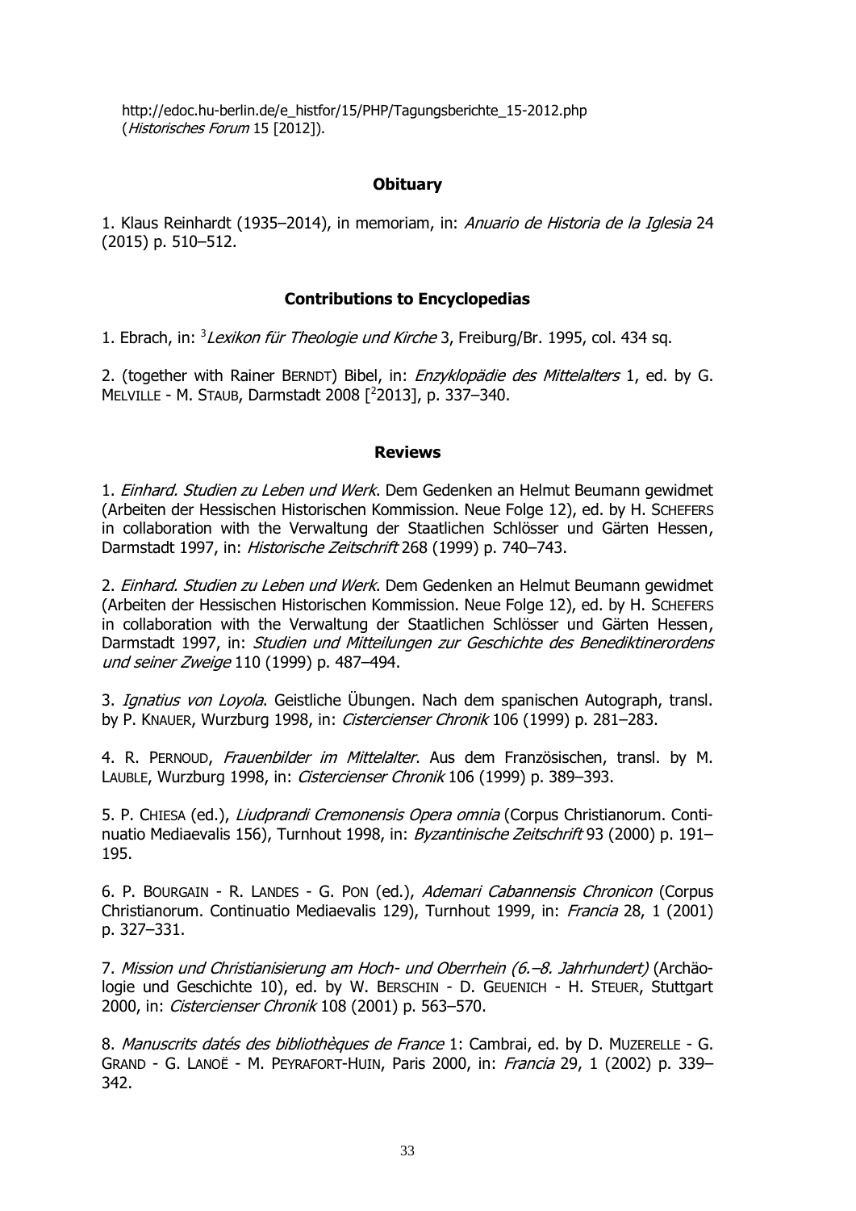http://edoc.hu-berlin.de/e_histfor/15/PHP/Tagungsberichte_15-2012.php (*Historisches Forum* 15 [2012]).

## Obituary

1. Klaus Reinhardt (1935–2014), in memoriam, in: *Anuario de Historia de la Iglesia* 24 (2015) p. 510–512.

## Contributions to Encyclopedias

1. Ebrach, in: $^{3}$*Lexikon für Theologie und Kirche* 3, Freiburg/Br. 1995, col. 434 sq.

2. (together with Rainer BERNDT) Bibel, in: *Enzyklopädie des Mittelalters* 1, ed. by G. MELVILLE - M. STAUB, Darmstadt 2008 [$^{2}$2013], p. 337–340.

## Reviews

1. *Einhard. Studien zu Leben und Werk*. Dem Gedenken an Helmut Beumann gewidmet (Arbeiten der Hessischen Historischen Kommission. Neue Folge 12), ed. by H. SCHEFERS in collaboration with the Verwaltung der Staatlichen Schlösser und Gärten Hessen, Darmstadt 1997, in: *Historische Zeitschrift* 268 (1999) p. 740–743.

2. *Einhard. Studien zu Leben und Werk*. Dem Gedenken an Helmut Beumann gewidmet (Arbeiten der Hessischen Historischen Kommission. Neue Folge 12), ed. by H. SCHEFERS in collaboration with the Verwaltung der Staatlichen Schlösser und Gärten Hessen, Darmstadt 1997, in: *Studien und Mitteilungen zur Geschichte des Benediktinerordens und seiner Zweige* 110 (1999) p. 487–494.

3. *Ignatius von Loyola*. Geistliche Übungen. Nach dem spanischen Autograph, transl. by P. KNAUER, Wurzburg 1998, in: *Cistercienser Chronik* 106 (1999) p. 281–283.

4. R. PERNOUD, *Frauenbilder im Mittelalter*. Aus dem Französischen, transl. by M. LAUBLE, Wurzburg 1998, in: *Cistercienser Chronik* 106 (1999) p. 389–393.

5. P. CHIESA (ed.), *Liudprandi Cremonensis Opera omnia* (Corpus Christianorum. Continuatio Mediaevalis 156), Turnhout 1998, in: *Byzantinische Zeitschrift* 93 (2000) p. 191–195.

6. P. BOURGAIN - R. LANDES - G. PON (ed.), *Ademari Cabannensis Chronicon* (Corpus Christianorum. Continuatio Mediaevalis 129), Turnhout 1999, in: *Francia* 28, 1 (2001) p. 327–331.

7. *Mission und Christianisierung am Hoch- und Oberrhein (6.–8. Jahrhundert)* (Archäologie und Geschichte 10), ed. by W. BERSCHIN - D. GEUENICH - H. STEUER, Stuttgart 2000, in: *Cistercienser Chronik* 108 (2001) p. 563–570.

8. *Manuscrits datés des bibliothèques de France* 1: Cambrai, ed. by D. MUZERELLE - G. GRAND - G. LANOË - M. PEYRAFORT-HUIN, Paris 2000, in: *Francia* 29, 1 (2002) p. 339–342.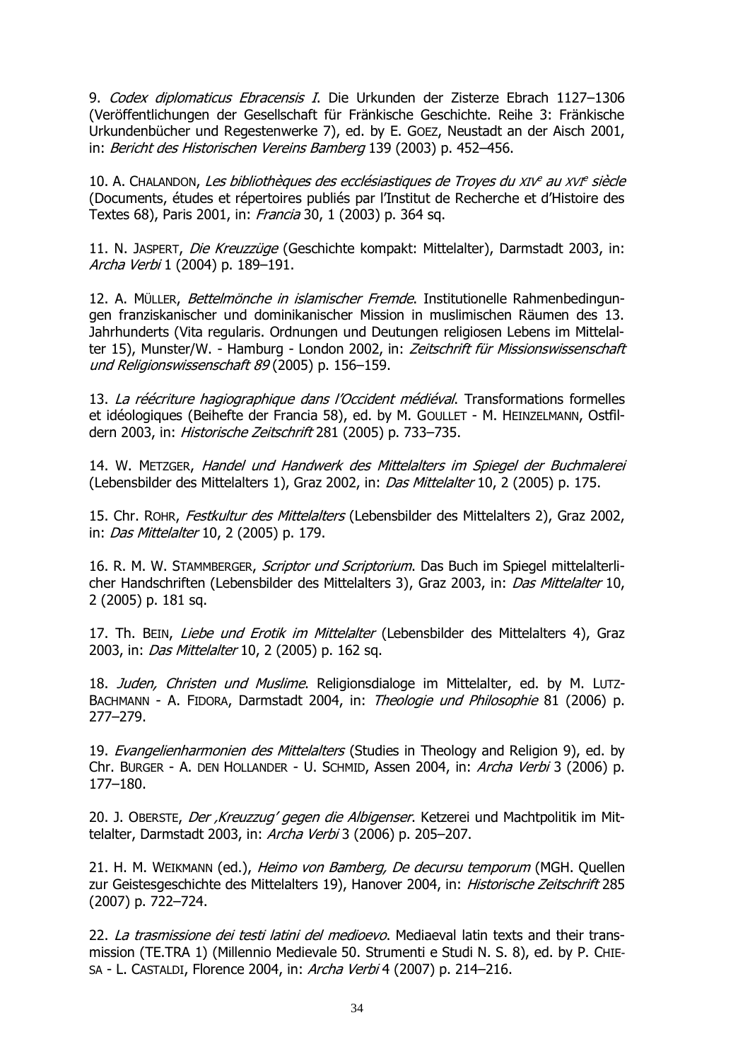9. *Codex diplomaticus Ebracensis I*. Die Urkunden der Zisterze Ebrach 1127–1306 (Veröffentlichungen der Gesellschaft für Fränkische Geschichte. Reihe 3: Fränkische Urkundenbücher und Regestenwerke 7), ed. by E. GOEZ, Neustadt an der Aisch 2001, in: *Bericht des Historischen Vereins Bamberg* 139 (2003) p. 452–456.

10. A. CHALANDON, *Les bibliothèques des ecclésiastiques de Troyes du XIVe au XVIe siècle* (Documents, études et répertoires publiés par l'Institut de Recherche et d'Histoire des Textes 68), Paris 2001, in: *Francia* 30, 1 (2003) p. 364 sq.

11. N. JASPERT, *Die Kreuzzüge* (Geschichte kompakt: Mittelalter), Darmstadt 2003, in: *Archa Verbi* 1 (2004) p. 189–191.

12. A. MÜLLER, *Bettelmönche in islamischer Fremde*. Institutionelle Rahmenbedingungen franziskanischer und dominikanischer Mission in muslimischen Räumen des 13. Jahrhunderts (Vita regularis. Ordnungen und Deutungen religiosen Lebens im Mittelalter 15), Munster/W. - Hamburg - London 2002, in: *Zeitschrift für Missionswissenschaft und Religionswissenschaft 89* (2005) p. 156–159.

13. *La réécriture hagiographique dans l'Occident médiéval*. Transformations formelles et idéologiques (Beihefte der Francia 58), ed. by M. GOULLET - M. HEINZELMANN, Ostfildern 2003, in: *Historische Zeitschrift* 281 (2005) p. 733–735.

14. W. METZGER, *Handel und Handwerk des Mittelalters im Spiegel der Buchmalerei* (Lebensbilder des Mittelalters 1), Graz 2002, in: *Das Mittelalter* 10, 2 (2005) p. 175.

15. Chr. ROHR, *Festkultur des Mittelalters* (Lebensbilder des Mittelalters 2), Graz 2002, in: *Das Mittelalter* 10, 2 (2005) p. 179.

16. R. M. W. STAMMBERGER, *Scriptor und Scriptorium*. Das Buch im Spiegel mittelalterlicher Handschriften (Lebensbilder des Mittelalters 3), Graz 2003, in: *Das Mittelalter* 10, 2 (2005) p. 181 sq.

17. Th. BEIN, *Liebe und Erotik im Mittelalter* (Lebensbilder des Mittelalters 4), Graz 2003, in: *Das Mittelalter* 10, 2 (2005) p. 162 sq.

18. *Juden, Christen und Muslime*. Religionsdialoge im Mittelalter, ed. by M. LUTZ-BACHMANN - A. FIDORA, Darmstadt 2004, in: *Theologie und Philosophie* 81 (2006) p. 277–279.

19. *Evangelienharmonien des Mittelalters* (Studies in Theology and Religion 9), ed. by Chr. BURGER - A. DEN HOLLANDER - U. SCHMID, Assen 2004, in: *Archa Verbi* 3 (2006) p. 177–180.

20. J. OBERSTE, *Der ‚Kreuzzug' gegen die Albigenser*. Ketzerei und Machtpolitik im Mittelalter, Darmstadt 2003, in: *Archa Verbi* 3 (2006) p. 205–207.

21. H. M. WEIKMANN (ed.), *Heimo von Bamberg, De decursu temporum* (MGH. Quellen zur Geistesgeschichte des Mittelalters 19), Hanover 2004, in: *Historische Zeitschrift* 285 (2007) p. 722–724.

22. *La trasmissione dei testi latini del medioevo*. Mediaeval latin texts and their transmission (TE.TRA 1) (Millennio Medievale 50. Strumenti e Studi N. S. 8), ed. by P. CHIESA - L. CASTALDI, Florence 2004, in: *Archa Verbi* 4 (2007) p. 214–216.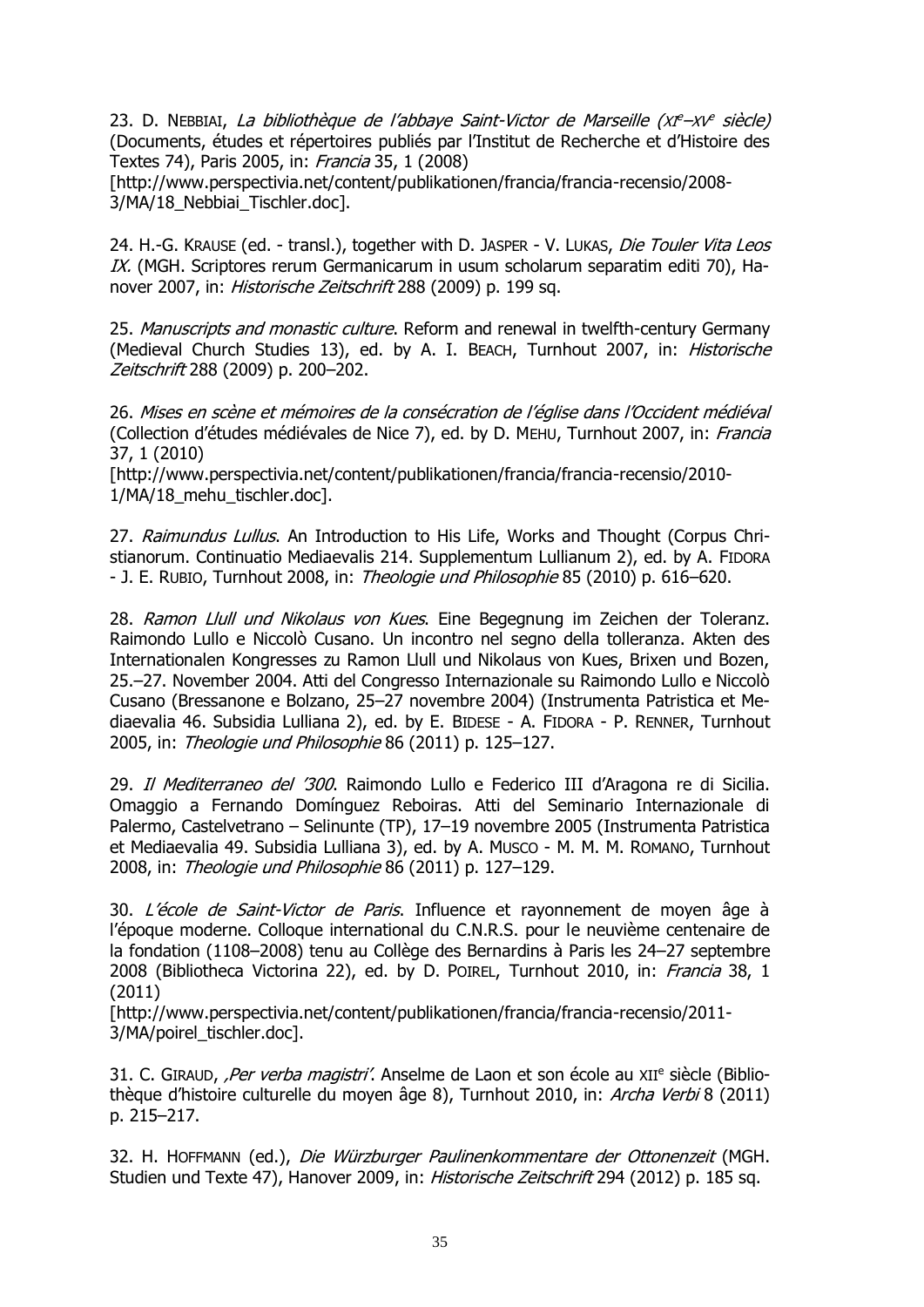23. D. Nebbiai, *La bibliothèque de l'abbaye Saint-Victor de Marseille (XIe–XVe siècle)* (Documents, études et répertoires publiés par l'Institut de Recherche et d'Histoire des Textes 74), Paris 2005, in: *Francia* 35, 1 (2008) [http://www.perspectivia.net/content/publikationen/francia/francia-recensio/2008-3/MA/18_Nebbiai_Tischler.doc].

24. H.-G. Krause (ed. - transl.), together with D. Jasper - V. Lukas, *Die Touler Vita Leos IX.* (MGH. Scriptores rerum Germanicarum in usum scholarum separatim editi 70), Hanover 2007, in: *Historische Zeitschrift* 288 (2009) p. 199 sq.

25. *Manuscripts and monastic culture*. Reform and renewal in twelfth-century Germany (Medieval Church Studies 13), ed. by A. I. Beach, Turnhout 2007, in: *Historische Zeitschrift* 288 (2009) p. 200–202.

26. *Mises en scène et mémoires de la consécration de l'église dans l'Occident médiéval* (Collection d'études médiévales de Nice 7), ed. by D. Mehu, Turnhout 2007, in: *Francia* 37, 1 (2010) [http://www.perspectivia.net/content/publikationen/francia/francia-recensio/2010-1/MA/18_mehu_tischler.doc].

27. *Raimundus Lullus*. An Introduction to His Life, Works and Thought (Corpus Christianorum. Continuatio Mediaevalis 214. Supplementum Lullianum 2), ed. by A. Fidora - J. E. Rubio, Turnhout 2008, in: *Theologie und Philosophie* 85 (2010) p. 616–620.

28. *Ramon Llull und Nikolaus von Kues*. Eine Begegnung im Zeichen der Toleranz. Raimondo Lullo e Niccolò Cusano. Un incontro nel segno della tolleranza. Akten des Internationalen Kongresses zu Ramon Llull und Nikolaus von Kues, Brixen und Bozen, 25.–27. November 2004. Atti del Congresso Internazionale su Raimondo Lullo e Niccolò Cusano (Bressanone e Bolzano, 25–27 novembre 2004) (Instrumenta Patristica et Mediaevalia 46. Subsidia Lulliana 2), ed. by E. Bidese - A. Fidora - P. Renner, Turnhout 2005, in: *Theologie und Philosophie* 86 (2011) p. 125–127.

29. *Il Mediterraneo del '300*. Raimondo Lullo e Federico III d'Aragona re di Sicilia. Omaggio a Fernando Domínguez Reboiras. Atti del Seminario Internazionale di Palermo, Castelvetrano – Selinunte (TP), 17–19 novembre 2005 (Instrumenta Patristica et Mediaevalia 49. Subsidia Lulliana 3), ed. by A. Musco - M. M. M. Romano, Turnhout 2008, in: *Theologie und Philosophie* 86 (2011) p. 127–129.

30. *L'école de Saint-Victor de Paris*. Influence et rayonnement de moyen âge à l'époque moderne. Colloque international du C.N.R.S. pour le neuvième centenaire de la fondation (1108–2008) tenu au Collège des Bernardins à Paris les 24–27 septembre 2008 (Bibliotheca Victorina 22), ed. by D. Poirel, Turnhout 2010, in: *Francia* 38, 1 (2011) [http://www.perspectivia.net/content/publikationen/francia/francia-recensio/2011-3/MA/poirel_tischler.doc].

31. C. Giraud, *'Per verba magistri'*. Anselme de Laon et son école au XIIe siècle (Bibliothèque d'histoire culturelle du moyen âge 8), Turnhout 2010, in: *Archa Verbi* 8 (2011) p. 215–217.

32. H. Hoffmann (ed.), *Die Würzburger Paulinenkommentare der Ottonenzeit* (MGH. Studien und Texte 47), Hanover 2009, in: *Historische Zeitschrift* 294 (2012) p. 185 sq.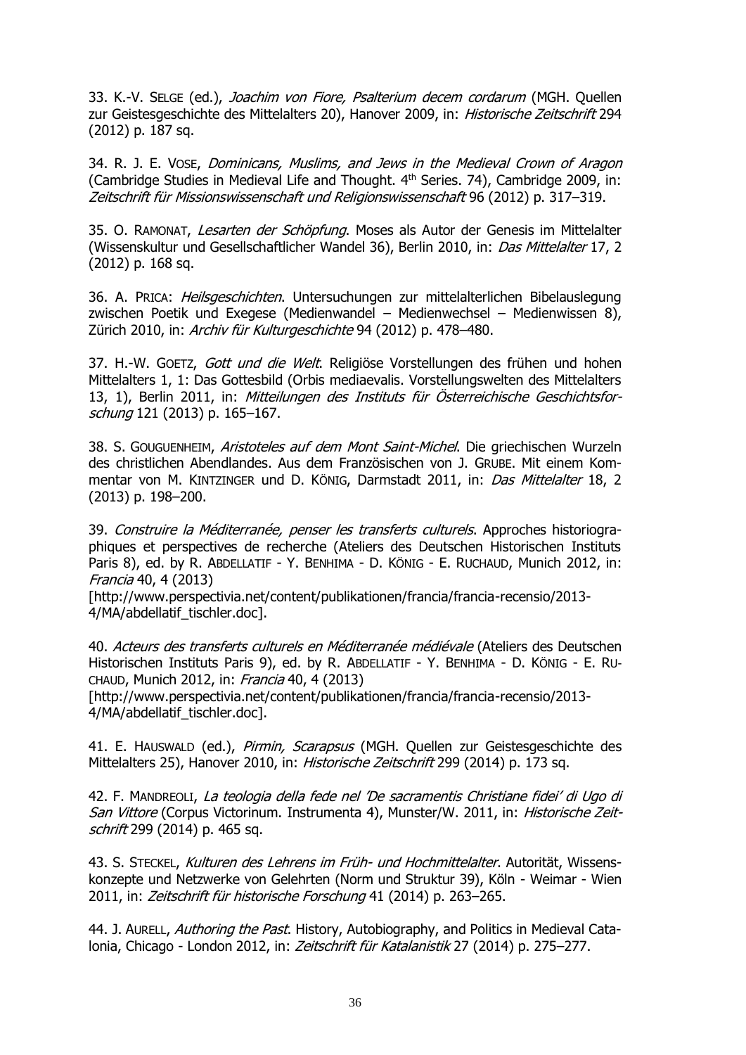33. K.-V. SELGE (ed.), *Joachim von Fiore, Psalterium decem cordarum* (MGH. Quellen zur Geistesgeschichte des Mittelalters 20), Hanover 2009, in: *Historische Zeitschrift* 294 (2012) p. 187 sq.

34. R. J. E. VOSE, *Dominicans, Muslims, and Jews in the Medieval Crown of Aragon* (Cambridge Studies in Medieval Life and Thought. 4th Series. 74), Cambridge 2009, in: *Zeitschrift für Missionswissenschaft und Religionswissenschaft* 96 (2012) p. 317–319.

35. O. RAMONAT, *Lesarten der Schöpfung*. Moses als Autor der Genesis im Mittelalter (Wissenskultur und Gesellschaftlicher Wandel 36), Berlin 2010, in: *Das Mittelalter* 17, 2 (2012) p. 168 sq.

36. A. PRICA: *Heilsgeschichten*. Untersuchungen zur mittelalterlichen Bibelauslegung zwischen Poetik und Exegese (Medienwandel – Medienwechsel – Medienwissen 8), Zürich 2010, in: *Archiv für Kulturgeschichte* 94 (2012) p. 478–480.

37. H.-W. GOETZ, *Gott und die Welt*. Religiöse Vorstellungen des frühen und hohen Mittelalters 1, 1: Das Gottesbild (Orbis mediaevalis. Vorstellungswelten des Mittelalters 13, 1), Berlin 2011, in: *Mitteilungen des Instituts für Österreichische Geschichtsforschung* 121 (2013) p. 165–167.

38. S. GOUGUENHEIM, *Aristoteles auf dem Mont Saint-Michel*. Die griechischen Wurzeln des christlichen Abendlandes. Aus dem Französischen von J. GRUBE. Mit einem Kommentar von M. KINTZINGER und D. KÖNIG, Darmstadt 2011, in: *Das Mittelalter* 18, 2 (2013) p. 198–200.

39. *Construire la Méditerranée, penser les transferts culturels*. Approches historiographiques et perspectives de recherche (Ateliers des Deutschen Historischen Instituts Paris 8), ed. by R. ABDELLATIF - Y. BENHIMA - D. KÖNIG - E. RUCHAUD, Munich 2012, in: *Francia* 40, 4 (2013) [http://www.perspectivia.net/content/publikationen/francia/francia-recensio/2013-4/MA/abdellatif_tischler.doc].

40. *Acteurs des transferts culturels en Méditerranée médiévale* (Ateliers des Deutschen Historischen Instituts Paris 9), ed. by R. ABDELLATIF - Y. BENHIMA - D. KÖNIG - E. RUCHAUD, Munich 2012, in: *Francia* 40, 4 (2013) [http://www.perspectivia.net/content/publikationen/francia/francia-recensio/2013-4/MA/abdellatif_tischler.doc].

41. E. HAUSWALD (ed.), *Pirmin, Scarapsus* (MGH. Quellen zur Geistesgeschichte des Mittelalters 25), Hanover 2010, in: *Historische Zeitschrift* 299 (2014) p. 173 sq.

42. F. MANDREOLI, *La teologia della fede nel 'De sacramentis Christiane fidei' di Ugo di San Vittore* (Corpus Victorinum. Instrumenta 4), Munster/W. 2011, in: *Historische Zeitschrift* 299 (2014) p. 465 sq.

43. S. STECKEL, *Kulturen des Lehrens im Früh- und Hochmittelalter*. Autorität, Wissenskonzepte und Netzwerke von Gelehrten (Norm und Struktur 39), Köln - Weimar - Wien 2011, in: *Zeitschrift für historische Forschung* 41 (2014) p. 263–265.

44. J. AURELL, *Authoring the Past*. History, Autobiography, and Politics in Medieval Catalonia, Chicago - London 2012, in: *Zeitschrift für Katalanistik* 27 (2014) p. 275–277.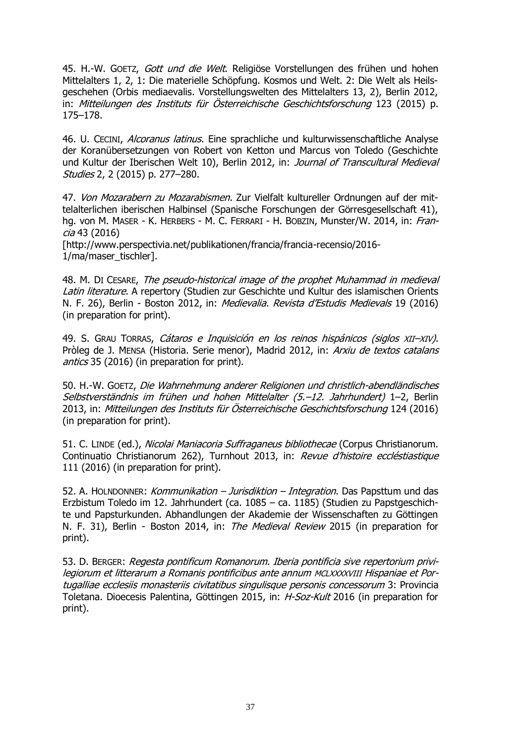45. H.-W. GOETZ, *Gott und die Welt*. Religiöse Vorstellungen des frühen und hohen Mittelalters 1, 2, 1: Die materielle Schöpfung. Kosmos und Welt. 2: Die Welt als Heilsgeschehen (Orbis mediaevalis. Vorstellungswelten des Mittelalters 13, 2), Berlin 2012, in: *Mitteilungen des Instituts für Österreichische Geschichtsforschung* 123 (2015) p. 175–178.

46. U. CECINI, *Alcoranus latinus*. Eine sprachliche und kulturwissenschaftliche Analyse der Koranübersetzungen von Robert von Ketton und Marcus von Toledo (Geschichte und Kultur der Iberischen Welt 10), Berlin 2012, in: *Journal of Transcultural Medieval Studies* 2, 2 (2015) p. 277–280.

47. *Von Mozarabern zu Mozarabismen*. Zur Vielfalt kultureller Ordnungen auf der mittelalterlichen iberischen Halbinsel (Spanische Forschungen der Görresgesellschaft 41), hg. von M. MASER - K. HERBERS - M. C. FERRARI - H. BOBZIN, Munster/W. 2014, in: *Francia* 43 (2016) [http://www.perspectivia.net/publikationen/francia/francia-recensio/2016-1/ma/maser_tischler].

48. M. DI CESARE, *The pseudo-historical image of the prophet Muhammad in medieval Latin literature*. A repertory (Studien zur Geschichte und Kultur des islamischen Orients N. F. 26), Berlin - Boston 2012, in: *Medievalia. Revista d'Estudis Medievals* 19 (2016) (in preparation for print).

49. S. GRAU TORRAS, *Cátaros e Inquisición en los reinos hispánicos (siglos XII–XIV)*. Pròleg de J. MENSA (Historia. Serie menor), Madrid 2012, in: *Arxiu de textos catalans antics* 35 (2016) (in preparation for print).

50. H.-W. GOETZ, *Die Wahrnehmung anderer Religionen und christlich-abendländisches Selbstverständnis im frühen und hohen Mittelalter (5.–12. Jahrhundert)* 1–2, Berlin 2013, in: *Mitteilungen des Instituts für Österreichische Geschichtsforschung* 124 (2016) (in preparation for print).

51. C. LINDE (ed.), *Nicolai Maniacoria Suffraganeus bibliothecae* (Corpus Christianorum. Continuatio Christianorum 262), Turnhout 2013, in: *Revue d'histoire ecclėstiastique* 111 (2016) (in preparation for print).

52. A. HOLNDONNER: *Kommunikation – Jurisdiktion – Integration*. Das Papsttum und das Erzbistum Toledo im 12. Jahrhundert (ca. 1085 – ca. 1185) (Studien zu Papstgeschichte und Papsturkunden. Abhandlungen der Akademie der Wissenschaften zu Göttingen N. F. 31), Berlin - Boston 2014, in: *The Medieval Review* 2015 (in preparation for print).

53. D. BERGER: *Regesta pontificum Romanorum. Iberia pontificia sive repertorium privilegiorum et litterarum a Romanis pontificibus ante annum MCLXXXXVIII Hispaniae et Portugalliae ecclesiis monasteriis civitatibus singulisque personis concessorum* 3: Provincia Toletana. Dioecesis Palentina, Göttingen 2015, in: *H-Soz-Kult* 2016 (in preparation for print).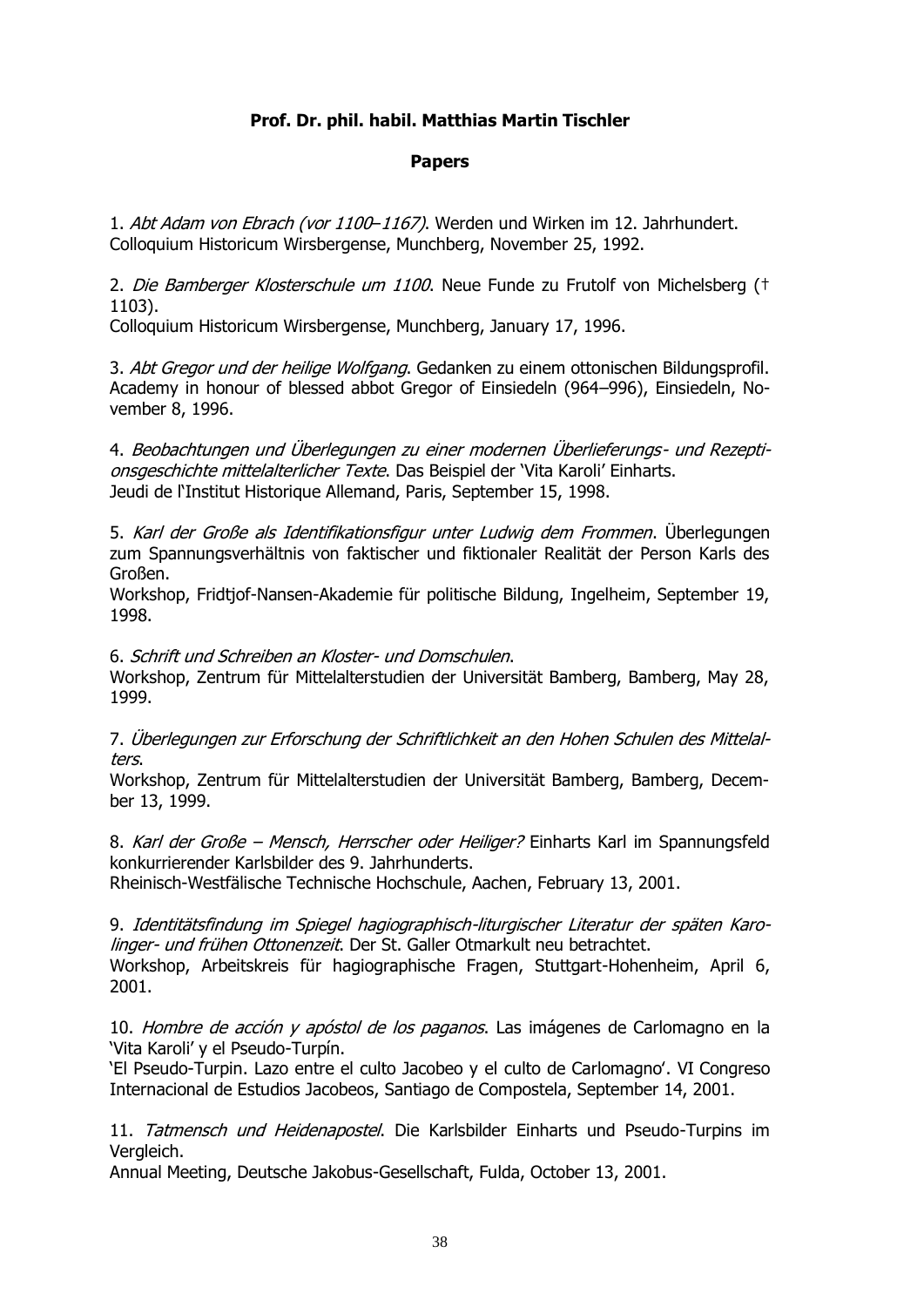**Prof. Dr. phil. habil. Matthias Martin Tischler**

**Papers**

1. *Abt Adam von Ebrach (vor 1100–1167)*. Werden und Wirken im 12. Jahrhundert.
Colloquium Historicum Wirsbergense, Munchberg, November 25, 1992.

2. *Die Bamberger Klosterschule um 1100*. Neue Funde zu Frutolf von Michelsberg († 1103).
Colloquium Historicum Wirsbergense, Munchberg, January 17, 1996.

3. *Abt Gregor und der heilige Wolfgang*. Gedanken zu einem ottonischen Bildungsprofil.
Academy in honour of blessed abbot Gregor of Einsiedeln (964–996), Einsiedeln, November 8, 1996.

4. *Beobachtungen und Überlegungen zu einer modernen Überlieferungs- und Rezeptionsgeschichte mittelalterlicher Texte*. Das Beispiel der 'Vita Karoli' Einharts.
Jeudi de l'Institut Historique Allemand, Paris, September 15, 1998.

5. *Karl der Große als Identifikationsfigur unter Ludwig dem Frommen*. Überlegungen zum Spannungsverhältnis von faktischer und fiktionaler Realität der Person Karls des Großen.
Workshop, Fridtjof-Nansen-Akademie für politische Bildung, Ingelheim, September 19, 1998.

6. *Schrift und Schreiben an Kloster- und Domschulen*.
Workshop, Zentrum für Mittelalterstudien der Universität Bamberg, Bamberg, May 28, 1999.

7. *Überlegungen zur Erforschung der Schriftlichkeit an den Hohen Schulen des Mittelalters*.
Workshop, Zentrum für Mittelalterstudien der Universität Bamberg, Bamberg, December 13, 1999.

8. *Karl der Große – Mensch, Herrscher oder Heiliger?* Einharts Karl im Spannungsfeld konkurrierender Karlsbilder des 9. Jahrhunderts.
Rheinisch-Westfälische Technische Hochschule, Aachen, February 13, 2001.

9. *Identitätsfindung im Spiegel hagiographisch-liturgischer Literatur der späten Karolinger- und frühen Ottonenzeit*. Der St. Galler Otmarkult neu betrachtet.
Workshop, Arbeitskreis für hagiographische Fragen, Stuttgart-Hohenheim, April 6, 2001.

10. *Hombre de acción y apóstol de los paganos*. Las imágenes de Carlomagno en la 'Vita Karoli' y el Pseudo-Turpín.
'El Pseudo-Turpin. Lazo entre el culto Jacobeo y el culto de Carlomagno'. VI Congreso Internacional de Estudios Jacobeos, Santiago de Compostela, September 14, 2001.

11. *Tatmensch und Heidenapostel*. Die Karlsbilder Einharts und Pseudo-Turpins im Vergleich.
Annual Meeting, Deutsche Jakobus-Gesellschaft, Fulda, October 13, 2001.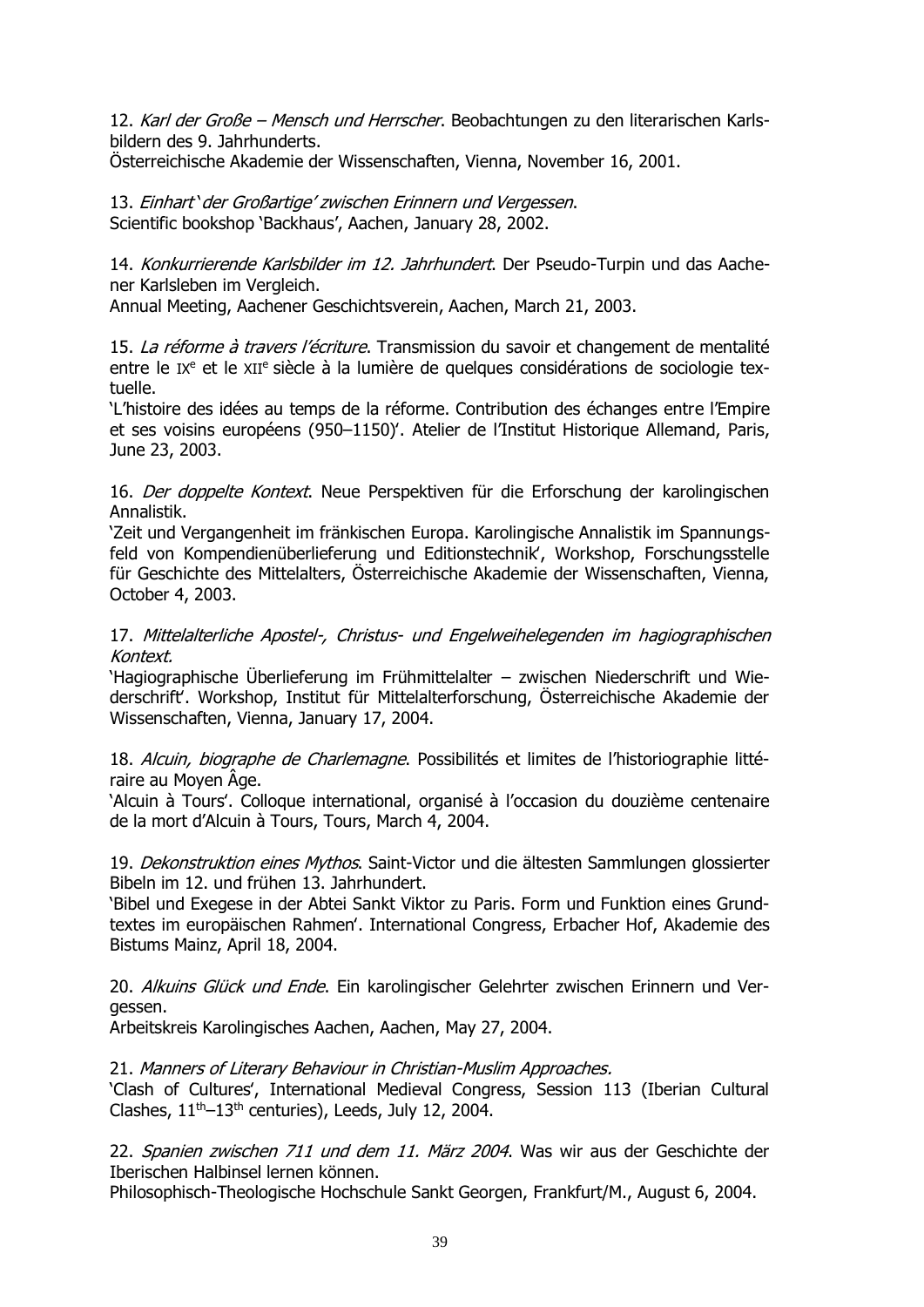12. *Karl der Große – Mensch und Herrscher*. Beobachtungen zu den literarischen Karlsbildern des 9. Jahrhunderts.
Österreichische Akademie der Wissenschaften, Vienna, November 16, 2001.

13. *Einhart 'der Großartige' zwischen Erinnern und Vergessen*.
Scientific bookshop 'Backhaus', Aachen, January 28, 2002.

14. *Konkurrierende Karlsbilder im 12. Jahrhundert*. Der Pseudo-Turpin und das Aachener Karlsleben im Vergleich.
Annual Meeting, Aachener Geschichtsverein, Aachen, March 21, 2003.

15. *La réforme à travers l'écriture*. Transmission du savoir et changement de mentalité entre le IXe et le XIIe siècle à la lumière de quelques considérations de sociologie textuelle.
'L'histoire des idées au temps de la réforme. Contribution des échanges entre l'Empire et ses voisins européens (950–1150)'. Atelier de l'Institut Historique Allemand, Paris, June 23, 2003.

16. *Der doppelte Kontext*. Neue Perspektiven für die Erforschung der karolingischen Annalistik.
'Zeit und Vergangenheit im fränkischen Europa. Karolingische Annalistik im Spannungsfeld von Kompendienüberlieferung und Editionstechnik', Workshop, Forschungsstelle für Geschichte des Mittelalters, Österreichische Akademie der Wissenschaften, Vienna, October 4, 2003.

17. *Mittelalterliche Apostel-, Christus- und Engelweihelegenden im hagiographischen Kontext.*
'Hagiographische Überlieferung im Frühmittelalter – zwischen Niederschrift und Wiederschrift'. Workshop, Institut für Mittelalterforschung, Österreichische Akademie der Wissenschaften, Vienna, January 17, 2004.

18. *Alcuin, biographe de Charlemagne*. Possibilités et limites de l'historiographie littéraire au Moyen Âge.
'Alcuin à Tours'. Colloque international, organisé à l'occasion du douzième centenaire de la mort d'Alcuin à Tours, Tours, March 4, 2004.

19. *Dekonstruktion eines Mythos*. Saint-Victor und die ältesten Sammlungen glossierter Bibeln im 12. und frühen 13. Jahrhundert.
'Bibel und Exegese in der Abtei Sankt Viktor zu Paris. Form und Funktion eines Grundtextes im europäischen Rahmen'. International Congress, Erbacher Hof, Akademie des Bistums Mainz, April 18, 2004.

20. *Alkuins Glück und Ende*. Ein karolingischer Gelehrter zwischen Erinnern und Vergessen.
Arbeitskreis Karolingisches Aachen, Aachen, May 27, 2004.

21. *Manners of Literary Behaviour in Christian-Muslim Approaches.*
'Clash of Cultures', International Medieval Congress, Session 113 (Iberian Cultural Clashes, 11th–13th centuries), Leeds, July 12, 2004.

22. *Spanien zwischen 711 und dem 11. März 2004*. Was wir aus der Geschichte der Iberischen Halbinsel lernen können.
Philosophisch-Theologische Hochschule Sankt Georgen, Frankfurt/M., August 6, 2004.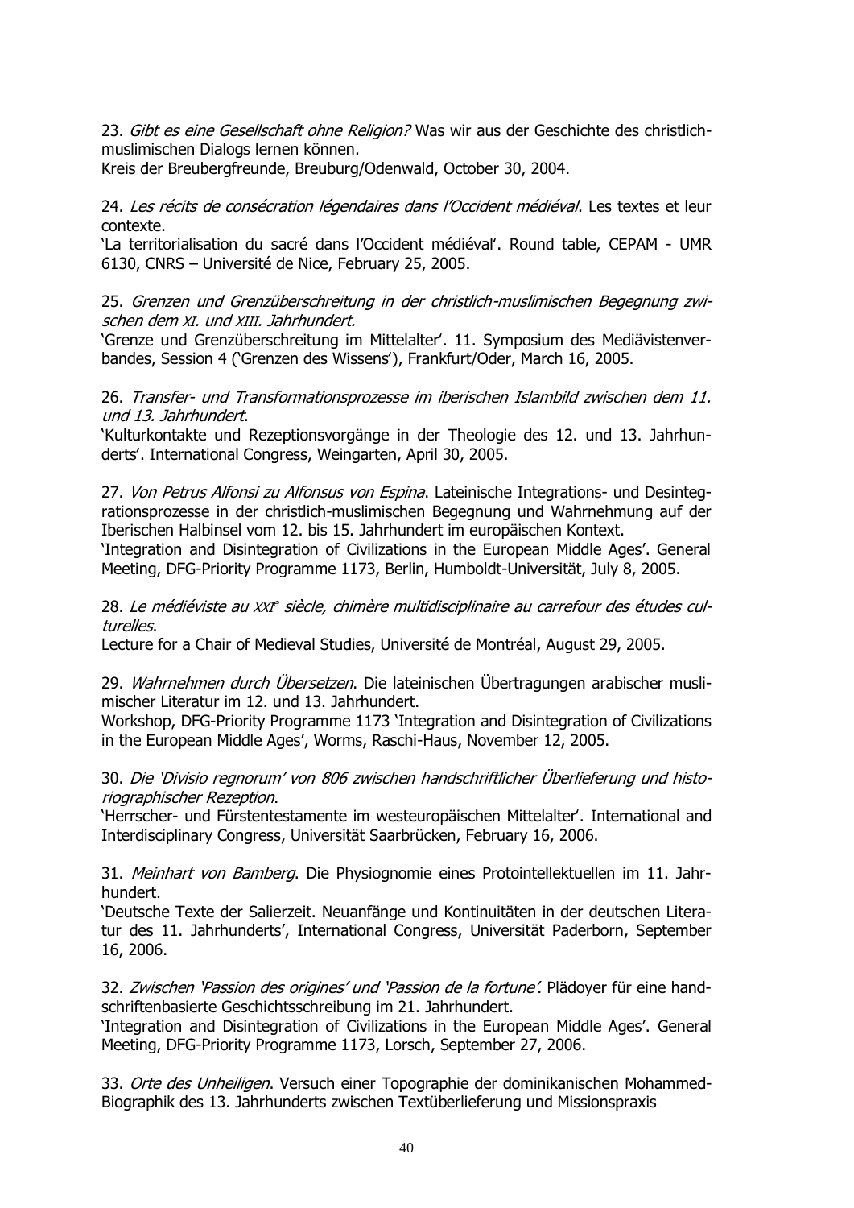23. *Gibt es eine Gesellschaft ohne Religion?* Was wir aus der Geschichte des christlich-muslimischen Dialogs lernen können.
Kreis der Breubergfreunde, Breuburg/Odenwald, October 30, 2004.

24. *Les récits de consécration légendaires dans l'Occident médiéval*. Les textes et leur contexte.
'La territorialisation du sacré dans l'Occident médiéval'. Round table, CEPAM - UMR 6130, CNRS – Université de Nice, February 25, 2005.

25. *Grenzen und Grenzüberschreitung in der christlich-muslimischen Begegnung zwischen dem XI. und XIII. Jahrhundert*.
'Grenze und Grenzüberschreitung im Mittelalter'. 11. Symposium des Mediävistenverbandes, Session 4 ('Grenzen des Wissens'), Frankfurt/Oder, March 16, 2005.

26. *Transfer- und Transformationsprozesse im iberischen Islambild zwischen dem 11. und 13. Jahrhundert*.
'Kulturkontakte und Rezeptionsvorgänge in der Theologie des 12. und 13. Jahrhunderts'. International Congress, Weingarten, April 30, 2005.

27. *Von Petrus Alfonsi zu Alfonsus von Espina*. Lateinische Integrations- und Desintegrationsprozesse in der christlich-muslimischen Begegnung und Wahrnehmung auf der Iberischen Halbinsel vom 12. bis 15. Jahrhundert im europäischen Kontext.
'Integration and Disintegration of Civilizations in the European Middle Ages'. General Meeting, DFG-Priority Programme 1173, Berlin, Humboldt-Universität, July 8, 2005.

28. *Le médiéviste au XXI^e^ siècle, chimère multidisciplinaire au carrefour des études culturelles*.
Lecture for a Chair of Medieval Studies, Université de Montréal, August 29, 2005.

29. *Wahrnehmen durch Übersetzen*. Die lateinischen Übertragungen arabischer muslimischer Literatur im 12. und 13. Jahrhundert.
Workshop, DFG-Priority Programme 1173 'Integration and Disintegration of Civilizations in the European Middle Ages', Worms, Raschi-Haus, November 12, 2005.

30. *Die 'Divisio regnorum' von 806 zwischen handschriftlicher Überlieferung und historiographischer Rezeption*.
'Herrscher- und Fürstentestamente im westeuropäischen Mittelalter'. International and Interdisciplinary Congress, Universität Saarbrücken, February 16, 2006.

31. *Meinhart von Bamberg*. Die Physiognomie eines Protointellektuellen im 11. Jahrhundert.
'Deutsche Texte der Salierzeit. Neuanfänge und Kontinuitäten in der deutschen Literatur des 11. Jahrhunderts', International Congress, Universität Paderborn, September 16, 2006.

32. *Zwischen 'Passion des origines' und 'Passion de la fortune'*. Plädoyer für eine handschriftenbasierte Geschichtsschreibung im 21. Jahrhundert.
'Integration and Disintegration of Civilizations in the European Middle Ages'. General Meeting, DFG-Priority Programme 1173, Lorsch, September 27, 2006.

33. *Orte des Unheiligen*. Versuch einer Topographie der dominikanischen Mohammed-Biographik des 13. Jahrhunderts zwischen Textüberlieferung und Missionspraxis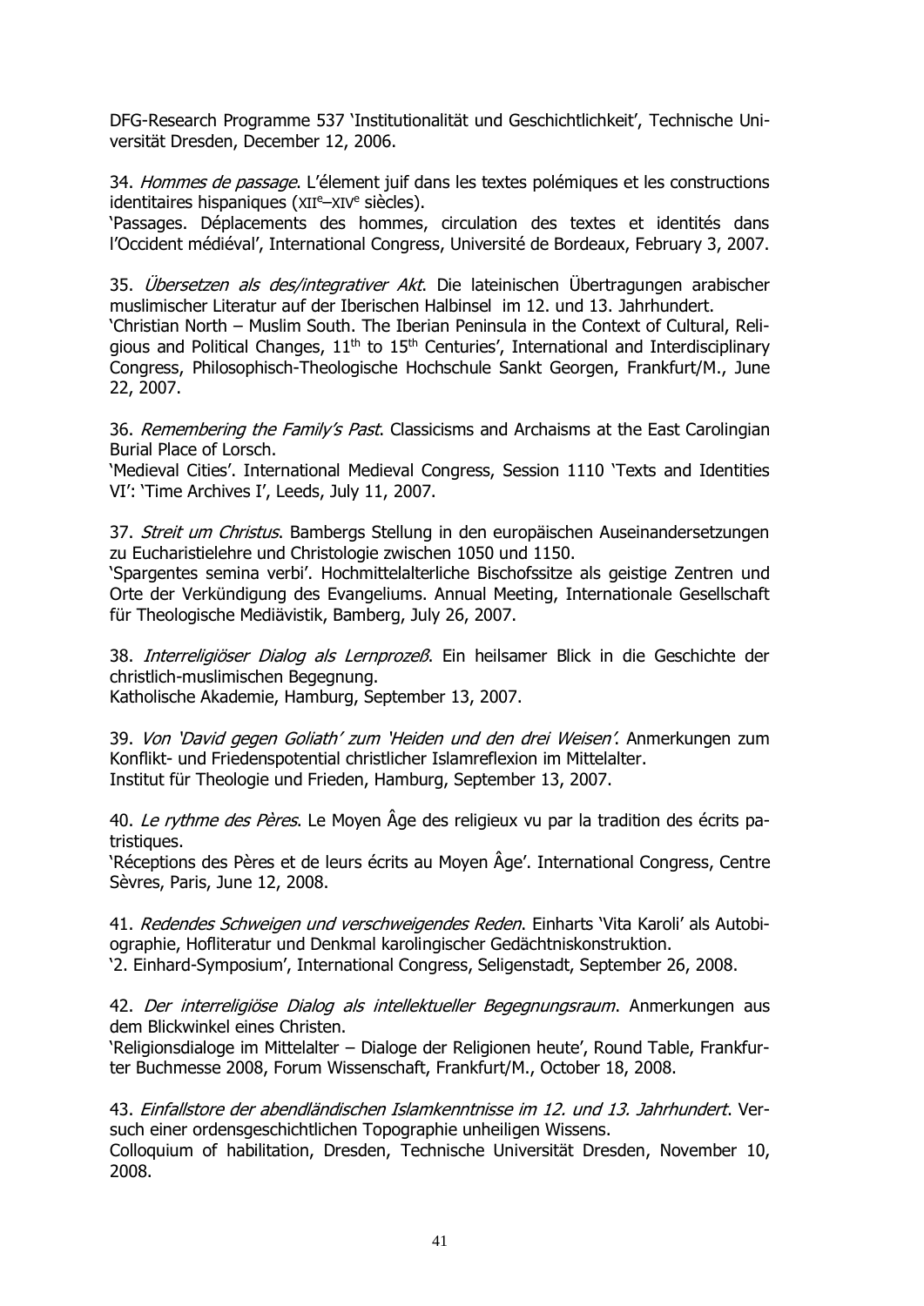DFG-Research Programme 537 'Institutionalität und Geschichtlichkeit', Technische Universität Dresden, December 12, 2006.

34. *Hommes de passage*. L'élement juif dans les textes polémiques et les constructions identitaires hispaniques (XIIe–XIVe siècles).
'Passages. Déplacements des hommes, circulation des textes et identités dans l'Occident médiéval', International Congress, Université de Bordeaux, February 3, 2007.

35. *Übersetzen als des/integrativer Akt*. Die lateinischen Übertragungen arabischer muslimischer Literatur auf der Iberischen Halbinsel im 12. und 13. Jahrhundert.
'Christian North – Muslim South. The Iberian Peninsula in the Context of Cultural, Religious and Political Changes, 11th to 15th Centuries', International and Interdisciplinary Congress, Philosophisch-Theologische Hochschule Sankt Georgen, Frankfurt/M., June 22, 2007.

36. *Remembering the Family's Past*. Classicisms and Archaisms at the East Carolingian Burial Place of Lorsch.
'Medieval Cities'. International Medieval Congress, Session 1110 'Texts and Identities VI': 'Time Archives I', Leeds, July 11, 2007.

37. *Streit um Christus*. Bambergs Stellung in den europäischen Auseinandersetzungen zu Eucharistielehre und Christologie zwischen 1050 und 1150.
'Spargentes semina verbi'. Hochmittelalterliche Bischofssitze als geistige Zentren und Orte der Verkündigung des Evangeliums. Annual Meeting, Internationale Gesellschaft für Theologische Mediävistik, Bamberg, July 26, 2007.

38. *Interreligiöser Dialog als Lernprozeß*. Ein heilsamer Blick in die Geschichte der christlich-muslimischen Begegnung.
Katholische Akademie, Hamburg, September 13, 2007.

39. *Von 'David gegen Goliath' zum 'Heiden und den drei Weisen'*. Anmerkungen zum Konflikt- und Friedenspotential christlicher Islamreflexion im Mittelalter.
Institut für Theologie und Frieden, Hamburg, September 13, 2007.

40. *Le rythme des Pères*. Le Moyen Âge des religieux vu par la tradition des écrits patristiques.
'Réceptions des Pères et de leurs écrits au Moyen Âge'. International Congress, Centre Sèvres, Paris, June 12, 2008.

41. *Redendes Schweigen und verschweigendes Reden*. Einharts 'Vita Karoli' als Autobiographie, Hofliteratur und Denkmal karolingischer Gedächtniskonstruktion.
'2. Einhard-Symposium', International Congress, Seligenstadt, September 26, 2008.

42. *Der interreligiöse Dialog als intellektueller Begegnungsraum*. Anmerkungen aus dem Blickwinkel eines Christen.
'Religionsdialoge im Mittelalter – Dialoge der Religionen heute', Round Table, Frankfurter Buchmesse 2008, Forum Wissenschaft, Frankfurt/M., October 18, 2008.

43. *Einfallstore der abendländischen Islamkenntnisse im 12. und 13. Jahrhundert*. Versuch einer ordensgeschichtlichen Topographie unheiligen Wissens.
Colloquium of habilitation, Dresden, Technische Universität Dresden, November 10, 2008.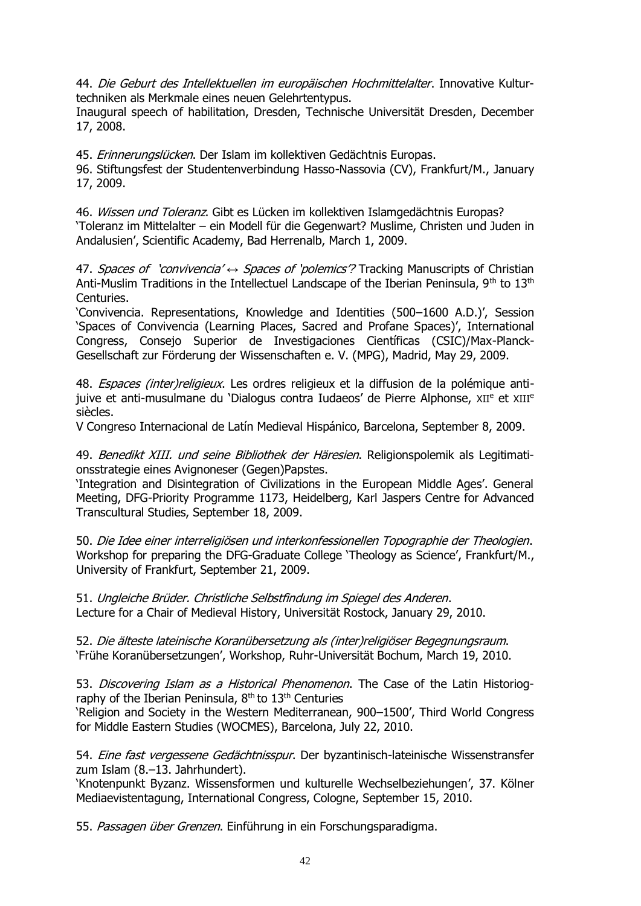44. *Die Geburt des Intellektuellen im europäischen Hochmittelalter*. Innovative Kulturtechniken als Merkmale eines neuen Gelehrtentypus.
Inaugural speech of habilitation, Dresden, Technische Universität Dresden, December 17, 2008.

45. *Erinnerungslücken*. Der Islam im kollektiven Gedächtnis Europas.
96. Stiftungsfest der Studentenverbindung Hasso-Nassovia (CV), Frankfurt/M., January 17, 2009.

46. *Wissen und Toleranz*. Gibt es Lücken im kollektiven Islamgedächtnis Europas?
'Toleranz im Mittelalter – ein Modell für die Gegenwart? Muslime, Christen und Juden in Andalusien', Scientific Academy, Bad Herrenalb, March 1, 2009.

47. *Spaces of 'convivencia' ↔ Spaces of 'polemics'?* Tracking Manuscripts of Christian Anti-Muslim Traditions in the Intellectuel Landscape of the Iberian Peninsula, 9th to 13th Centuries.
'Convivencia. Representations, Knowledge and Identities (500–1600 A.D.)', Session 'Spaces of Convivencia (Learning Places, Sacred and Profane Spaces)', International Congress, Consejo Superior de Investigaciones Científicas (CSIC)/Max-Planck-Gesellschaft zur Förderung der Wissenschaften e. V. (MPG), Madrid, May 29, 2009.

48. *Espaces (inter)religieux*. Les ordres religieux et la diffusion de la polémique anti-juive et anti-musulmane du 'Dialogus contra Iudaeos' de Pierre Alphonse, XIIe et XIIIe siècles.
V Congreso Internacional de Latín Medieval Hispánico, Barcelona, September 8, 2009.

49. *Benedikt XIII. und seine Bibliothek der Häresien*. Religionspolemik als Legitimationsstrategie eines Avignoneser (Gegen)Papstes.
'Integration and Disintegration of Civilizations in the European Middle Ages'. General Meeting, DFG-Priority Programme 1173, Heidelberg, Karl Jaspers Centre for Advanced Transcultural Studies, September 18, 2009.

50. *Die Idee einer interreligiösen und interkonfessionellen Topographie der Theologien*. Workshop for preparing the DFG-Graduate College 'Theology as Science', Frankfurt/M., University of Frankfurt, September 21, 2009.

51. *Ungleiche Brüder. Christliche Selbstfindung im Spiegel des Anderen*.
Lecture for a Chair of Medieval History, Universität Rostock, January 29, 2010.

52. *Die älteste lateinische Koranübersetzung als (inter)religiöser Begegnungsraum*.
'Frühe Koranübersetzungen', Workshop, Ruhr-Universität Bochum, March 19, 2010.

53. *Discovering Islam as a Historical Phenomenon*. The Case of the Latin Historiography of the Iberian Peninsula, 8th to 13th Centuries
'Religion and Society in the Western Mediterranean, 900–1500', Third World Congress for Middle Eastern Studies (WOCMES), Barcelona, July 22, 2010.

54. *Eine fast vergessene Gedächtnisspur*. Der byzantinisch-lateinische Wissenstransfer zum Islam (8.–13. Jahrhundert).
'Knotenpunkt Byzanz. Wissensformen und kulturelle Wechselbeziehungen', 37. Kölner Mediaevistentagung, International Congress, Cologne, September 15, 2010.

55. *Passagen über Grenzen*. Einführung in ein Forschungsparadigma.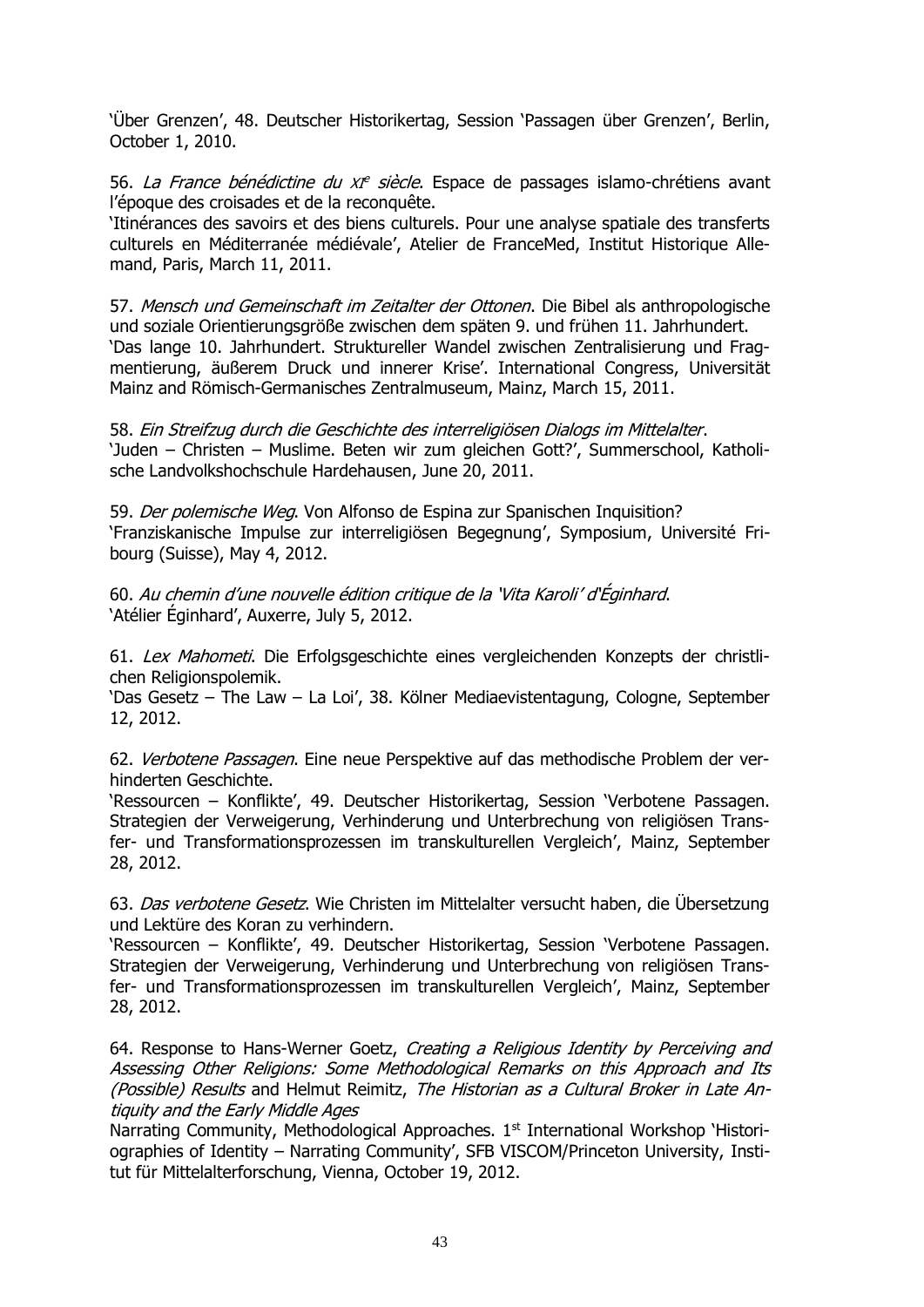'Über Grenzen', 48. Deutscher Historikertag, Session 'Passagen über Grenzen', Berlin, October 1, 2010.

56. *La France bénédictine du XI<sup>e</sup> siècle*. Espace de passages islamo-chrétiens avant l'époque des croisades et de la reconquête.
'Itinérances des savoirs et des biens culturels. Pour une analyse spatiale des transferts culturels en Méditerranée médiévale', Atelier de FranceMed, Institut Historique Allemand, Paris, March 11, 2011.

57. *Mensch und Gemeinschaft im Zeitalter der Ottonen*. Die Bibel als anthropologische und soziale Orientierungsgröße zwischen dem späten 9. und frühen 11. Jahrhundert.
'Das lange 10. Jahrhundert. Struktureller Wandel zwischen Zentralisierung und Fragmentierung, äußerem Druck und innerer Krise'. International Congress, Universität Mainz and Römisch-Germanisches Zentralmuseum, Mainz, March 15, 2011.

58. *Ein Streifzug durch die Geschichte des interreligiösen Dialogs im Mittelalter*.
'Juden – Christen – Muslime. Beten wir zum gleichen Gott?', Summerschool, Katholische Landvolkshochschule Hardehausen, June 20, 2011.

59. *Der polemische Weg*. Von Alfonso de Espina zur Spanischen Inquisition?
'Franziskanische Impulse zur interreligiösen Begegnung', Symposium, Université Fribourg (Suisse), May 4, 2012.

60. *Au chemin d'une nouvelle édition critique de la 'Vita Karoli' d'Éginhard*.
'Atélier Éginhard', Auxerre, July 5, 2012.

61. *Lex Mahometi*. Die Erfolgsgeschichte eines vergleichenden Konzepts der christlichen Religionspolemik.
'Das Gesetz – The Law – La Loi', 38. Kölner Mediaevistentagung, Cologne, September 12, 2012.

62. *Verbotene Passagen*. Eine neue Perspektive auf das methodische Problem der verhinderten Geschichte.
'Ressourcen – Konflikte', 49. Deutscher Historikertag, Session 'Verbotene Passagen. Strategien der Verweigerung, Verhinderung und Unterbrechung von religiösen Transfer- und Transformationsprozessen im transkulturellen Vergleich', Mainz, September 28, 2012.

63. *Das verbotene Gesetz*. Wie Christen im Mittelalter versucht haben, die Übersetzung und Lektüre des Koran zu verhindern.
'Ressourcen – Konflikte', 49. Deutscher Historikertag, Session 'Verbotene Passagen. Strategien der Verweigerung, Verhinderung und Unterbrechung von religiösen Transfer- und Transformationsprozessen im transkulturellen Vergleich', Mainz, September 28, 2012.

64. Response to Hans-Werner Goetz, *Creating a Religious Identity by Perceiving and Assessing Other Religions: Some Methodological Remarks on this Approach and Its (Possible) Results* and Helmut Reimitz, *The Historian as a Cultural Broker in Late Antiquity and the Early Middle Ages*
Narrating Community, Methodological Approaches. 1st International Workshop 'Historiographies of Identity – Narrating Community', SFB VISCOM/Princeton University, Institut für Mittelalterforschung, Vienna, October 19, 2012.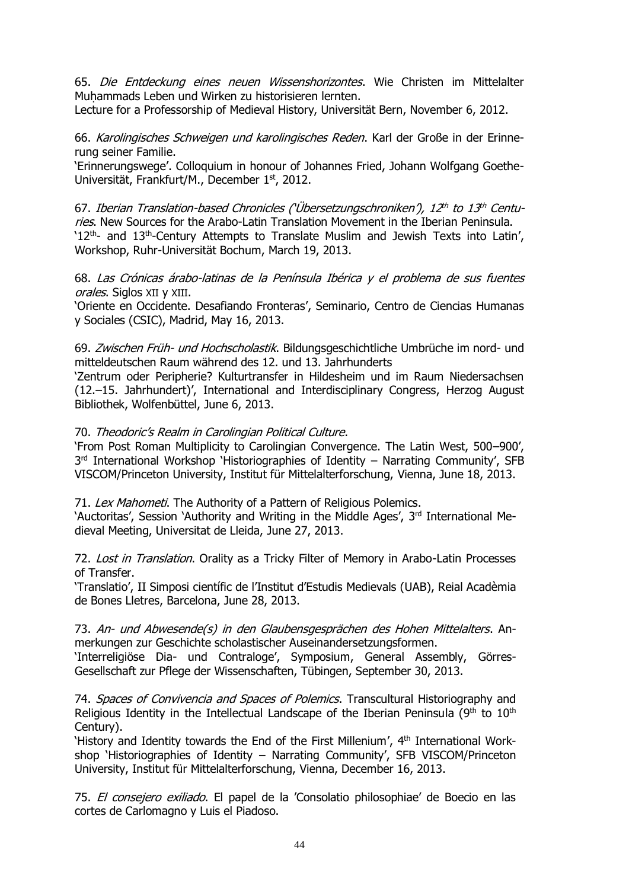65. *Die Entdeckung eines neuen Wissenshorizontes*. Wie Christen im Mittelalter Muḥammads Leben und Wirken zu historisieren lernten.
Lecture for a Professorship of Medieval History, Universität Bern, November 6, 2012.

66. *Karolingisches Schweigen und karolingisches Reden*. Karl der Große in der Erinnerung seiner Familie.
'Erinnerungswege'. Colloquium in honour of Johannes Fried, Johann Wolfgang Goethe-Universität, Frankfurt/M., December 1st, 2012.

67. *Iberian Translation-based Chronicles ('Übersetzungschroniken'), 12th to 13th Centuries*. New Sources for the Arabo-Latin Translation Movement in the Iberian Peninsula.
'12th- and 13th-Century Attempts to Translate Muslim and Jewish Texts into Latin', Workshop, Ruhr-Universität Bochum, March 19, 2013.

68. *Las Crónicas árabo-latinas de la Península Ibérica y el problema de sus fuentes orales*. Siglos XII y XIII.
'Oriente en Occidente. Desafiando Fronteras', Seminario, Centro de Ciencias Humanas y Sociales (CSIC), Madrid, May 16, 2013.

69. *Zwischen Früh- und Hochscholastik*. Bildungsgeschichtliche Umbrüche im nord- und mitteldeutschen Raum während des 12. und 13. Jahrhunderts
'Zentrum oder Peripherie? Kulturtransfer in Hildesheim und im Raum Niedersachsen (12.–15. Jahrhundert)', International and Interdisciplinary Congress, Herzog August Bibliothek, Wolfenbüttel, June 6, 2013.

70. *Theodoric's Realm in Carolingian Political Culture*.
'From Post Roman Multiplicity to Carolingian Convergence. The Latin West, 500–900', 3rd International Workshop 'Historiographies of Identity – Narrating Community', SFB VISCOM/Princeton University, Institut für Mittelalterforschung, Vienna, June 18, 2013.

71. *Lex Mahometi*. The Authority of a Pattern of Religious Polemics.
'Auctoritas', Session 'Authority and Writing in the Middle Ages', 3rd International Medieval Meeting, Universitat de Lleida, June 27, 2013.

72. *Lost in Translation*. Orality as a Tricky Filter of Memory in Arabo-Latin Processes of Transfer.
'Translatio', II Simposi científic de l'Institut d'Estudis Medievals (UAB), Reial Acadèmia de Bones Lletres, Barcelona, June 28, 2013.

73. *An- und Abwesende(s) in den Glaubensgesprächen des Hohen Mittelalters*. Anmerkungen zur Geschichte scholastischer Auseinandersetzungsformen.
'Interreligiöse Dia- und Contraloge', Symposium, General Assembly, Görres-Gesellschaft zur Pflege der Wissenschaften, Tübingen, September 30, 2013.

74. *Spaces of Convivencia and Spaces of Polemics*. Transcultural Historiography and Religious Identity in the Intellectual Landscape of the Iberian Peninsula (9th to 10th Century).
'History and Identity towards the End of the First Millenium', 4th International Workshop 'Historiographies of Identity – Narrating Community', SFB VISCOM/Princeton University, Institut für Mittelalterforschung, Vienna, December 16, 2013.

75. *El consejero exiliado*. El papel de la 'Consolatio philosophiae' de Boecio en las cortes de Carlomagno y Luis el Piadoso.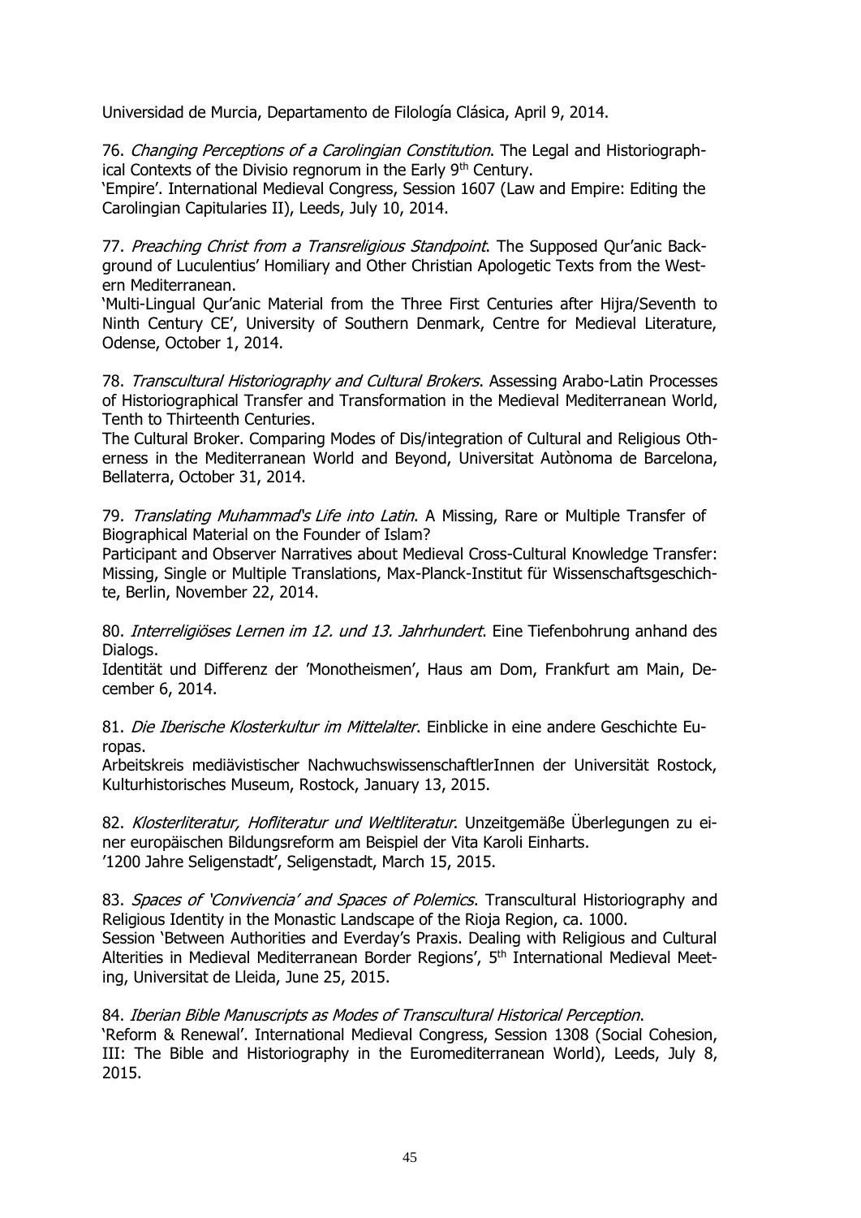Universidad de Murcia, Departamento de Filología Clásica, April 9, 2014.

76. *Changing Perceptions of a Carolingian Constitution*. The Legal and Historiographical Contexts of the Divisio regnorum in the Early 9th Century.
'Empire'. International Medieval Congress, Session 1607 (Law and Empire: Editing the Carolingian Capitularies II), Leeds, July 10, 2014.

77. *Preaching Christ from a Transreligious Standpoint*. The Supposed Qur'anic Background of Luculentius' Homiliary and Other Christian Apologetic Texts from the Western Mediterranean.
'Multi-Lingual Qur'anic Material from the Three First Centuries after Hijra/Seventh to Ninth Century CE', University of Southern Denmark, Centre for Medieval Literature, Odense, October 1, 2014.

78. *Transcultural Historiography and Cultural Brokers*. Assessing Arabo-Latin Processes of Historiographical Transfer and Transformation in the Medieval Mediterranean World, Tenth to Thirteenth Centuries.
The Cultural Broker. Comparing Modes of Dis/integration of Cultural and Religious Otherness in the Mediterranean World and Beyond, Universitat Autònoma de Barcelona, Bellaterra, October 31, 2014.

79. *Translating Muhammad's Life into Latin*. A Missing, Rare or Multiple Transfer of Biographical Material on the Founder of Islam?
Participant and Observer Narratives about Medieval Cross-Cultural Knowledge Transfer: Missing, Single or Multiple Translations, Max-Planck-Institut für Wissenschaftsgeschichte, Berlin, November 22, 2014.

80. *Interreligiöses Lernen im 12. und 13. Jahrhundert*. Eine Tiefenbohrung anhand des Dialogs.
Identität und Differenz der 'Monotheismen', Haus am Dom, Frankfurt am Main, December 6, 2014.

81. *Die Iberische Klosterkultur im Mittelalter*. Einblicke in eine andere Geschichte Europas.
Arbeitskreis mediävistischer NachwuchswissenschaftlerInnen der Universität Rostock, Kulturhistorisches Museum, Rostock, January 13, 2015.

82. *Klosterliteratur, Hofliteratur und Weltliteratur*. Unzeitgemäße Überlegungen zu einer europäischen Bildungsreform am Beispiel der Vita Karoli Einharts.
'1200 Jahre Seligenstadt', Seligenstadt, March 15, 2015.

83. *Spaces of 'Convivencia' and Spaces of Polemics*. Transcultural Historiography and Religious Identity in the Monastic Landscape of the Rioja Region, ca. 1000.
Session 'Between Authorities and Everday's Praxis. Dealing with Religious and Cultural Alterities in Medieval Mediterranean Border Regions', 5th International Medieval Meeting, Universitat de Lleida, June 25, 2015.

84. *Iberian Bible Manuscripts as Modes of Transcultural Historical Perception*.
'Reform & Renewal'. International Medieval Congress, Session 1308 (Social Cohesion, III: The Bible and Historiography in the Euromediterranean World), Leeds, July 8, 2015.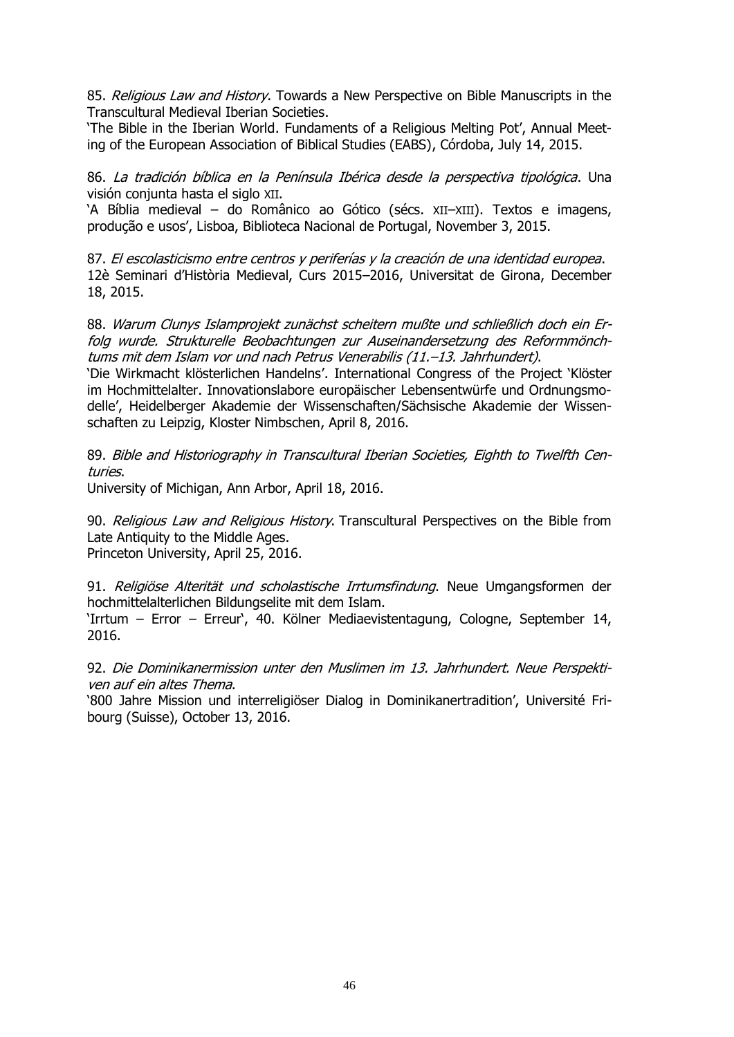85. *Religious Law and History*. Towards a New Perspective on Bible Manuscripts in the Transcultural Medieval Iberian Societies.
'The Bible in the Iberian World. Fundaments of a Religious Melting Pot', Annual Meeting of the European Association of Biblical Studies (EABS), Córdoba, July 14, 2015.

86. *La tradición bíblica en la Península Ibérica desde la perspectiva tipológica*. Una visión conjunta hasta el siglo XII.
'A Bíblia medieval – do Românico ao Gótico (sécs. XII–XIII). Textos e imagens, produção e usos', Lisboa, Biblioteca Nacional de Portugal, November 3, 2015.

87. *El escolasticismo entre centros y periferías y la creación de una identidad europea*.
12è Seminari d'Història Medieval, Curs 2015–2016, Universitat de Girona, December 18, 2015.

88. *Warum Clunys Islamprojekt zunächst scheitern mußte und schließlich doch ein Erfolg wurde. Strukturelle Beobachtungen zur Auseinandersetzung des Reformmönchtums mit dem Islam vor und nach Petrus Venerabilis (11.–13. Jahrhundert)*.
'Die Wirkmacht klösterlichen Handelns'. International Congress of the Project 'Klöster im Hochmittelalter. Innovationslabore europäischer Lebensentwürfe und Ordnungsmodelle', Heidelberger Akademie der Wissenschaften/Sächsische Akademie der Wissenschaften zu Leipzig, Kloster Nimbschen, April 8, 2016.

89. *Bible and Historiography in Transcultural Iberian Societies, Eighth to Twelfth Centuries*.
University of Michigan, Ann Arbor, April 18, 2016.

90. *Religious Law and Religious History*. Transcultural Perspectives on the Bible from Late Antiquity to the Middle Ages.
Princeton University, April 25, 2016.

91. *Religiöse Alterität und scholastische Irrtumsfindung*. Neue Umgangsformen der hochmittelalterlichen Bildungselite mit dem Islam.
'Irrtum – Error – Erreur', 40. Kölner Mediaevistentagung, Cologne, September 14, 2016.

92. *Die Dominikanermission unter den Muslimen im 13. Jahrhundert. Neue Perspektiven auf ein altes Thema*.
'800 Jahre Mission und interreligiöser Dialog in Dominikanertradition', Université Fribourg (Suisse), October 13, 2016.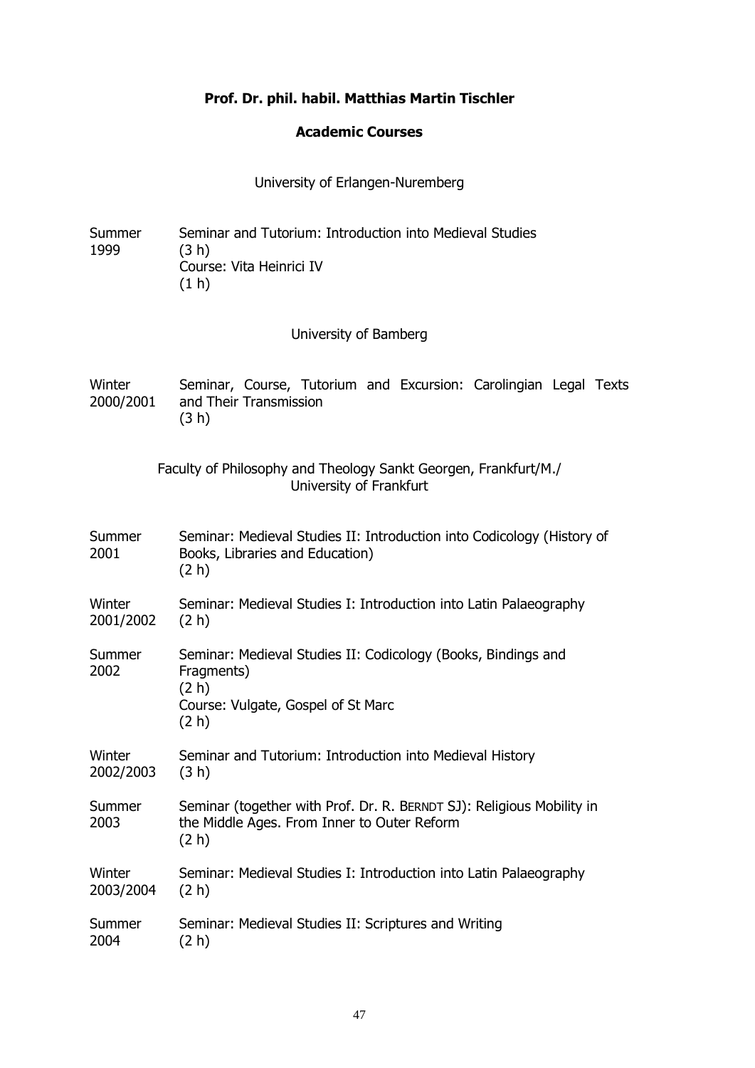**Prof. Dr. phil. habil. Matthias Martin Tischler**

**Academic Courses**

University of Erlangen-Nuremberg

Summer 1999
: Seminar and Tutorium: Introduction into Medieval Studies (3 h)
: Course: Vita Heinrici IV (1 h)

University of Bamberg

Winter 2000/2001
: Seminar, Course, Tutorium and Excursion: Carolingian Legal Texts and Their Transmission (3 h)

Faculty of Philosophy and Theology Sankt Georgen, Frankfurt/M./ University of Frankfurt

Summer 2001
: Seminar: Medieval Studies II: Introduction into Codicology (History of Books, Libraries and Education) (2 h)

Winter 2001/2002
: Seminar: Medieval Studies I: Introduction into Latin Palaeography (2 h)

Summer 2002
: Seminar: Medieval Studies II: Codicology (Books, Bindings and Fragments) (2 h)
: Course: Vulgate, Gospel of St Marc (2 h)

Winter 2002/2003
: Seminar and Tutorium: Introduction into Medieval History (3 h)

Summer 2003
: Seminar (together with Prof. Dr. R. BERNDT SJ): Religious Mobility in the Middle Ages. From Inner to Outer Reform (2 h)

Winter 2003/2004
: Seminar: Medieval Studies I: Introduction into Latin Palaeography (2 h)

Summer 2004
: Seminar: Medieval Studies II: Scriptures and Writing (2 h)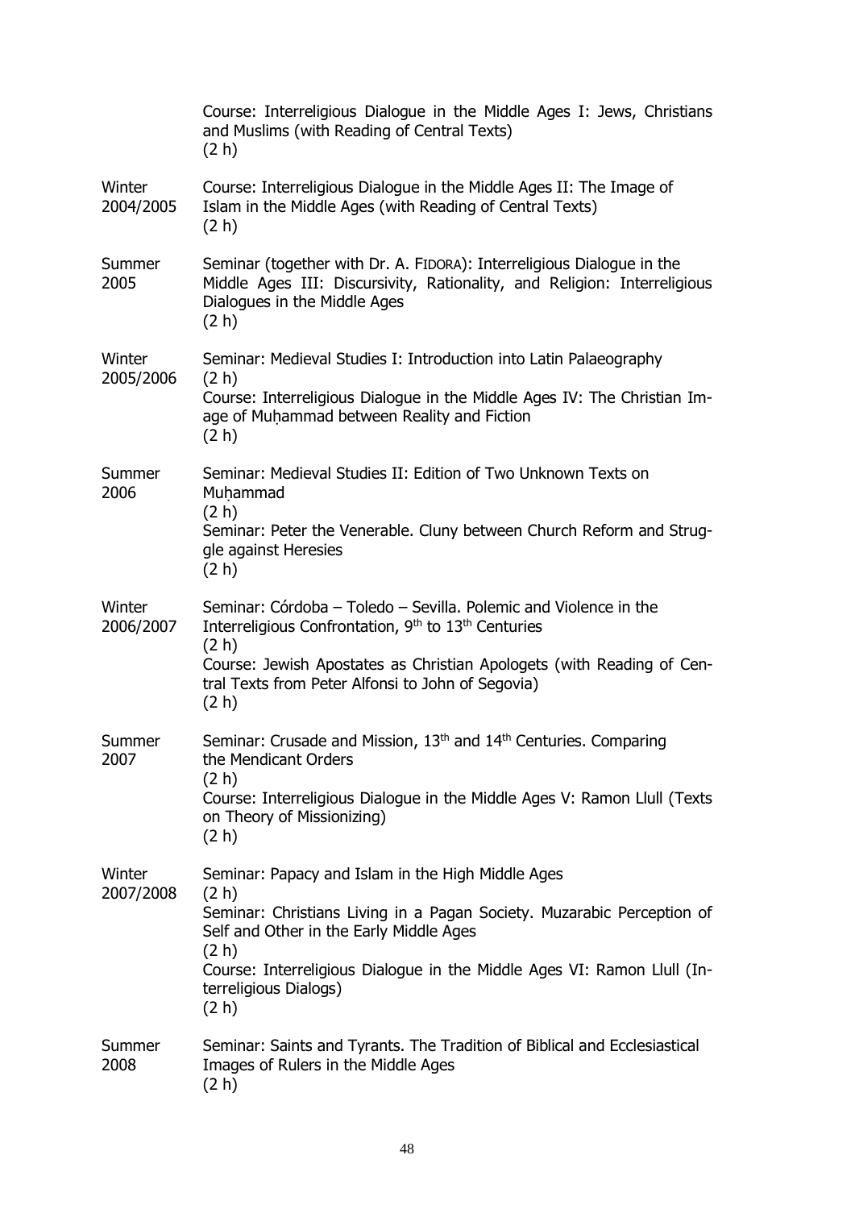| | |
|---|---|
| | Course: Interreligious Dialogue in the Middle Ages I: Jews, Christians and Muslims (with Reading of Central Texts)<br>(2 h) |
| Winter 2004/2005 | Course: Interreligious Dialogue in the Middle Ages II: The Image of Islam in the Middle Ages (with Reading of Central Texts)<br>(2 h) |
| Summer 2005 | Seminar (together with Dr. A. FIDORA): Interreligious Dialogue in the Middle Ages III: Discursivity, Rationality, and Religion: Interreligious Dialogues in the Middle Ages<br>(2 h) |
| Winter 2005/2006 | Seminar: Medieval Studies I: Introduction into Latin Palaeography<br>(2 h)<br>Course: Interreligious Dialogue in the Middle Ages IV: The Christian Image of Muḥammad between Reality and Fiction<br>(2 h) |
| Summer 2006 | Seminar: Medieval Studies II: Edition of Two Unknown Texts on Muḥammad<br>(2 h)<br>Seminar: Peter the Venerable. Cluny between Church Reform and Struggle against Heresies<br>(2 h) |
| Winter 2006/2007 | Seminar: Córdoba – Toledo – Sevilla. Polemic and Violence in the Interreligious Confrontation, 9th to 13th Centuries<br>(2 h)<br>Course: Jewish Apostates as Christian Apologets (with Reading of Central Texts from Peter Alfonsi to John of Segovia)<br>(2 h) |
| Summer 2007 | Seminar: Crusade and Mission, 13th and 14th Centuries. Comparing the Mendicant Orders<br>(2 h)<br>Course: Interreligious Dialogue in the Middle Ages V: Ramon Llull (Texts on Theory of Missionizing)<br>(2 h) |
| Winter 2007/2008 | Seminar: Papacy and Islam in the High Middle Ages<br>(2 h)<br>Seminar: Christians Living in a Pagan Society. Muzarabic Perception of Self and Other in the Early Middle Ages<br>(2 h)<br>Course: Interreligious Dialogue in the Middle Ages VI: Ramon Llull (Interreligious Dialogs)<br>(2 h) |
| Summer 2008 | Seminar: Saints and Tyrants. The Tradition of Biblical and Ecclesiastical Images of Rulers in the Middle Ages<br>(2 h) |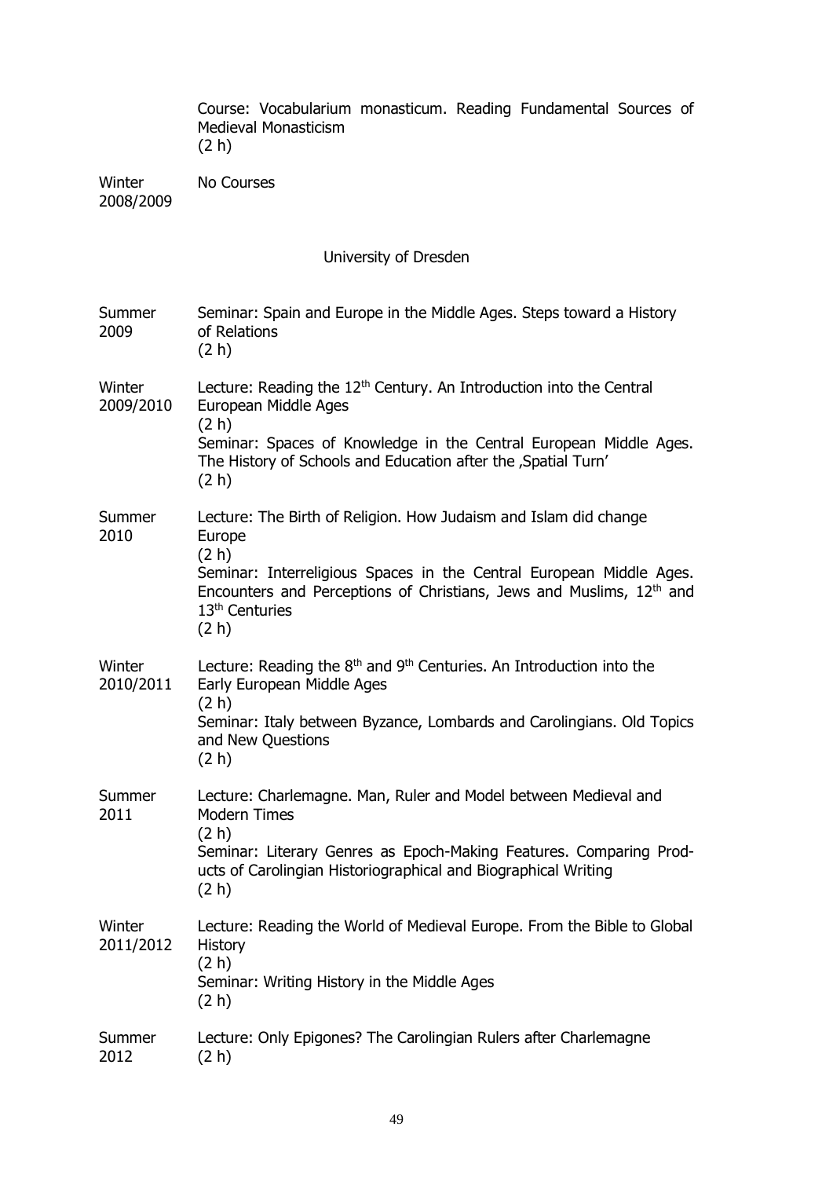| | |
|---|---|
| | Course: Vocabularium monasticum. Reading Fundamental Sources of Medieval Monasticism (2 h) |
| Winter 2008/2009 | No Courses |

University of Dresden

| | |
|---|---|
| Summer 2009 | Seminar: Spain and Europe in the Middle Ages. Steps toward a History of Relations (2 h) |
| Winter 2009/2010 | Lecture: Reading the 12th Century. An Introduction into the Central European Middle Ages (2 h)<br>Seminar: Spaces of Knowledge in the Central European Middle Ages. The History of Schools and Education after the ‚Spatial Turn' (2 h) |
| Summer 2010 | Lecture: The Birth of Religion. How Judaism and Islam did change Europe (2 h)<br>Seminar: Interreligious Spaces in the Central European Middle Ages. Encounters and Perceptions of Christians, Jews and Muslims, 12th and 13th Centuries (2 h) |
| Winter 2010/2011 | Lecture: Reading the 8th and 9th Centuries. An Introduction into the Early European Middle Ages (2 h)<br>Seminar: Italy between Byzance, Lombards and Carolingians. Old Topics and New Questions (2 h) |
| Summer 2011 | Lecture: Charlemagne. Man, Ruler and Model between Medieval and Modern Times (2 h)<br>Seminar: Literary Genres as Epoch-Making Features. Comparing Products of Carolingian Historiographical and Biographical Writing (2 h) |
| Winter 2011/2012 | Lecture: Reading the World of Medieval Europe. From the Bible to Global History (2 h)<br>Seminar: Writing History in the Middle Ages (2 h) |
| Summer 2012 | Lecture: Only Epigones? The Carolingian Rulers after Charlemagne (2 h) |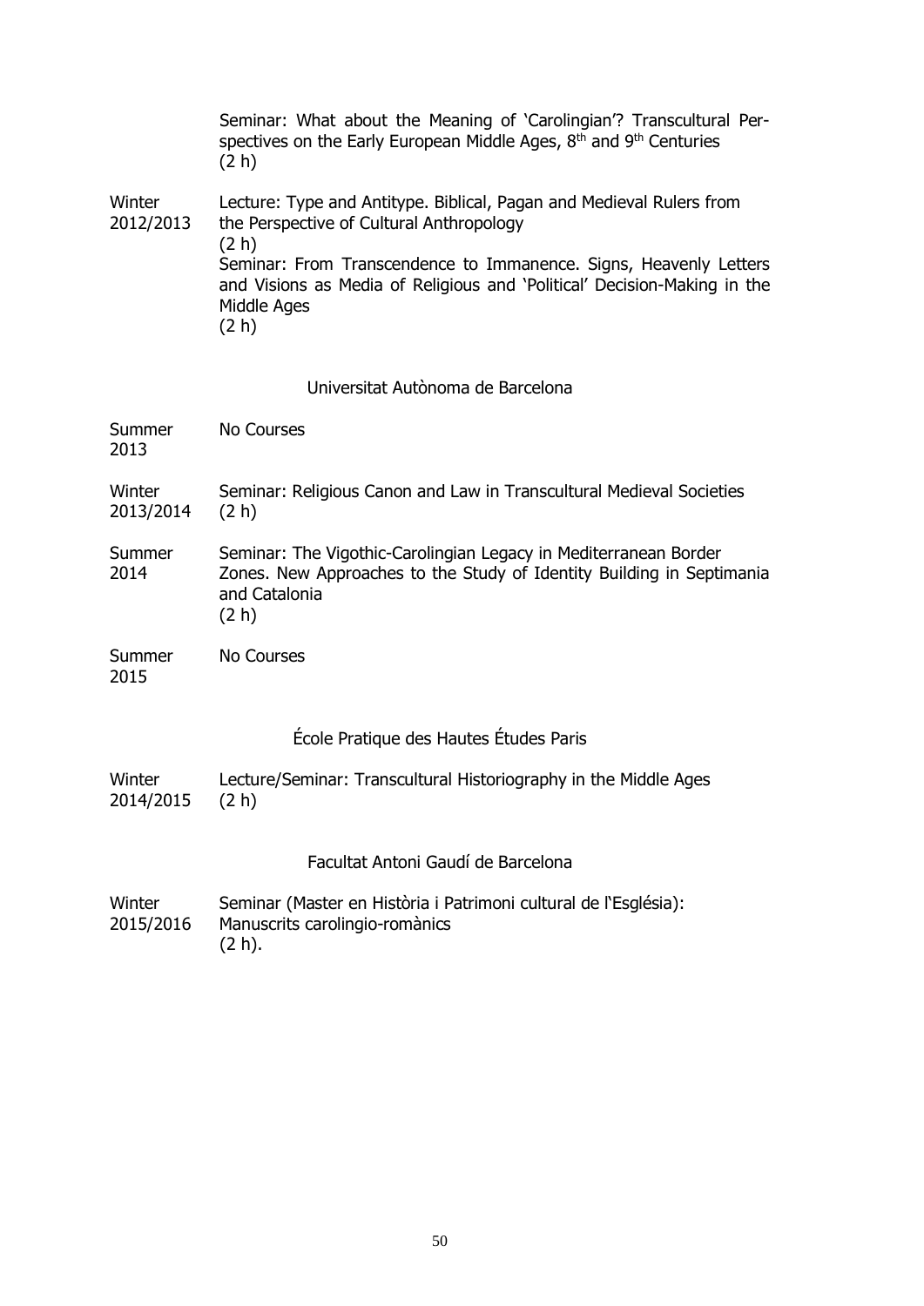| | |
|---|---|
| | Seminar: What about the Meaning of 'Carolingian'? Transcultural Perspectives on the Early European Middle Ages, 8th and 9th Centuries (2 h) |
| Winter 2012/2013 | Lecture: Type and Antitype. Biblical, Pagan and Medieval Rulers from the Perspective of Cultural Anthropology (2 h) |
| | Seminar: From Transcendence to Immanence. Signs, Heavenly Letters and Visions as Media of Religious and 'Political' Decision-Making in the Middle Ages (2 h) |

Universitat Autònoma de Barcelona

| | |
|---|---|
| Summer 2013 | No Courses |
| Winter 2013/2014 | Seminar: Religious Canon and Law in Transcultural Medieval Societies (2 h) |
| Summer 2014 | Seminar: The Vigothic-Carolingian Legacy in Mediterranean Border Zones. New Approaches to the Study of Identity Building in Septimania and Catalonia (2 h) |
| Summer 2015 | No Courses |

École Pratique des Hautes Études Paris

| | |
|---|---|
| Winter 2014/2015 | Lecture/Seminar: Transcultural Historiography in the Middle Ages (2 h) |

Facultat Antoni Gaudí de Barcelona

| | |
|---|---|
| Winter 2015/2016 | Seminar (Master en Història i Patrimoni cultural de l'Església): Manuscrits carolingio-romànics (2 h). |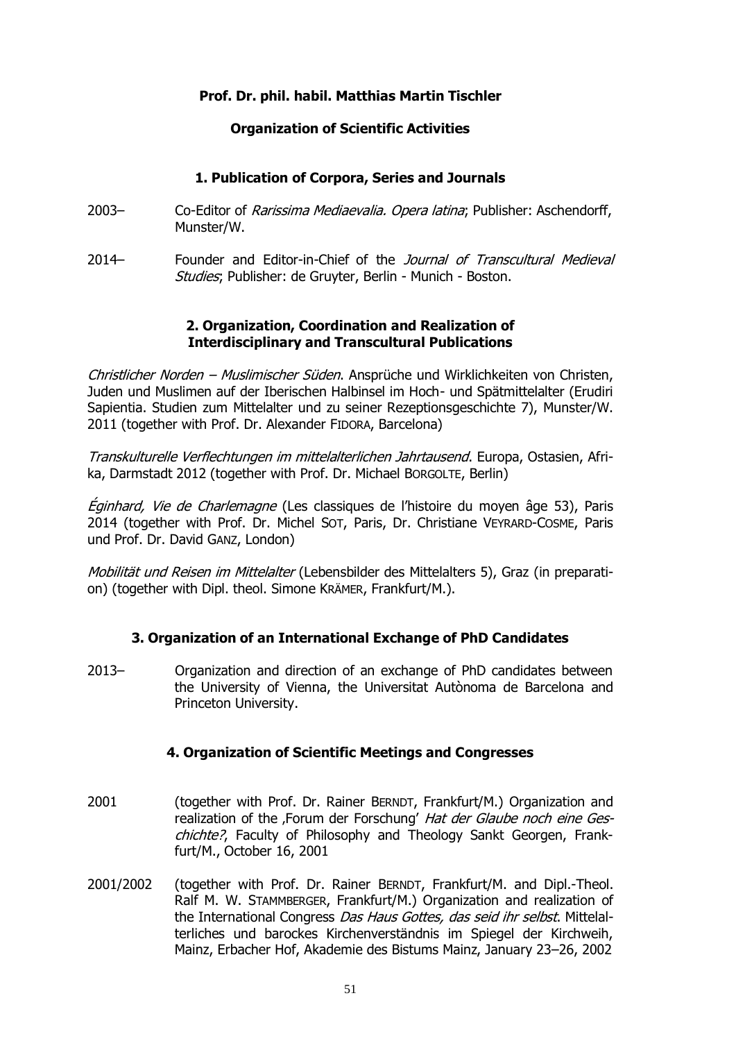**Prof. Dr. phil. habil. Matthias Martin Tischler**

**Organization of Scientific Activities**

### 1. Publication of Corpora, Series and Journals

2003– Co-Editor of *Rarissima Mediaevalia. Opera latina*; Publisher: Aschendorff, Munster/W.

2014– Founder and Editor-in-Chief of the *Journal of Transcultural Medieval Studies*; Publisher: de Gruyter, Berlin - Munich - Boston.

### 2. Organization, Coordination and Realization of Interdisciplinary and Transcultural Publications

*Christlicher Norden – Muslimischer Süden*. Ansprüche und Wirklichkeiten von Christen, Juden und Muslimen auf der Iberischen Halbinsel im Hoch- und Spätmittelalter (Erudiri Sapientia. Studien zum Mittelalter und zu seiner Rezeptionsgeschichte 7), Munster/W. 2011 (together with Prof. Dr. Alexander FIDORA, Barcelona)

*Transkulturelle Verflechtungen im mittelalterlichen Jahrtausend*. Europa, Ostasien, Afrika, Darmstadt 2012 (together with Prof. Dr. Michael BORGOLTE, Berlin)

*Éginhard, Vie de Charlemagne* (Les classiques de l'histoire du moyen âge 53), Paris 2014 (together with Prof. Dr. Michel SOT, Paris, Dr. Christiane VEYRARD-COSME, Paris und Prof. Dr. David GANZ, London)

*Mobilität und Reisen im Mittelalter* (Lebensbilder des Mittelalters 5), Graz (in preparation) (together with Dipl. theol. Simone KRÄMER, Frankfurt/M.).

### 3. Organization of an International Exchange of PhD Candidates

2013– Organization and direction of an exchange of PhD candidates between the University of Vienna, the Universitat Autònoma de Barcelona and Princeton University.

### 4. Organization of Scientific Meetings and Congresses

2001 (together with Prof. Dr. Rainer BERNDT, Frankfurt/M.) Organization and realization of the ‚Forum der Forschung' *Hat der Glaube noch eine Geschichte?*, Faculty of Philosophy and Theology Sankt Georgen, Frankfurt/M., October 16, 2001

2001/2002 (together with Prof. Dr. Rainer BERNDT, Frankfurt/M. and Dipl.-Theol. Ralf M. W. STAMMBERGER, Frankfurt/M.) Organization and realization of the International Congress *Das Haus Gottes, das seid ihr selbst*. Mittelalterliches und barockes Kirchenverständnis im Spiegel der Kirchweih, Mainz, Erbacher Hof, Akademie des Bistums Mainz, January 23–26, 2002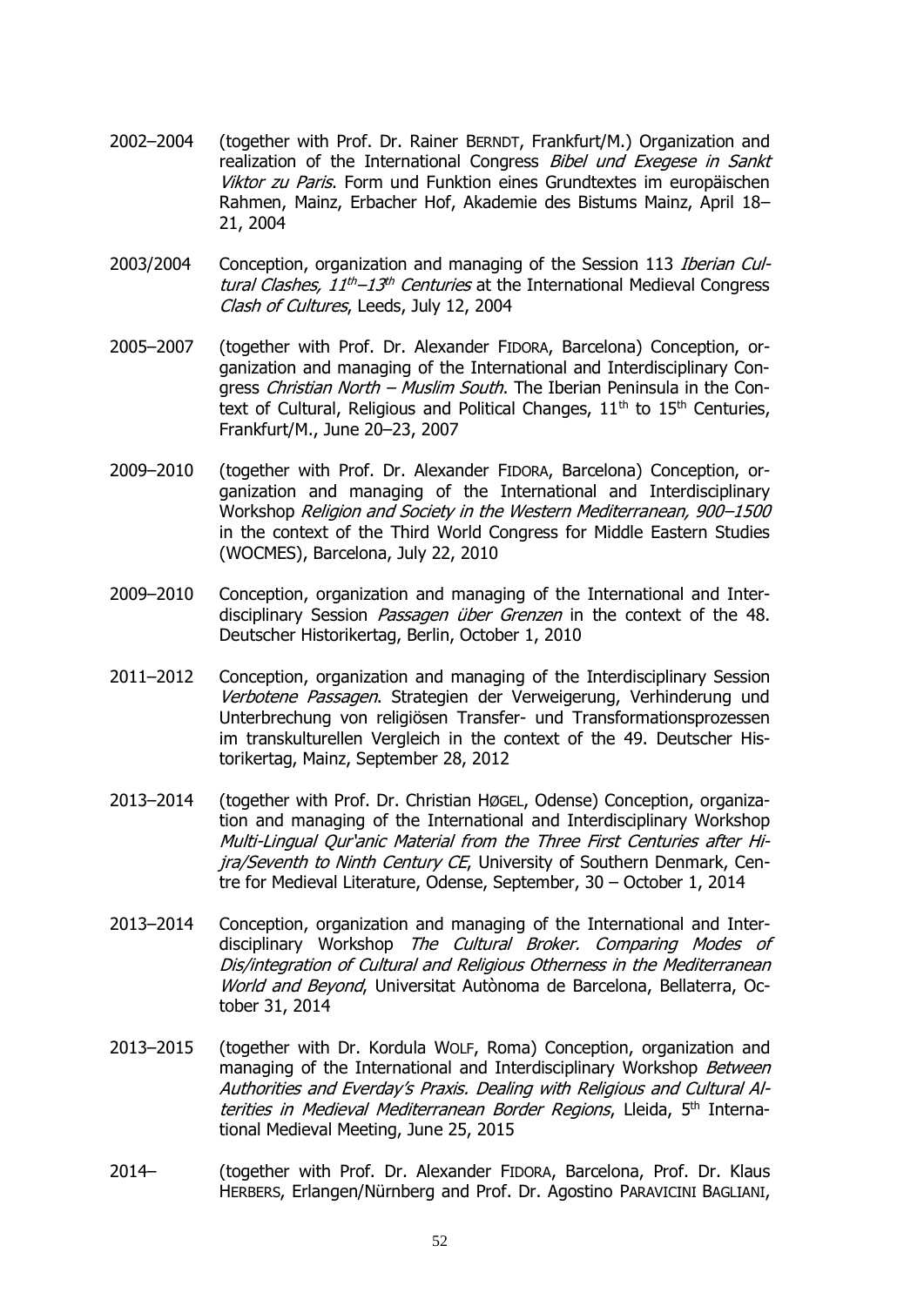2002–2004 (together with Prof. Dr. Rainer BERNDT, Frankfurt/M.) Organization and realization of the International Congress *Bibel und Exegese in Sankt Viktor zu Paris*. Form und Funktion eines Grundtextes im europäischen Rahmen, Mainz, Erbacher Hof, Akademie des Bistums Mainz, April 18–21, 2004

2003/2004 Conception, organization and managing of the Session 113 *Iberian Cultural Clashes, 11th–13th Centuries* at the International Medieval Congress *Clash of Cultures*, Leeds, July 12, 2004

2005–2007 (together with Prof. Dr. Alexander FIDORA, Barcelona) Conception, organization and managing of the International and Interdisciplinary Congress *Christian North – Muslim South*. The Iberian Peninsula in the Context of Cultural, Religious and Political Changes, 11th to 15th Centuries, Frankfurt/M., June 20–23, 2007

2009–2010 (together with Prof. Dr. Alexander FIDORA, Barcelona) Conception, organization and managing of the International and Interdisciplinary Workshop *Religion and Society in the Western Mediterranean, 900–1500* in the context of the Third World Congress for Middle Eastern Studies (WOCMES), Barcelona, July 22, 2010

2009–2010 Conception, organization and managing of the International and Interdisciplinary Session *Passagen über Grenzen* in the context of the 48. Deutscher Historikertag, Berlin, October 1, 2010

2011–2012 Conception, organization and managing of the Interdisciplinary Session *Verbotene Passagen*. Strategien der Verweigerung, Verhinderung und Unterbrechung von religiösen Transfer- und Transformationsprozessen im transkulturellen Vergleich in the context of the 49. Deutscher Historikertag, Mainz, September 28, 2012

2013–2014 (together with Prof. Dr. Christian HØGEL, Odense) Conception, organization and managing of the International and Interdisciplinary Workshop *Multi-Lingual Qur'anic Material from the Three First Centuries after Hijra/Seventh to Ninth Century CE*, University of Southern Denmark, Centre for Medieval Literature, Odense, September, 30 – October 1, 2014

2013–2014 Conception, organization and managing of the International and Interdisciplinary Workshop *The Cultural Broker. Comparing Modes of Dis/integration of Cultural and Religious Otherness in the Mediterranean World and Beyond*, Universitat Autònoma de Barcelona, Bellaterra, October 31, 2014

2013–2015 (together with Dr. Kordula WOLF, Roma) Conception, organization and managing of the International and Interdisciplinary Workshop *Between Authorities and Everday's Praxis. Dealing with Religious and Cultural Alterities in Medieval Mediterranean Border Regions*, Lleida, 5th International Medieval Meeting, June 25, 2015

2014– (together with Prof. Dr. Alexander FIDORA, Barcelona, Prof. Dr. Klaus HERBERS, Erlangen/Nürnberg and Prof. Dr. Agostino PARAVICINI BAGLIANI,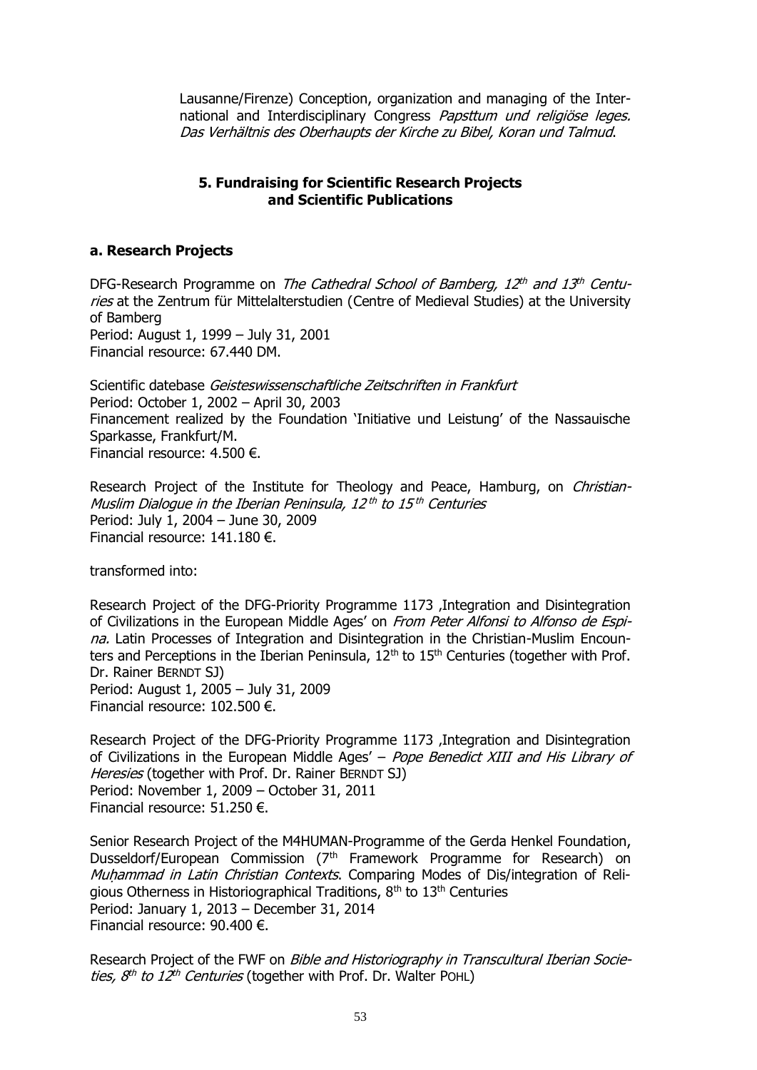Lausanne/Firenze) Conception, organization and managing of the International and Interdisciplinary Congress *Papsttum und religiöse leges. Das Verhältnis des Oberhaupts der Kirche zu Bibel, Koran und Talmud*.

## 5. Fundraising for Scientific Research Projects and Scientific Publications

### a. Research Projects

DFG-Research Programme on *The Cathedral School of Bamberg, 12th and 13th Centuries* at the Zentrum für Mittelalterstudien (Centre of Medieval Studies) at the University of Bamberg
Period: August 1, 1999 – July 31, 2001
Financial resource: 67.440 DM.

Scientific datebase *Geisteswissenschaftliche Zeitschriften in Frankfurt*
Period: October 1, 2002 – April 30, 2003
Financement realized by the Foundation 'Initiative und Leistung' of the Nassauische Sparkasse, Frankfurt/M.
Financial resource: 4.500 €.

Research Project of the Institute for Theology and Peace, Hamburg, on *Christian-Muslim Dialogue in the Iberian Peninsula, 12th to 15th Centuries*
Period: July 1, 2004 – June 30, 2009
Financial resource: 141.180 €.

transformed into:

Research Project of the DFG-Priority Programme 1173 ‚Integration and Disintegration of Civilizations in the European Middle Ages' on *From Peter Alfonsi to Alfonso de Espina.* Latin Processes of Integration and Disintegration in the Christian-Muslim Encounters and Perceptions in the Iberian Peninsula, 12th to 15th Centuries (together with Prof. Dr. Rainer BERNDT SJ)
Period: August 1, 2005 – July 31, 2009
Financial resource: 102.500 €.

Research Project of the DFG-Priority Programme 1173 ‚Integration and Disintegration of Civilizations in the European Middle Ages' – *Pope Benedict XIII and His Library of Heresies* (together with Prof. Dr. Rainer BERNDT SJ)
Period: November 1, 2009 – October 31, 2011
Financial resource: 51.250 €.

Senior Research Project of the M4HUMAN-Programme of the Gerda Henkel Foundation, Dusseldorf/European Commission (7th Framework Programme for Research) on *Muḥammad in Latin Christian Contexts*. Comparing Modes of Dis/integration of Religious Otherness in Historiographical Traditions, 8th to 13th Centuries
Period: January 1, 2013 – December 31, 2014
Financial resource: 90.400 €.

Research Project of the FWF on *Bible and Historiography in Transcultural Iberian Societies, 8th to 12th Centuries* (together with Prof. Dr. Walter POHL)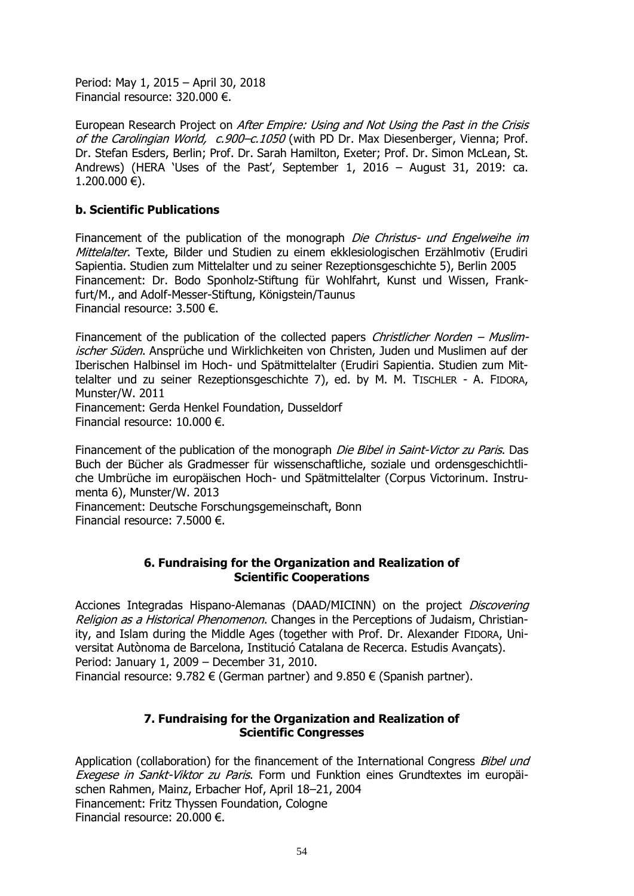Period: May 1, 2015 – April 30, 2018
Financial resource: 320.000 €.

European Research Project on *After Empire: Using and Not Using the Past in the Crisis of the Carolingian World, c.900–c.1050* (with PD Dr. Max Diesenberger, Vienna; Prof. Dr. Stefan Esders, Berlin; Prof. Dr. Sarah Hamilton, Exeter; Prof. Dr. Simon McLean, St. Andrews) (HERA 'Uses of the Past', September 1, 2016 – August 31, 2019: ca. 1.200.000 €).

### b. Scientific Publications

Financement of the publication of the monograph *Die Christus- und Engelweihe im Mittelalter*. Texte, Bilder und Studien zu einem ekklesiologischen Erzählmotiv (Erudiri Sapientia. Studien zum Mittelalter und zu seiner Rezeptionsgeschichte 5), Berlin 2005
Financement: Dr. Bodo Sponholz-Stiftung für Wohlfahrt, Kunst und Wissen, Frankfurt/M., and Adolf-Messer-Stiftung, Königstein/Taunus
Financial resource: 3.500 €.

Financement of the publication of the collected papers *Christlicher Norden – Muslimischer Süden*. Ansprüche und Wirklichkeiten von Christen, Juden und Muslimen auf der Iberischen Halbinsel im Hoch- und Spätmittelalter (Erudiri Sapientia. Studien zum Mittelalter und zu seiner Rezeptionsgeschichte 7), ed. by M. M. TISCHLER - A. FIDORA, Munster/W. 2011
Financement: Gerda Henkel Foundation, Dusseldorf
Financial resource: 10.000 €.

Financement of the publication of the monograph *Die Bibel in Saint-Victor zu Paris*. Das Buch der Bücher als Gradmesser für wissenschaftliche, soziale und ordensgeschichtliche Umbrüche im europäischen Hoch- und Spätmittelalter (Corpus Victorinum. Instrumenta 6), Munster/W. 2013
Financement: Deutsche Forschungsgemeinschaft, Bonn
Financial resource: 7.5000 €.

## 6. Fundraising for the Organization and Realization of Scientific Cooperations

Acciones Integradas Hispano-Alemanas (DAAD/MICINN) on the project *Discovering Religion as a Historical Phenomenon*. Changes in the Perceptions of Judaism, Christianity, and Islam during the Middle Ages (together with Prof. Dr. Alexander FIDORA, Universitat Autònoma de Barcelona, Institució Catalana de Recerca. Estudis Avançats).
Period: January 1, 2009 – December 31, 2010.
Financial resource: 9.782 € (German partner) and 9.850 € (Spanish partner).

## 7. Fundraising for the Organization and Realization of Scientific Congresses

Application (collaboration) for the financement of the International Congress *Bibel und Exegese in Sankt-Viktor zu Paris*. Form und Funktion eines Grundtextes im europäischen Rahmen, Mainz, Erbacher Hof, April 18–21, 2004
Financement: Fritz Thyssen Foundation, Cologne
Financial resource: 20.000 €.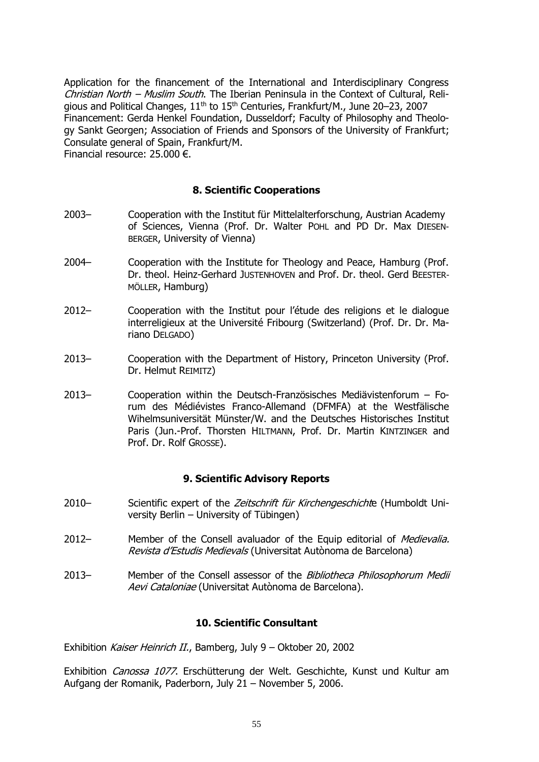Application for the financement of the International and Interdisciplinary Congress *Christian North – Muslim South*. The Iberian Peninsula in the Context of Cultural, Religious and Political Changes, 11th to 15th Centuries, Frankfurt/M., June 20–23, 2007
Financement: Gerda Henkel Foundation, Dusseldorf; Faculty of Philosophy and Theology Sankt Georgen; Association of Friends and Sponsors of the University of Frankfurt; Consulate general of Spain, Frankfurt/M.
Financial resource: 25.000 €.

## 8. Scientific Cooperations

2003– Cooperation with the Institut für Mittelalterforschung, Austrian Academy of Sciences, Vienna (Prof. Dr. Walter POHL and PD Dr. Max DIESENBERGER, University of Vienna)

2004– Cooperation with the Institute for Theology and Peace, Hamburg (Prof. Dr. theol. Heinz-Gerhard JUSTENHOVEN and Prof. Dr. theol. Gerd BEESTERMÖLLER, Hamburg)

2012– Cooperation with the Institut pour l'étude des religions et le dialogue interreligieux at the Université Fribourg (Switzerland) (Prof. Dr. Dr. Mariano DELGADO)

2013– Cooperation with the Department of History, Princeton University (Prof. Dr. Helmut REIMITZ)

2013– Cooperation within the Deutsch-Französisches Mediävistenforum – Forum des Médiévistes Franco-Allemand (DFMFA) at the Westfälische Wihelmsuniversität Münster/W. and the Deutsches Historisches Institut Paris (Jun.-Prof. Thorsten HILTMANN, Prof. Dr. Martin KINTZINGER and Prof. Dr. Rolf GROSSE).

## 9. Scientific Advisory Reports

2010– Scientific expert of the *Zeitschrift für Kirchengeschicht*e (Humboldt University Berlin – University of Tübingen)

2012– Member of the Consell avaluador of the Equip editorial of *Medievalia. Revista d'Estudis Medievals* (Universitat Autònoma de Barcelona)

2013– Member of the Consell assessor of the *Bibliotheca Philosophorum Medii Aevi Cataloniae* (Universitat Autònoma de Barcelona).

## 10. Scientific Consultant

Exhibition *Kaiser Heinrich II.*, Bamberg, July 9 – Oktober 20, 2002

Exhibition *Canossa 1077*. Erschütterung der Welt. Geschichte, Kunst und Kultur am Aufgang der Romanik, Paderborn, July 21 – November 5, 2006.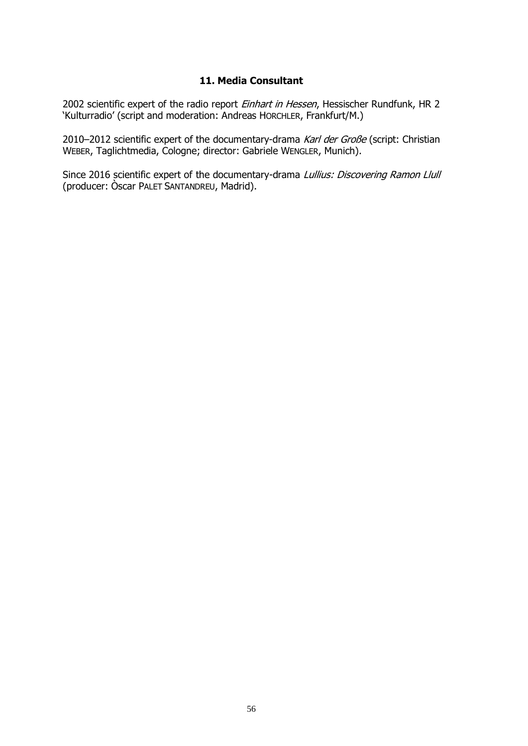## 11. Media Consultant

2002 scientific expert of the radio report *Einhart in Hessen*, Hessischer Rundfunk, HR 2 'Kulturradio' (script and moderation: Andreas HORCHLER, Frankfurt/M.)

2010–2012 scientific expert of the documentary-drama *Karl der Große* (script: Christian WEBER, Taglichtmedia, Cologne; director: Gabriele WENGLER, Munich).

Since 2016 scientific expert of the documentary-drama *Lullius: Discovering Ramon Llull* (producer: Òscar PALET SANTANDREU, Madrid).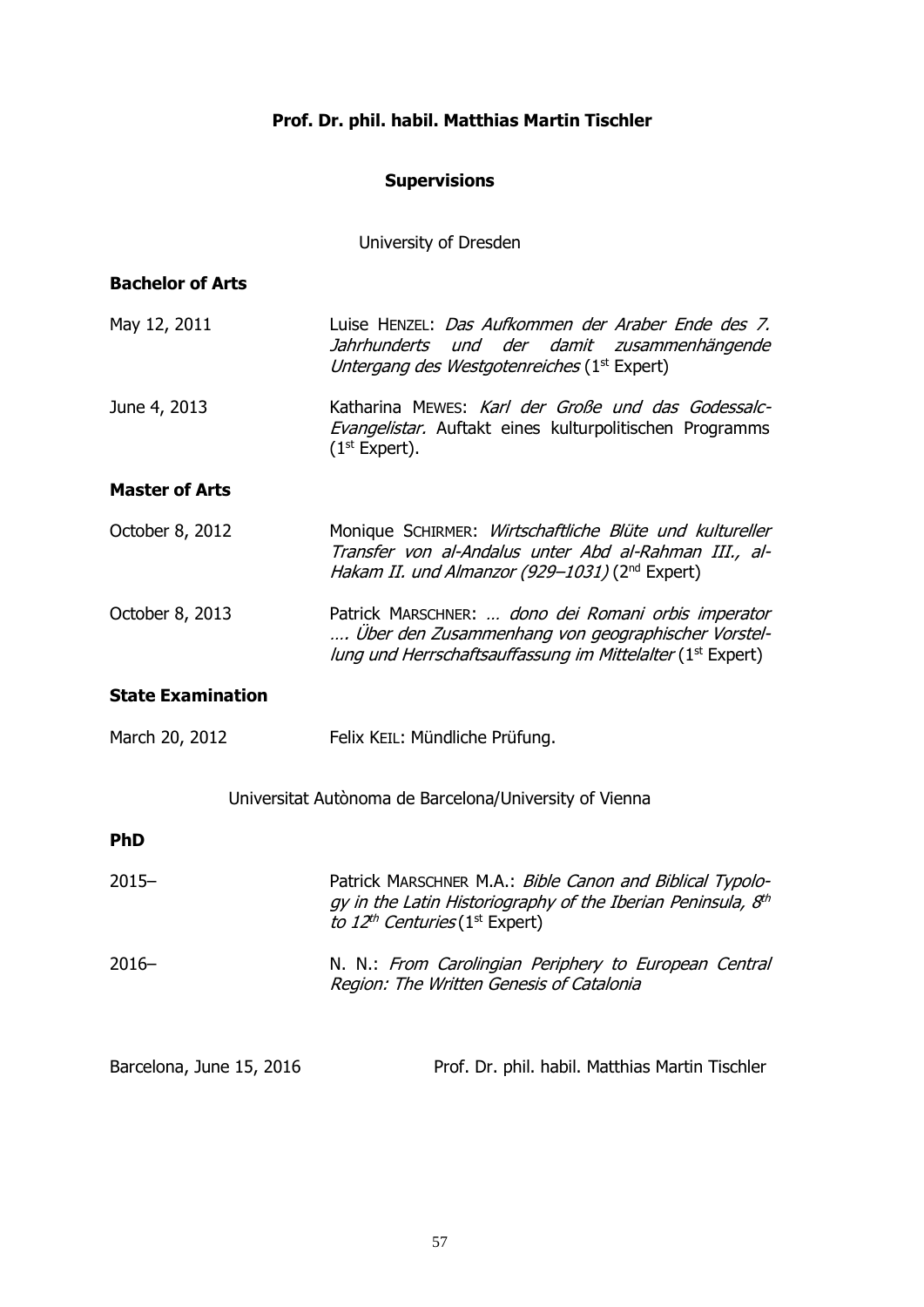**Prof. Dr. phil. habil. Matthias Martin Tischler**

## Supervisions

University of Dresden

### Bachelor of Arts

May 12, 2011 — Luise Henzel: *Das Aufkommen der Araber Ende des 7. Jahrhunderts und der damit zusammenhängende Untergang des Westgotenreiches* (1st Expert)

June 4, 2013 — Katharina Mewes: *Karl der Große und das Godessalc-Evangelistar.* Auftakt eines kulturpolitischen Programms (1st Expert).

### Master of Arts

October 8, 2012 — Monique Schirmer: *Wirtschaftliche Blüte und kultureller Transfer von al-Andalus unter Abd al-Rahman III., al-Hakam II. und Almanzor (929–1031)* (2nd Expert)

October 8, 2013 — Patrick Marschner: *… dono dei Romani orbis imperator …. Über den Zusammenhang von geographischer Vorstellung und Herrschaftsauffassung im Mittelalter* (1st Expert)

### State Examination

March 20, 2012 — Felix Keil: Mündliche Prüfung.

Universitat Autònoma de Barcelona/University of Vienna

### PhD

2015– — Patrick Marschner M.A.: *Bible Canon and Biblical Typology in the Latin Historiography of the Iberian Peninsula, 8th to 12th Centuries* (1st Expert)

2016– — N. N.: *From Carolingian Periphery to European Central Region: The Written Genesis of Catalonia*

Barcelona, June 15, 2016 — Prof. Dr. phil. habil. Matthias Martin Tischler